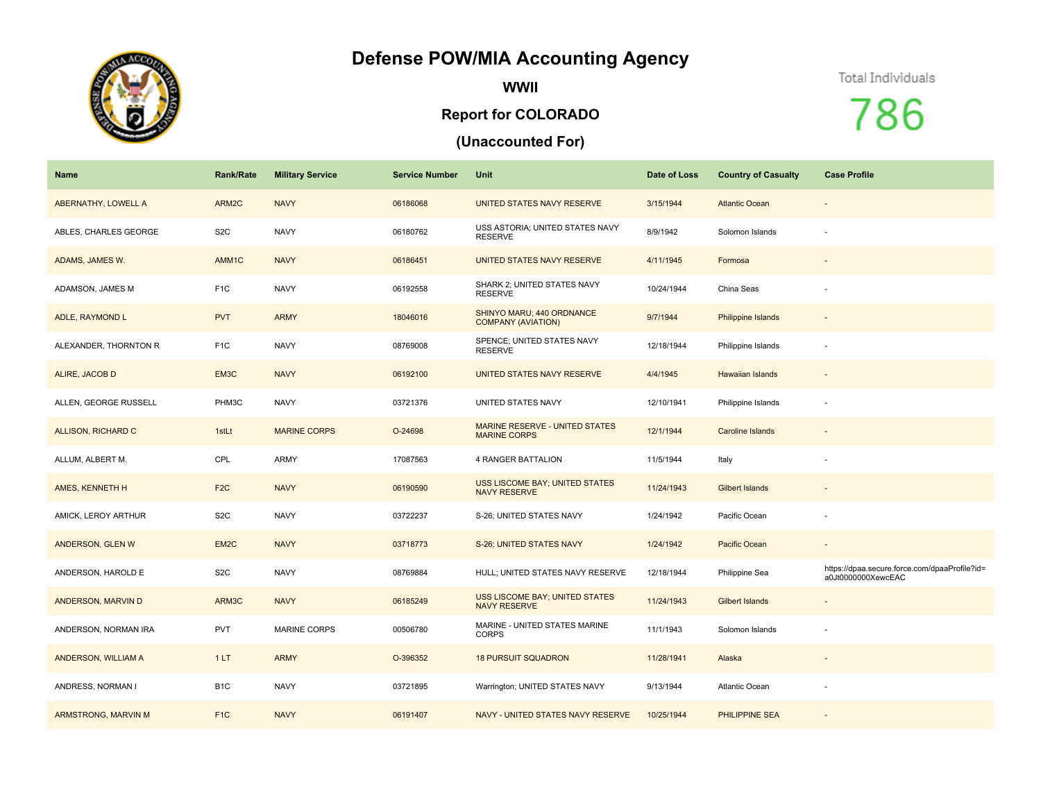# Defense POW/MIA Accounting Agency

## WWII

## Report for COLORADO

## (Unaccounted For)

Total Individuals

786

| Name | Rank/Rate | Military Service | Service Number | Unit | Date of Loss | Country of Casualty | Case Profile |
|---|---|---|---|---|---|---|---|
| ABERNATHY, LOWELL A | ARM2C | NAVY | 06186068 | UNITED STATES NAVY RESERVE | 3/15/1944 | Atlantic Ocean | - |
| ABLES, CHARLES GEORGE | S2C | NAVY | 06180762 | USS ASTORIA; UNITED STATES NAVY RESERVE | 8/9/1942 | Solomon Islands | - |
| ADAMS, JAMES W. | AMM1C | NAVY | 06186451 | UNITED STATES NAVY RESERVE | 4/11/1945 | Formosa | - |
| ADAMSON, JAMES M | F1C | NAVY | 06192558 | SHARK 2; UNITED STATES NAVY RESERVE | 10/24/1944 | China Seas | - |
| ADLE, RAYMOND L | PVT | ARMY | 18046016 | SHINYO MARU; 440 ORDNANCE COMPANY (AVIATION) | 9/7/1944 | Philippine Islands | - |
| ALEXANDER, THORNTON R | F1C | NAVY | 08769008 | SPENCE; UNITED STATES NAVY RESERVE | 12/18/1944 | Philippine Islands | - |
| ALIRE, JACOB D | EM3C | NAVY | 06192100 | UNITED STATES NAVY RESERVE | 4/4/1945 | Hawaiian Islands | - |
| ALLEN, GEORGE RUSSELL | PHM3C | NAVY | 03721376 | UNITED STATES NAVY | 12/10/1941 | Philippine Islands | - |
| ALLISON, RICHARD C | 1stLt | MARINE CORPS | O-24698 | MARINE RESERVE - UNITED STATES MARINE CORPS | 12/1/1944 | Caroline Islands | - |
| ALLUM, ALBERT M. | CPL | ARMY | 17087563 | 4 RANGER BATTALION | 11/5/1944 | Italy | - |
| AMES, KENNETH H | F2C | NAVY | 06190590 | USS LISCOME BAY; UNITED STATES NAVY RESERVE | 11/24/1943 | Gilbert Islands | - |
| AMICK, LEROY ARTHUR | S2C | NAVY | 03722237 | S-26; UNITED STATES NAVY | 1/24/1942 | Pacific Ocean | - |
| ANDERSON, GLEN W | EM2C | NAVY | 03718773 | S-26; UNITED STATES NAVY | 1/24/1942 | Pacific Ocean | - |
| ANDERSON, HAROLD E | S2C | NAVY | 08769884 | HULL; UNITED STATES NAVY RESERVE | 12/18/1944 | Philippine Sea | https://dpaa.secure.force.com/dpaaProfile?id=a0Jt0000000XewcEAC |
| ANDERSON, MARVIN D | ARM3C | NAVY | 06185249 | USS LISCOME BAY; UNITED STATES NAVY RESERVE | 11/24/1943 | Gilbert Islands | - |
| ANDERSON, NORMAN IRA | PVT | MARINE CORPS | 00506780 | MARINE - UNITED STATES MARINE CORPS | 11/1/1943 | Solomon Islands | - |
| ANDERSON, WILLIAM A | 1 LT | ARMY | O-396352 | 18 PURSUIT SQUADRON | 11/28/1941 | Alaska | - |
| ANDRESS, NORMAN I | B1C | NAVY | 03721895 | Warrington; UNITED STATES NAVY | 9/13/1944 | Atlantic Ocean | - |
| ARMSTRONG, MARVIN M | F1C | NAVY | 06191407 | NAVY - UNITED STATES NAVY RESERVE | 10/25/1944 | PHILIPPINE SEA | - |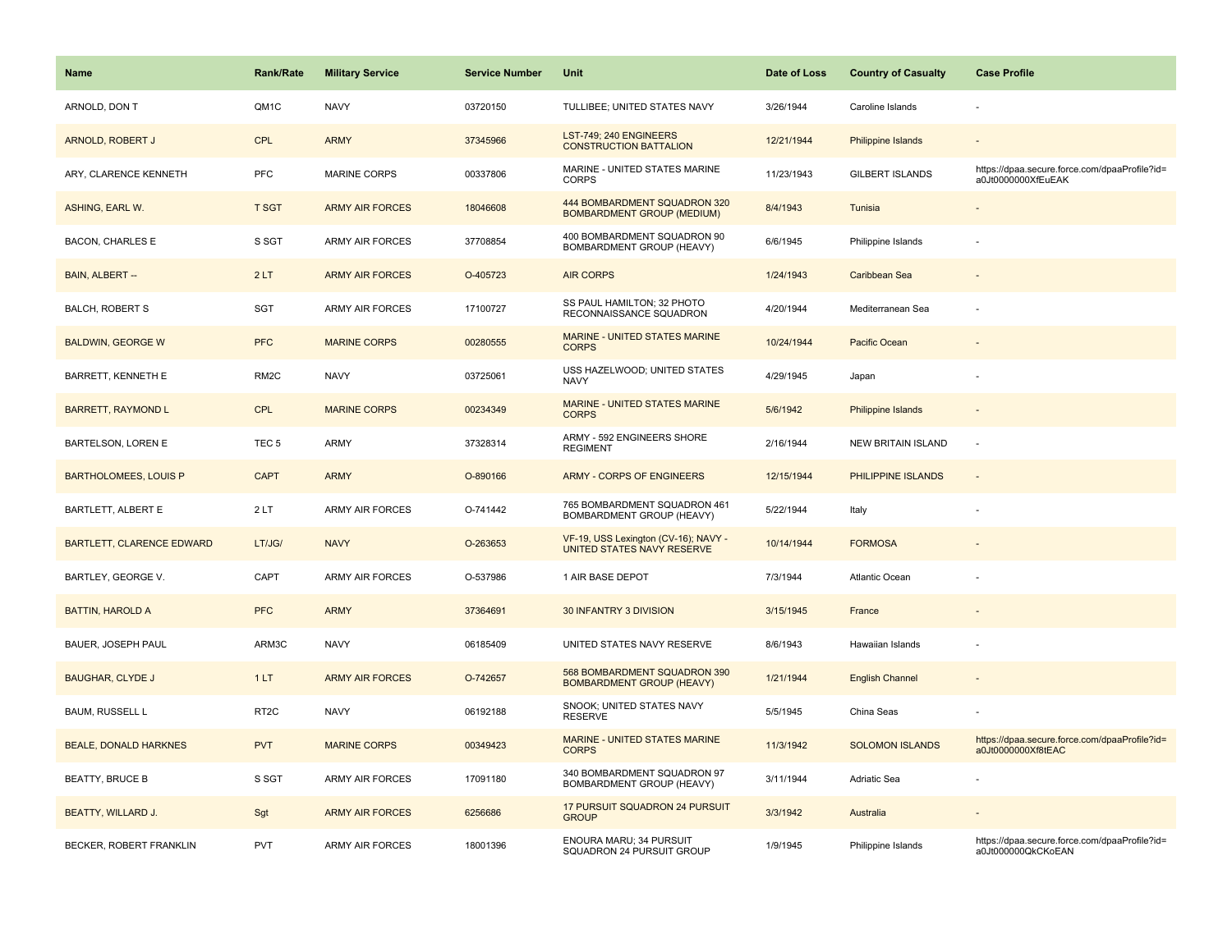| Name | Rank/Rate | Military Service | Service Number | Unit | Date of Loss | Country of Casualty | Case Profile |
|---|---|---|---|---|---|---|---|
| ARNOLD, DON T | QM1C | NAVY | 03720150 | TULLIBEE; UNITED STATES NAVY | 3/26/1944 | Caroline Islands | - |
| ARNOLD, ROBERT J | CPL | ARMY | 37345966 | LST-749; 240 ENGINEERS CONSTRUCTION BATTALION | 12/21/1944 | Philippine Islands | - |
| ARY, CLARENCE KENNETH | PFC | MARINE CORPS | 00337806 | MARINE - UNITED STATES MARINE CORPS | 11/23/1943 | GILBERT ISLANDS | https://dpaa.secure.force.com/dpaaProfile?id=a0Jt0000000XfEuEAK |
| ASHING, EARL W. | T SGT | ARMY AIR FORCES | 18046608 | 444 BOMBARDMENT SQUADRON 320 BOMBARDMENT GROUP (MEDIUM) | 8/4/1943 | Tunisia | - |
| BACON, CHARLES E | S SGT | ARMY AIR FORCES | 37708854 | 400 BOMBARDMENT SQUADRON 90 BOMBARDMENT GROUP (HEAVY) | 6/6/1945 | Philippine Islands | - |
| BAIN, ALBERT -- | 2 LT | ARMY AIR FORCES | O-405723 | AIR CORPS | 1/24/1943 | Caribbean Sea | - |
| BALCH, ROBERT S | SGT | ARMY AIR FORCES | 17100727 | SS PAUL HAMILTON; 32 PHOTO RECONNAISSANCE SQUADRON | 4/20/1944 | Mediterranean Sea | - |
| BALDWIN, GEORGE W | PFC | MARINE CORPS | 00280555 | MARINE - UNITED STATES MARINE CORPS | 10/24/1944 | Pacific Ocean | - |
| BARRETT, KENNETH E | RM2C | NAVY | 03725061 | USS HAZELWOOD; UNITED STATES NAVY | 4/29/1945 | Japan | - |
| BARRETT, RAYMOND L | CPL | MARINE CORPS | 00234349 | MARINE - UNITED STATES MARINE CORPS | 5/6/1942 | Philippine Islands | - |
| BARTELSON, LOREN E | TEC 5 | ARMY | 37328314 | ARMY - 592 ENGINEERS SHORE REGIMENT | 2/16/1944 | NEW BRITAIN ISLAND | - |
| BARTHOLOMEES, LOUIS P | CAPT | ARMY | O-890166 | ARMY - CORPS OF ENGINEERS | 12/15/1944 | PHILIPPINE ISLANDS | - |
| BARTLETT, ALBERT E | 2 LT | ARMY AIR FORCES | O-741442 | 765 BOMBARDMENT SQUADRON 461 BOMBARDMENT GROUP (HEAVY) | 5/22/1944 | Italy | - |
| BARTLETT, CLARENCE EDWARD | LT/JG/ | NAVY | O-263653 | VF-19, USS Lexington (CV-16); NAVY - UNITED STATES NAVY RESERVE | 10/14/1944 | FORMOSA | - |
| BARTLEY, GEORGE V. | CAPT | ARMY AIR FORCES | O-537986 | 1 AIR BASE DEPOT | 7/3/1944 | Atlantic Ocean | - |
| BATTIN, HAROLD A | PFC | ARMY | 37364691 | 30 INFANTRY 3 DIVISION | 3/15/1945 | France | - |
| BAUER, JOSEPH PAUL | ARM3C | NAVY | 06185409 | UNITED STATES NAVY RESERVE | 8/6/1943 | Hawaiian Islands | - |
| BAUGHAR, CLYDE J | 1 LT | ARMY AIR FORCES | O-742657 | 568 BOMBARDMENT SQUADRON 390 BOMBARDMENT GROUP (HEAVY) | 1/21/1944 | English Channel | - |
| BAUM, RUSSELL L | RT2C | NAVY | 06192188 | SNOOK; UNITED STATES NAVY RESERVE | 5/5/1945 | China Seas | - |
| BEALE, DONALD HARKNES | PVT | MARINE CORPS | 00349423 | MARINE - UNITED STATES MARINE CORPS | 11/3/1942 | SOLOMON ISLANDS | https://dpaa.secure.force.com/dpaaProfile?id=a0Jt0000000Xf8tEAC |
| BEATTY, BRUCE B | S SGT | ARMY AIR FORCES | 17091180 | 340 BOMBARDMENT SQUADRON 97 BOMBARDMENT GROUP (HEAVY) | 3/11/1944 | Adriatic Sea | - |
| BEATTY, WILLARD J. | Sgt | ARMY AIR FORCES | 6256686 | 17 PURSUIT SQUADRON 24 PURSUIT GROUP | 3/3/1942 | Australia | - |
| BECKER, ROBERT FRANKLIN | PVT | ARMY AIR FORCES | 18001396 | ENOURA MARU; 34 PURSUIT SQUADRON 24 PURSUIT GROUP | 1/9/1945 | Philippine Islands | https://dpaa.secure.force.com/dpaaProfile?id=a0Jt000000QkCKoEAN |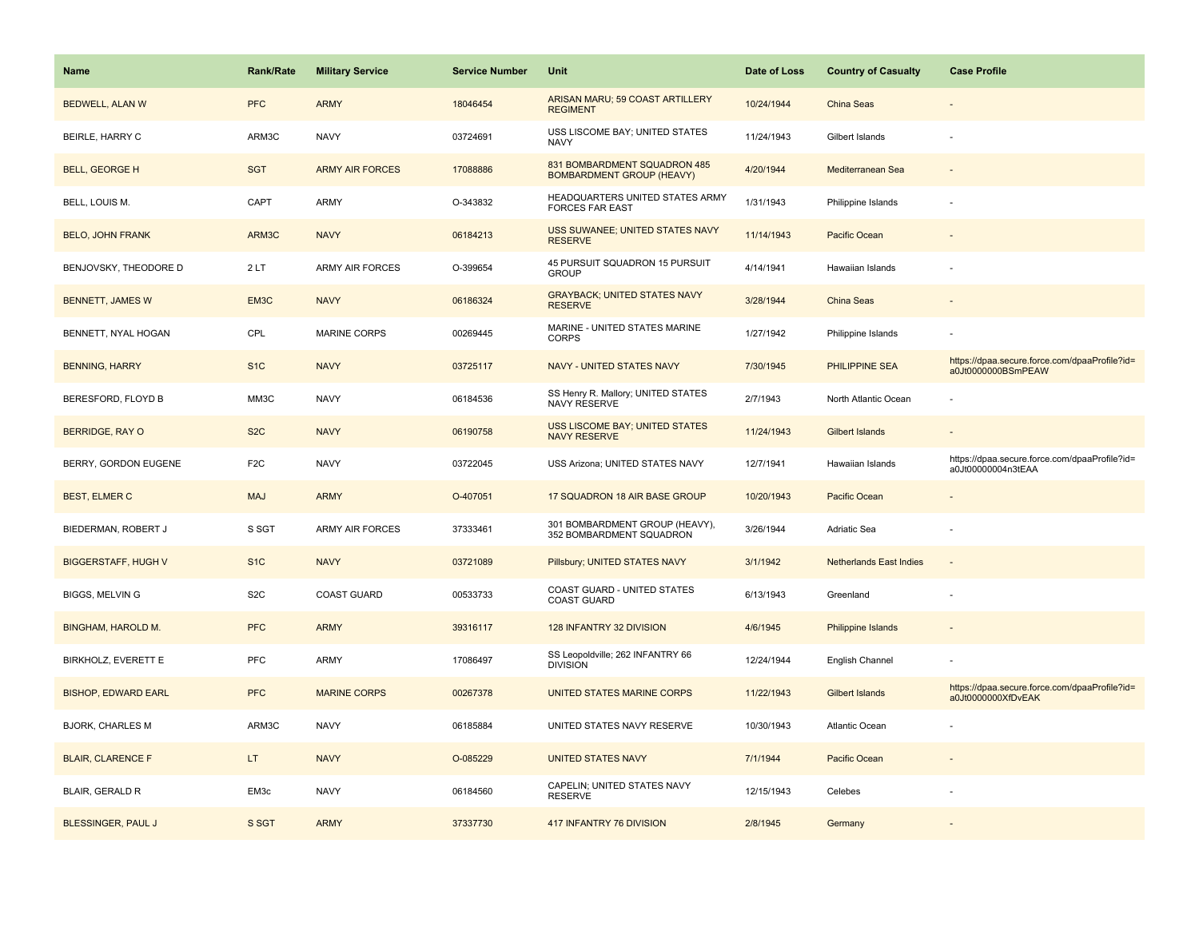| Name | Rank/Rate | Military Service | Service Number | Unit | Date of Loss | Country of Casualty | Case Profile |
| --- | --- | --- | --- | --- | --- | --- | --- |
| BEDWELL, ALAN W | PFC | ARMY | 18046454 | ARISAN MARU; 59 COAST ARTILLERY REGIMENT | 10/24/1944 | China Seas | - |
| BEIRLE, HARRY C | ARM3C | NAVY | 03724691 | USS LISCOME BAY; UNITED STATES NAVY | 11/24/1943 | Gilbert Islands | - |
| BELL, GEORGE H | SGT | ARMY AIR FORCES | 17088886 | 831 BOMBARDMENT SQUADRON 485 BOMBARDMENT GROUP (HEAVY) | 4/20/1944 | Mediterranean Sea | - |
| BELL, LOUIS M. | CAPT | ARMY | O-343832 | HEADQUARTERS UNITED STATES ARMY FORCES FAR EAST | 1/31/1943 | Philippine Islands | - |
| BELO, JOHN FRANK | ARM3C | NAVY | 06184213 | USS SUWANEE; UNITED STATES NAVY RESERVE | 11/14/1943 | Pacific Ocean | - |
| BENJOVSKY, THEODORE D | 2 LT | ARMY AIR FORCES | O-399654 | 45 PURSUIT SQUADRON 15 PURSUIT GROUP | 4/14/1941 | Hawaiian Islands | - |
| BENNETT, JAMES W | EM3C | NAVY | 06186324 | GRAYBACK; UNITED STATES NAVY RESERVE | 3/28/1944 | China Seas | - |
| BENNETT, NYAL HOGAN | CPL | MARINE CORPS | 00269445 | MARINE - UNITED STATES MARINE CORPS | 1/27/1942 | Philippine Islands | - |
| BENNING, HARRY | S1C | NAVY | 03725117 | NAVY - UNITED STATES NAVY | 7/30/1945 | PHILIPPINE SEA | https://dpaa.secure.force.com/dpaaProfile?id=a0Jt0000000BSmPEAW |
| BERESFORD, FLOYD B | MM3C | NAVY | 06184536 | SS Henry R. Mallory; UNITED STATES NAVY RESERVE | 2/7/1943 | North Atlantic Ocean | - |
| BERRIDGE, RAY O | S2C | NAVY | 06190758 | USS LISCOME BAY; UNITED STATES NAVY RESERVE | 11/24/1943 | Gilbert Islands | - |
| BERRY, GORDON EUGENE | F2C | NAVY | 03722045 | USS Arizona; UNITED STATES NAVY | 12/7/1941 | Hawaiian Islands | https://dpaa.secure.force.com/dpaaProfile?id=a0Jt00000004n3tEAA |
| BEST, ELMER C | MAJ | ARMY | O-407051 | 17 SQUADRON 18 AIR BASE GROUP | 10/20/1943 | Pacific Ocean | - |
| BIEDERMAN, ROBERT J | S SGT | ARMY AIR FORCES | 37333461 | 301 BOMBARDMENT GROUP (HEAVY), 352 BOMBARDMENT SQUADRON | 3/26/1944 | Adriatic Sea | - |
| BIGGERSTAFF, HUGH V | S1C | NAVY | 03721089 | Pillsbury; UNITED STATES NAVY | 3/1/1942 | Netherlands East Indies | - |
| BIGGS, MELVIN G | S2C | COAST GUARD | 00533733 | COAST GUARD - UNITED STATES COAST GUARD | 6/13/1943 | Greenland | - |
| BINGHAM, HAROLD M. | PFC | ARMY | 39316117 | 128 INFANTRY 32 DIVISION | 4/6/1945 | Philippine Islands | - |
| BIRKHOLZ, EVERETT E | PFC | ARMY | 17086497 | SS Leopoldville; 262 INFANTRY 66 DIVISION | 12/24/1944 | English Channel | - |
| BISHOP, EDWARD EARL | PFC | MARINE CORPS | 00267378 | UNITED STATES MARINE CORPS | 11/22/1943 | Gilbert Islands | https://dpaa.secure.force.com/dpaaProfile?id=a0Jt0000000XfDvEAK |
| BJORK, CHARLES M | ARM3C | NAVY | 06185884 | UNITED STATES NAVY RESERVE | 10/30/1943 | Atlantic Ocean | - |
| BLAIR, CLARENCE F | LT | NAVY | O-085229 | UNITED STATES NAVY | 7/1/1944 | Pacific Ocean | - |
| BLAIR, GERALD R | EM3c | NAVY | 06184560 | CAPELIN; UNITED STATES NAVY RESERVE | 12/15/1943 | Celebes | - |
| BLESSINGER, PAUL J | S SGT | ARMY | 37337730 | 417 INFANTRY 76 DIVISION | 2/8/1945 | Germany | - |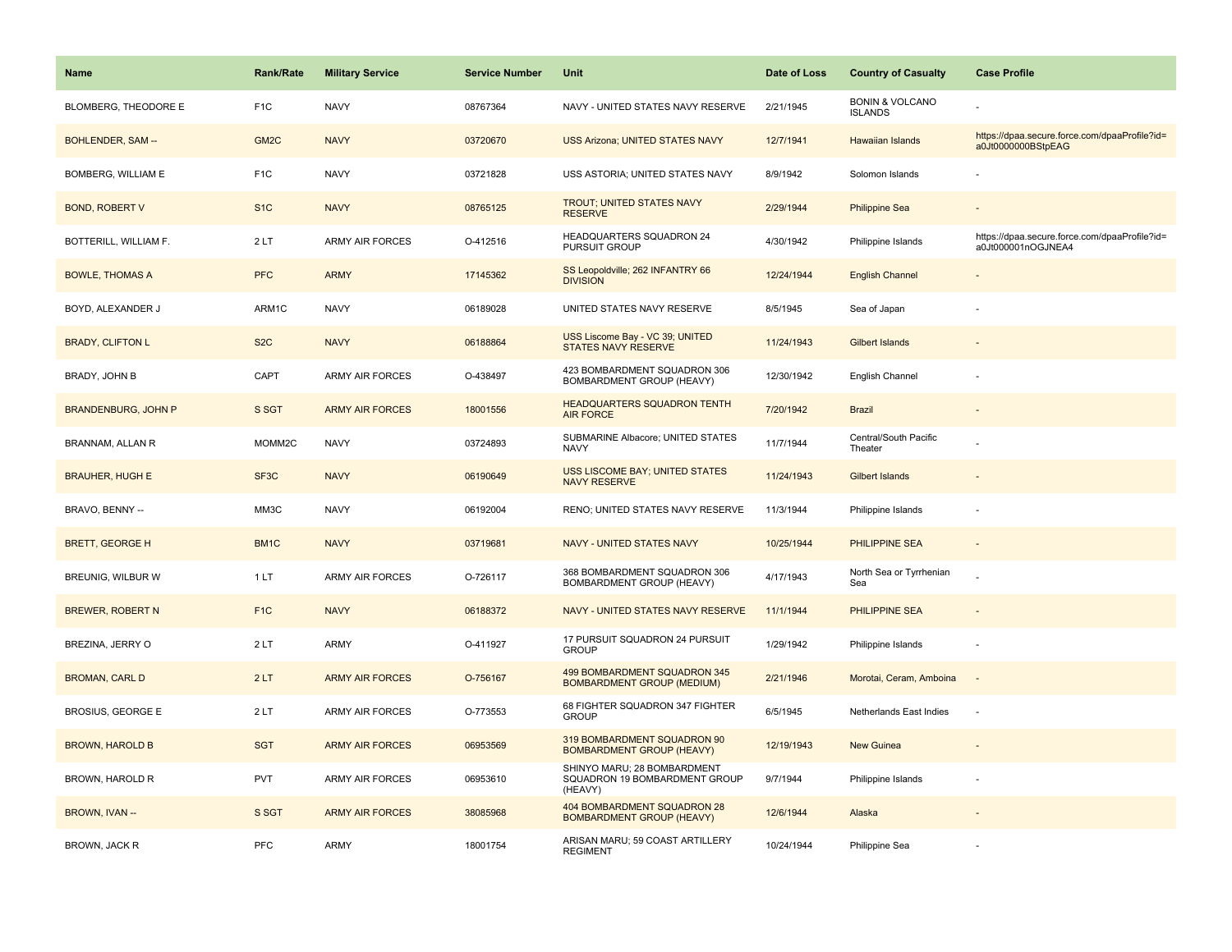| Name | Rank/Rate | Military Service | Service Number | Unit | Date of Loss | Country of Casualty | Case Profile |
|---|---|---|---|---|---|---|---|
| BLOMBERG, THEODORE E | F1C | NAVY | 08767364 | NAVY - UNITED STATES NAVY RESERVE | 2/21/1945 | BONIN & VOLCANO ISLANDS | - |
| BOHLENDER, SAM -- | GM2C | NAVY | 03720670 | USS Arizona; UNITED STATES NAVY | 12/7/1941 | Hawaiian Islands | https://dpaa.secure.force.com/dpaaProfile?id=a0Jt0000000BStpEAG |
| BOMBERG, WILLIAM E | F1C | NAVY | 03721828 | USS ASTORIA; UNITED STATES NAVY | 8/9/1942 | Solomon Islands | - |
| BOND, ROBERT V | S1C | NAVY | 08765125 | TROUT; UNITED STATES NAVY RESERVE | 2/29/1944 | Philippine Sea | - |
| BOTTERILL, WILLIAM F. | 2 LT | ARMY AIR FORCES | O-412516 | HEADQUARTERS SQUADRON 24 PURSUIT GROUP | 4/30/1942 | Philippine Islands | https://dpaa.secure.force.com/dpaaProfile?id=a0Jt000001nOGJNEA4 |
| BOWLE, THOMAS A | PFC | ARMY | 17145362 | SS Leopoldville; 262 INFANTRY 66 DIVISION | 12/24/1944 | English Channel | - |
| BOYD, ALEXANDER J | ARM1C | NAVY | 06189028 | UNITED STATES NAVY RESERVE | 8/5/1945 | Sea of Japan | - |
| BRADY, CLIFTON L | S2C | NAVY | 06188864 | USS Liscome Bay - VC 39; UNITED STATES NAVY RESERVE | 11/24/1943 | Gilbert Islands | - |
| BRADY, JOHN B | CAPT | ARMY AIR FORCES | O-438497 | 423 BOMBARDMENT SQUADRON 306 BOMBARDMENT GROUP (HEAVY) | 12/30/1942 | English Channel | - |
| BRANDENBURG, JOHN P | S SGT | ARMY AIR FORCES | 18001556 | HEADQUARTERS SQUADRON TENTH AIR FORCE | 7/20/1942 | Brazil | - |
| BRANNAM, ALLAN R | MOMM2C | NAVY | 03724893 | SUBMARINE Albacore; UNITED STATES NAVY | 11/7/1944 | Central/South Pacific Theater | - |
| BRAUHER, HUGH E | SF3C | NAVY | 06190649 | USS LISCOME BAY; UNITED STATES NAVY RESERVE | 11/24/1943 | Gilbert Islands | - |
| BRAVO, BENNY -- | MM3C | NAVY | 06192004 | RENO; UNITED STATES NAVY RESERVE | 11/3/1944 | Philippine Islands | - |
| BRETT, GEORGE H | BM1C | NAVY | 03719681 | NAVY - UNITED STATES NAVY | 10/25/1944 | PHILIPPINE SEA | - |
| BREUNIG, WILBUR W | 1 LT | ARMY AIR FORCES | O-726117 | 368 BOMBARDMENT SQUADRON 306 BOMBARDMENT GROUP (HEAVY) | 4/17/1943 | North Sea or Tyrrhenian Sea | - |
| BREWER, ROBERT N | F1C | NAVY | 06188372 | NAVY - UNITED STATES NAVY RESERVE | 11/1/1944 | PHILIPPINE SEA | - |
| BREZINA, JERRY O | 2 LT | ARMY | O-411927 | 17 PURSUIT SQUADRON 24 PURSUIT GROUP | 1/29/1942 | Philippine Islands | - |
| BROMAN, CARL D | 2 LT | ARMY AIR FORCES | O-756167 | 499 BOMBARDMENT SQUADRON 345 BOMBARDMENT GROUP (MEDIUM) | 2/21/1946 | Morotai, Ceram, Amboina | - |
| BROSIUS, GEORGE E | 2 LT | ARMY AIR FORCES | O-773553 | 68 FIGHTER SQUADRON 347 FIGHTER GROUP | 6/5/1945 | Netherlands East Indies | - |
| BROWN, HAROLD B | SGT | ARMY AIR FORCES | 06953569 | 319 BOMBARDMENT SQUADRON 90 BOMBARDMENT GROUP (HEAVY) | 12/19/1943 | New Guinea | - |
| BROWN, HAROLD R | PVT | ARMY AIR FORCES | 06953610 | SHINYO MARU; 28 BOMBARDMENT SQUADRON 19 BOMBARDMENT GROUP (HEAVY) | 9/7/1944 | Philippine Islands | - |
| BROWN, IVAN -- | S SGT | ARMY AIR FORCES | 38085968 | 404 BOMBARDMENT SQUADRON 28 BOMBARDMENT GROUP (HEAVY) | 12/6/1944 | Alaska | - |
| BROWN, JACK R | PFC | ARMY | 18001754 | ARISAN MARU; 59 COAST ARTILLERY REGIMENT | 10/24/1944 | Philippine Sea | - |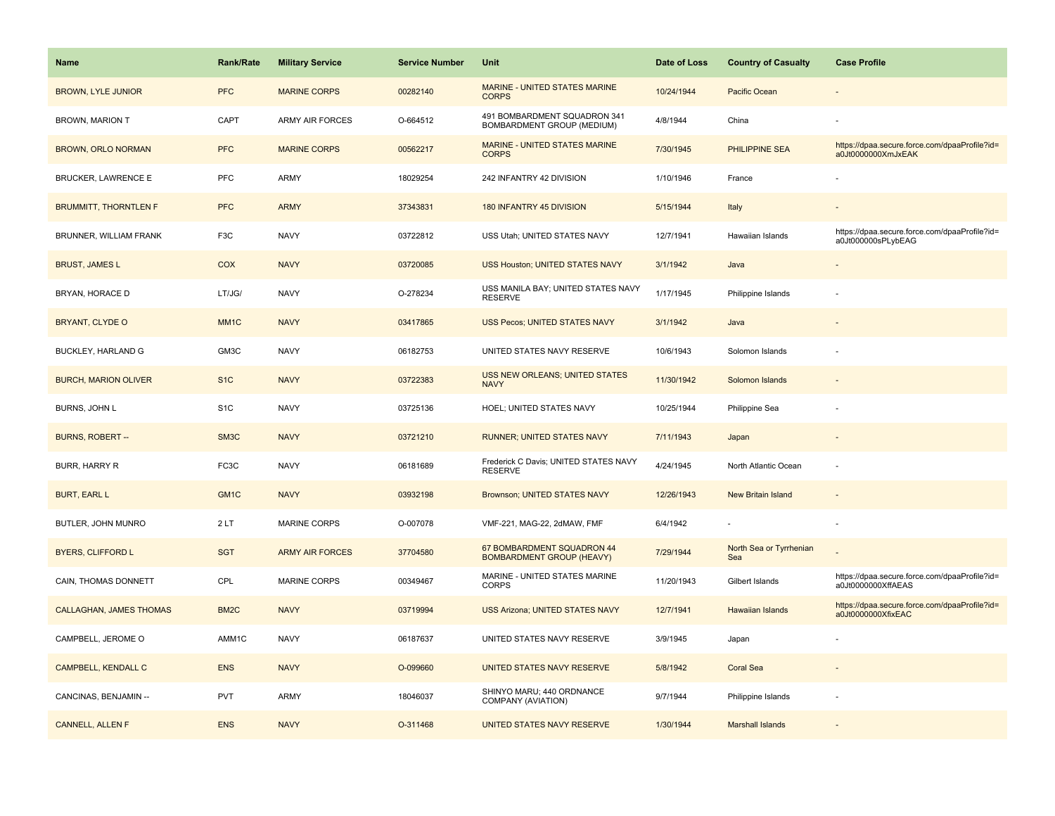| Name | Rank/Rate | Military Service | Service Number | Unit | Date of Loss | Country of Casualty | Case Profile |
|---|---|---|---|---|---|---|---|
| BROWN, LYLE JUNIOR | PFC | MARINE CORPS | 00282140 | MARINE - UNITED STATES MARINE CORPS | 10/24/1944 | Pacific Ocean | - |
| BROWN, MARION T | CAPT | ARMY AIR FORCES | O-664512 | 491 BOMBARDMENT SQUADRON 341 BOMBARDMENT GROUP (MEDIUM) | 4/8/1944 | China | - |
| BROWN, ORLO NORMAN | PFC | MARINE CORPS | 00562217 | MARINE - UNITED STATES MARINE CORPS | 7/30/1945 | PHILIPPINE SEA | https://dpaa.secure.force.com/dpaaProfile?id=a0Jt0000000XmJxEAK |
| BRUCKER, LAWRENCE E | PFC | ARMY | 18029254 | 242 INFANTRY 42 DIVISION | 1/10/1946 | France | - |
| BRUMMITT, THORNTLEN F | PFC | ARMY | 37343831 | 180 INFANTRY 45 DIVISION | 5/15/1944 | Italy | - |
| BRUNNER, WILLIAM FRANK | F3C | NAVY | 03722812 | USS Utah; UNITED STATES NAVY | 12/7/1941 | Hawaiian Islands | https://dpaa.secure.force.com/dpaaProfile?id=a0Jt000000sPLybEAG |
| BRUST, JAMES L | COX | NAVY | 03720085 | USS Houston; UNITED STATES NAVY | 3/1/1942 | Java | - |
| BRYAN, HORACE D | LT/JG/ | NAVY | O-278234 | USS MANILA BAY; UNITED STATES NAVY RESERVE | 1/17/1945 | Philippine Islands | - |
| BRYANT, CLYDE O | MM1C | NAVY | 03417865 | USS Pecos; UNITED STATES NAVY | 3/1/1942 | Java | - |
| BUCKLEY, HARLAND G | GM3C | NAVY | 06182753 | UNITED STATES NAVY RESERVE | 10/6/1943 | Solomon Islands | - |
| BURCH, MARION OLIVER | S1C | NAVY | 03722383 | USS NEW ORLEANS; UNITED STATES NAVY | 11/30/1942 | Solomon Islands | - |
| BURNS, JOHN L | S1C | NAVY | 03725136 | HOEL; UNITED STATES NAVY | 10/25/1944 | Philippine Sea | - |
| BURNS, ROBERT -- | SM3C | NAVY | 03721210 | RUNNER; UNITED STATES NAVY | 7/11/1943 | Japan | - |
| BURR, HARRY R | FC3C | NAVY | 06181689 | Frederick C Davis; UNITED STATES NAVY RESERVE | 4/24/1945 | North Atlantic Ocean | - |
| BURT, EARL L | GM1C | NAVY | 03932198 | Brownson; UNITED STATES NAVY | 12/26/1943 | New Britain Island | - |
| BUTLER, JOHN MUNRO | 2 LT | MARINE CORPS | O-007078 | VMF-221, MAG-22, 2dMAW, FMF | 6/4/1942 | - | - |
| BYERS, CLIFFORD L | SGT | ARMY AIR FORCES | 37704580 | 67 BOMBARDMENT SQUADRON 44 BOMBARDMENT GROUP (HEAVY) | 7/29/1944 | North Sea or Tyrrhenian Sea | - |
| CAIN, THOMAS DONNETT | CPL | MARINE CORPS | 00349467 | MARINE - UNITED STATES MARINE CORPS | 11/20/1943 | Gilbert Islands | https://dpaa.secure.force.com/dpaaProfile?id=a0Jt0000000XffAEAS |
| CALLAGHAN, JAMES THOMAS | BM2C | NAVY | 03719994 | USS Arizona; UNITED STATES NAVY | 12/7/1941 | Hawaiian Islands | https://dpaa.secure.force.com/dpaaProfile?id=a0Jt0000000XfixEAC |
| CAMPBELL, JEROME O | AMM1C | NAVY | 06187637 | UNITED STATES NAVY RESERVE | 3/9/1945 | Japan | - |
| CAMPBELL, KENDALL C | ENS | NAVY | O-099660 | UNITED STATES NAVY RESERVE | 5/8/1942 | Coral Sea | - |
| CANCINAS, BENJAMIN -- | PVT | ARMY | 18046037 | SHINYO MARU; 440 ORDNANCE COMPANY (AVIATION) | 9/7/1944 | Philippine Islands | - |
| CANNELL, ALLEN F | ENS | NAVY | O-311468 | UNITED STATES NAVY RESERVE | 1/30/1944 | Marshall Islands | - |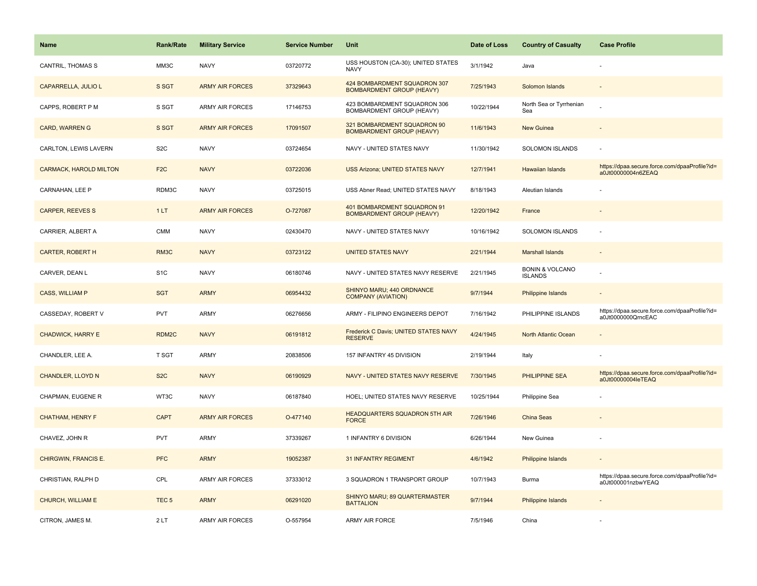| Name | Rank/Rate | Military Service | Service Number | Unit | Date of Loss | Country of Casualty | Case Profile |
|---|---|---|---|---|---|---|---|
| CANTRIL, THOMAS S | MM3C | NAVY | 03720772 | USS HOUSTON (CA-30); UNITED STATES NAVY | 3/1/1942 | Java | - |
| CAPARRELLA, JULIO L | S SGT | ARMY AIR FORCES | 37329643 | 424 BOMBARDMENT SQUADRON 307 BOMBARDMENT GROUP (HEAVY) | 7/25/1943 | Solomon Islands | - |
| CAPPS, ROBERT P M | S SGT | ARMY AIR FORCES | 17146753 | 423 BOMBARDMENT SQUADRON 306 BOMBARDMENT GROUP (HEAVY) | 10/22/1944 | North Sea or Tyrrhenian Sea | - |
| CARD, WARREN G | S SGT | ARMY AIR FORCES | 17091507 | 321 BOMBARDMENT SQUADRON 90 BOMBARDMENT GROUP (HEAVY) | 11/6/1943 | New Guinea | - |
| CARLTON, LEWIS LAVERN | S2C | NAVY | 03724654 | NAVY - UNITED STATES NAVY | 11/30/1942 | SOLOMON ISLANDS | - |
| CARMACK, HAROLD MILTON | F2C | NAVY | 03722036 | USS Arizona; UNITED STATES NAVY | 12/7/1941 | Hawaiian Islands | https://dpaa.secure.force.com/dpaaProfile?id=a0Jt00000004n6ZEAQ |
| CARNAHAN, LEE P | RDM3C | NAVY | 03725015 | USS Abner Read; UNITED STATES NAVY | 8/18/1943 | Aleutian Islands | - |
| CARPER, REEVES S | 1 LT | ARMY AIR FORCES | O-727087 | 401 BOMBARDMENT SQUADRON 91 BOMBARDMENT GROUP (HEAVY) | 12/20/1942 | France | - |
| CARRIER, ALBERT A | CMM | NAVY | 02430470 | NAVY - UNITED STATES NAVY | 10/16/1942 | SOLOMON ISLANDS | - |
| CARTER, ROBERT H | RM3C | NAVY | 03723122 | UNITED STATES NAVY | 2/21/1944 | Marshall Islands | - |
| CARVER, DEAN L | S1C | NAVY | 06180746 | NAVY - UNITED STATES NAVY RESERVE | 2/21/1945 | BONIN & VOLCANO ISLANDS | - |
| CASS, WILLIAM P | SGT | ARMY | 06954432 | SHINYO MARU; 440 ORDNANCE COMPANY (AVIATION) | 9/7/1944 | Philippine Islands | - |
| CASSEDAY, ROBERT V | PVT | ARMY | 06276656 | ARMY - FILIPINO ENGINEERS DEPOT | 7/16/1942 | PHILIPPINE ISLANDS | https://dpaa.secure.force.com/dpaaProfile?id=a0Jt0000000QrncEAC |
| CHADWICK, HARRY E | RDM2C | NAVY | 06191812 | Frederick C Davis; UNITED STATES NAVY RESERVE | 4/24/1945 | North Atlantic Ocean | - |
| CHANDLER, LEE A. | T SGT | ARMY | 20838506 | 157 INFANTRY 45 DIVISION | 2/19/1944 | Italy | - |
| CHANDLER, LLOYD N | S2C | NAVY | 06190929 | NAVY - UNITED STATES NAVY RESERVE | 7/30/1945 | PHILIPPINE SEA | https://dpaa.secure.force.com/dpaaProfile?id=a0Jt00000004leTEAQ |
| CHAPMAN, EUGENE R | WT3C | NAVY | 06187840 | HOEL; UNITED STATES NAVY RESERVE | 10/25/1944 | Philippine Sea | - |
| CHATHAM, HENRY F | CAPT | ARMY AIR FORCES | O-477140 | HEADQUARTERS SQUADRON 5TH AIR FORCE | 7/26/1946 | China Seas | - |
| CHAVEZ, JOHN R | PVT | ARMY | 37339267 | 1 INFANTRY 6 DIVISION | 6/26/1944 | New Guinea | - |
| CHIRGWIN, FRANCIS E. | PFC | ARMY | 19052387 | 31 INFANTRY REGIMENT | 4/6/1942 | Philippine Islands | - |
| CHRISTIAN, RALPH D | CPL | ARMY AIR FORCES | 37333012 | 3 SQUADRON 1 TRANSPORT GROUP | 10/7/1943 | Burma | https://dpaa.secure.force.com/dpaaProfile?id=a0Jt000001nzbwYEAQ |
| CHURCH, WILLIAM E | TEC 5 | ARMY | 06291020 | SHINYO MARU; 89 QUARTERMASTER BATTALION | 9/7/1944 | Philippine Islands | - |
| CITRON, JAMES M. | 2 LT | ARMY AIR FORCES | O-557954 | ARMY AIR FORCE | 7/5/1946 | China | - |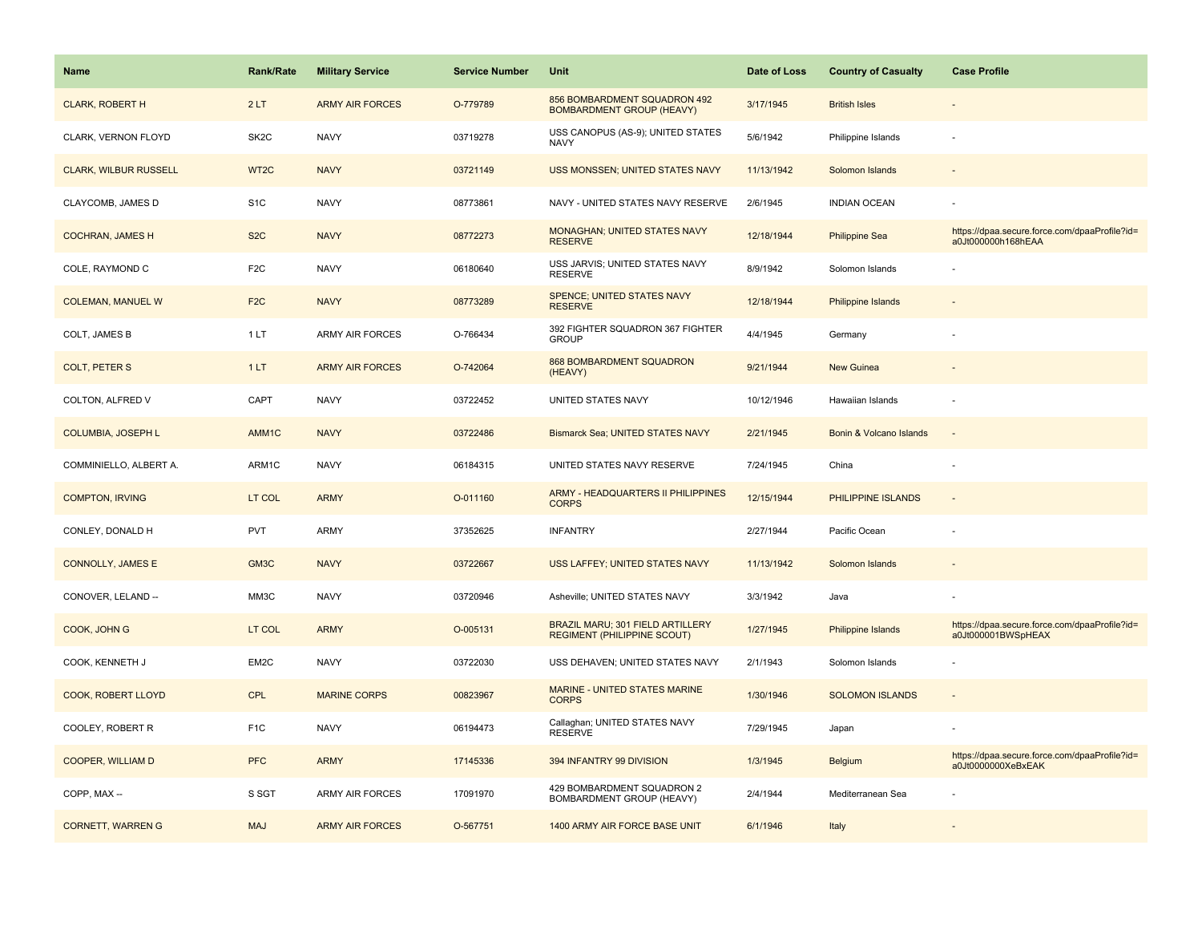| Name | Rank/Rate | Military Service | Service Number | Unit | Date of Loss | Country of Casualty | Case Profile |
|---|---|---|---|---|---|---|---|
| CLARK, ROBERT H | 2 LT | ARMY AIR FORCES | O-779789 | 856 BOMBARDMENT SQUADRON 492 BOMBARDMENT GROUP (HEAVY) | 3/17/1945 | British Isles | - |
| CLARK, VERNON FLOYD | SK2C | NAVY | 03719278 | USS CANOPUS (AS-9); UNITED STATES NAVY | 5/6/1942 | Philippine Islands | - |
| CLARK, WILBUR RUSSELL | WT2C | NAVY | 03721149 | USS MONSSEN; UNITED STATES NAVY | 11/13/1942 | Solomon Islands | - |
| CLAYCOMB, JAMES D | S1C | NAVY | 08773861 | NAVY - UNITED STATES NAVY RESERVE | 2/6/1945 | INDIAN OCEAN | - |
| COCHRAN, JAMES H | S2C | NAVY | 08772273 | MONAGHAN; UNITED STATES NAVY RESERVE | 12/18/1944 | Philippine Sea | https://dpaa.secure.force.com/dpaaProfile?id=a0Jt000000h168hEAA |
| COLE, RAYMOND C | F2C | NAVY | 06180640 | USS JARVIS; UNITED STATES NAVY RESERVE | 8/9/1942 | Solomon Islands | - |
| COLEMAN, MANUEL W | F2C | NAVY | 08773289 | SPENCE; UNITED STATES NAVY RESERVE | 12/18/1944 | Philippine Islands | - |
| COLT, JAMES B | 1 LT | ARMY AIR FORCES | O-766434 | 392 FIGHTER SQUADRON 367 FIGHTER GROUP | 4/4/1945 | Germany | - |
| COLT, PETER S | 1 LT | ARMY AIR FORCES | O-742064 | 868 BOMBARDMENT SQUADRON (HEAVY) | 9/21/1944 | New Guinea | - |
| COLTON, ALFRED V | CAPT | NAVY | 03722452 | UNITED STATES NAVY | 10/12/1946 | Hawaiian Islands | - |
| COLUMBIA, JOSEPH L | AMM1C | NAVY | 03722486 | Bismarck Sea; UNITED STATES NAVY | 2/21/1945 | Bonin & Volcano Islands | - |
| COMMINIELLO, ALBERT A. | ARM1C | NAVY | 06184315 | UNITED STATES NAVY RESERVE | 7/24/1945 | China | - |
| COMPTON, IRVING | LT COL | ARMY | O-011160 | ARMY - HEADQUARTERS II PHILIPPINES CORPS | 12/15/1944 | PHILIPPINE ISLANDS | - |
| CONLEY, DONALD H | PVT | ARMY | 37352625 | INFANTRY | 2/27/1944 | Pacific Ocean | - |
| CONNOLLY, JAMES E | GM3C | NAVY | 03722667 | USS LAFFEY; UNITED STATES NAVY | 11/13/1942 | Solomon Islands | - |
| CONOVER, LELAND -- | MM3C | NAVY | 03720946 | Asheville; UNITED STATES NAVY | 3/3/1942 | Java | - |
| COOK, JOHN G | LT COL | ARMY | O-005131 | BRAZIL MARU; 301 FIELD ARTILLERY REGIMENT (PHILIPPINE SCOUT) | 1/27/1945 | Philippine Islands | https://dpaa.secure.force.com/dpaaProfile?id=a0Jt000001BWSpHEAX |
| COOK, KENNETH J | EM2C | NAVY | 03722030 | USS DEHAVEN; UNITED STATES NAVY | 2/1/1943 | Solomon Islands | - |
| COOK, ROBERT LLOYD | CPL | MARINE CORPS | 00823967 | MARINE - UNITED STATES MARINE CORPS | 1/30/1946 | SOLOMON ISLANDS | - |
| COOLEY, ROBERT R | F1C | NAVY | 06194473 | Callaghan; UNITED STATES NAVY RESERVE | 7/29/1945 | Japan | - |
| COOPER, WILLIAM D | PFC | ARMY | 17145336 | 394 INFANTRY 99 DIVISION | 1/3/1945 | Belgium | https://dpaa.secure.force.com/dpaaProfile?id=a0Jt0000000XeBxEAK |
| COPP, MAX -- | S SGT | ARMY AIR FORCES | 17091970 | 429 BOMBARDMENT SQUADRON 2 BOMBARDMENT GROUP (HEAVY) | 2/4/1944 | Mediterranean Sea | - |
| CORNETT, WARREN G | MAJ | ARMY AIR FORCES | O-567751 | 1400 ARMY AIR FORCE BASE UNIT | 6/1/1946 | Italy | - |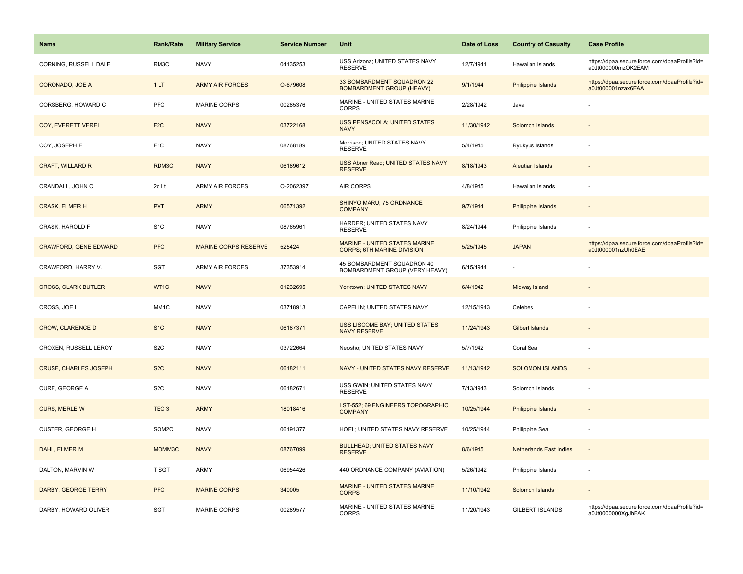| Name | Rank/Rate | Military Service | Service Number | Unit | Date of Loss | Country of Casualty | Case Profile |
|---|---|---|---|---|---|---|---|
| CORNING, RUSSELL DALE | RM3C | NAVY | 04135253 | USS Arizona; UNITED STATES NAVY RESERVE | 12/7/1941 | Hawaiian Islands | https://dpaa.secure.force.com/dpaaProfile?id=a0Jt000000mzOK2EAM |
| CORONADO, JOE A | 1 LT | ARMY AIR FORCES | O-679608 | 33 BOMBARDMENT SQUADRON 22 BOMBARDMENT GROUP (HEAVY) | 9/1/1944 | Philippine Islands | https://dpaa.secure.force.com/dpaaProfile?id=a0Jt000001nzax6EAA |
| CORSBERG, HOWARD C | PFC | MARINE CORPS | 00285376 | MARINE - UNITED STATES MARINE CORPS | 2/28/1942 | Java | - |
| COY, EVERETT VEREL | F2C | NAVY | 03722168 | USS PENSACOLA; UNITED STATES NAVY | 11/30/1942 | Solomon Islands | - |
| COY, JOSEPH E | F1C | NAVY | 08768189 | Morrison; UNITED STATES NAVY RESERVE | 5/4/1945 | Ryukyus Islands | - |
| CRAFT, WILLARD R | RDM3C | NAVY | 06189612 | USS Abner Read; UNITED STATES NAVY RESERVE | 8/18/1943 | Aleutian Islands | - |
| CRANDALL, JOHN C | 2d Lt | ARMY AIR FORCES | O-2062397 | AIR CORPS | 4/8/1945 | Hawaiian Islands | - |
| CRASK, ELMER H | PVT | ARMY | 06571392 | SHINYO MARU; 75 ORDNANCE COMPANY | 9/7/1944 | Philippine Islands | - |
| CRASK, HAROLD F | S1C | NAVY | 08765961 | HARDER; UNITED STATES NAVY RESERVE | 8/24/1944 | Philippine Islands | - |
| CRAWFORD, GENE EDWARD | PFC | MARINE CORPS RESERVE | 525424 | MARINE - UNITED STATES MARINE CORPS; 6TH MARINE DIVISION | 5/25/1945 | JAPAN | https://dpaa.secure.force.com/dpaaProfile?id=a0Jt000001nzUh0EAE |
| CRAWFORD, HARRY V. | SGT | ARMY AIR FORCES | 37353914 | 45 BOMBARDMENT SQUADRON 40 BOMBARDMENT GROUP (VERY HEAVY) | 6/15/1944 | - | - |
| CROSS, CLARK BUTLER | WT1C | NAVY | 01232695 | Yorktown; UNITED STATES NAVY | 6/4/1942 | Midway Island | - |
| CROSS, JOE L | MM1C | NAVY | 03718913 | CAPELIN; UNITED STATES NAVY | 12/15/1943 | Celebes | - |
| CROW, CLARENCE D | S1C | NAVY | 06187371 | USS LISCOME BAY; UNITED STATES NAVY RESERVE | 11/24/1943 | Gilbert Islands | - |
| CROXEN, RUSSELL LEROY | S2C | NAVY | 03722664 | Neosho; UNITED STATES NAVY | 5/7/1942 | Coral Sea | - |
| CRUSE, CHARLES JOSEPH | S2C | NAVY | 06182111 | NAVY - UNITED STATES NAVY RESERVE | 11/13/1942 | SOLOMON ISLANDS | - |
| CURE, GEORGE A | S2C | NAVY | 06182671 | USS GWIN; UNITED STATES NAVY RESERVE | 7/13/1943 | Solomon Islands | - |
| CURS, MERLE W | TEC 3 | ARMY | 18018416 | LST-552; 69 ENGINEERS TOPOGRAPHIC COMPANY | 10/25/1944 | Philippine Islands | - |
| CUSTER, GEORGE H | SOM2C | NAVY | 06191377 | HOEL; UNITED STATES NAVY RESERVE | 10/25/1944 | Philippine Sea | - |
| DAHL, ELMER M | MOMM3C | NAVY | 08767099 | BULLHEAD; UNITED STATES NAVY RESERVE | 8/6/1945 | Netherlands East Indies | - |
| DALTON, MARVIN W | T SGT | ARMY | 06954426 | 440 ORDNANCE COMPANY (AVIATION) | 5/26/1942 | Philippine Islands | - |
| DARBY, GEORGE TERRY | PFC | MARINE CORPS | 340005 | MARINE - UNITED STATES MARINE CORPS | 11/10/1942 | Solomon Islands | - |
| DARBY, HOWARD OLIVER | SGT | MARINE CORPS | 00289577 | MARINE - UNITED STATES MARINE CORPS | 11/20/1943 | GILBERT ISLANDS | https://dpaa.secure.force.com/dpaaProfile?id=a0Jt0000000XgJhEAK |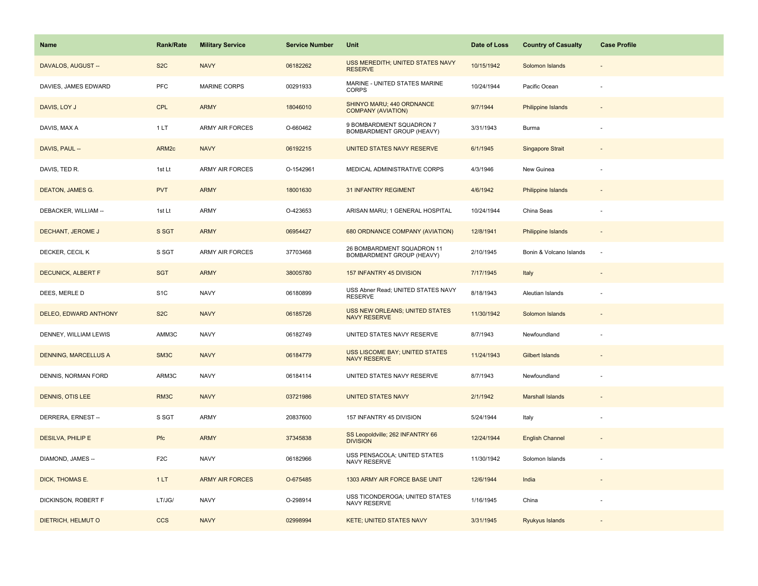| Name | Rank/Rate | Military Service | Service Number | Unit | Date of Loss | Country of Casualty | Case Profile |
|---|---|---|---|---|---|---|---|
| DAVALOS, AUGUST -- | S2C | NAVY | 06182262 | USS MEREDITH; UNITED STATES NAVY RESERVE | 10/15/1942 | Solomon Islands | - |
| DAVIES, JAMES EDWARD | PFC | MARINE CORPS | 00291933 | MARINE - UNITED STATES MARINE CORPS | 10/24/1944 | Pacific Ocean | - |
| DAVIS, LOY J | CPL | ARMY | 18046010 | SHINYO MARU; 440 ORDNANCE COMPANY (AVIATION) | 9/7/1944 | Philippine Islands | - |
| DAVIS, MAX A | 1 LT | ARMY AIR FORCES | O-660462 | 9 BOMBARDMENT SQUADRON 7 BOMBARDMENT GROUP (HEAVY) | 3/31/1943 | Burma | - |
| DAVIS, PAUL -- | ARM2c | NAVY | 06192215 | UNITED STATES NAVY RESERVE | 6/1/1945 | Singapore Strait | - |
| DAVIS, TED R. | 1st Lt | ARMY AIR FORCES | O-1542961 | MEDICAL ADMINISTRATIVE CORPS | 4/3/1946 | New Guinea | - |
| DEATON, JAMES G. | PVT | ARMY | 18001630 | 31 INFANTRY REGIMENT | 4/6/1942 | Philippine Islands | - |
| DEBACKER, WILLIAM -- | 1st Lt | ARMY | O-423653 | ARISAN MARU; 1 GENERAL HOSPITAL | 10/24/1944 | China Seas | - |
| DECHANT, JEROME J | S SGT | ARMY | 06954427 | 680 ORDNANCE COMPANY (AVIATION) | 12/8/1941 | Philippine Islands | - |
| DECKER, CECIL K | S SGT | ARMY AIR FORCES | 37703468 | 26 BOMBARDMENT SQUADRON 11 BOMBARDMENT GROUP (HEAVY) | 2/10/1945 | Bonin & Volcano Islands | - |
| DECUNICK, ALBERT F | SGT | ARMY | 38005780 | 157 INFANTRY 45 DIVISION | 7/17/1945 | Italy | - |
| DEES, MERLE D | S1C | NAVY | 06180899 | USS Abner Read; UNITED STATES NAVY RESERVE | 8/18/1943 | Aleutian Islands | - |
| DELEO, EDWARD ANTHONY | S2C | NAVY | 06185726 | USS NEW ORLEANS; UNITED STATES NAVY RESERVE | 11/30/1942 | Solomon Islands | - |
| DENNEY, WILLIAM LEWIS | AMM3C | NAVY | 06182749 | UNITED STATES NAVY RESERVE | 8/7/1943 | Newfoundland | - |
| DENNING, MARCELLUS A | SM3C | NAVY | 06184779 | USS LISCOME BAY; UNITED STATES NAVY RESERVE | 11/24/1943 | Gilbert Islands | - |
| DENNIS, NORMAN FORD | ARM3C | NAVY | 06184114 | UNITED STATES NAVY RESERVE | 8/7/1943 | Newfoundland | - |
| DENNIS, OTIS LEE | RM3C | NAVY | 03721986 | UNITED STATES NAVY | 2/1/1942 | Marshall Islands | - |
| DERRERA, ERNEST -- | S SGT | ARMY | 20837600 | 157 INFANTRY 45 DIVISION | 5/24/1944 | Italy | - |
| DESILVA, PHILIP E | Pfc | ARMY | 37345838 | SS Leopoldville; 262 INFANTRY 66 DIVISION | 12/24/1944 | English Channel | - |
| DIAMOND, JAMES -- | F2C | NAVY | 06182966 | USS PENSACOLA; UNITED STATES NAVY RESERVE | 11/30/1942 | Solomon Islands | - |
| DICK, THOMAS E. | 1 LT | ARMY AIR FORCES | O-675485 | 1303 ARMY AIR FORCE BASE UNIT | 12/6/1944 | India | - |
| DICKINSON, ROBERT F | LT/JG/ | NAVY | O-298914 | USS TICONDEROGA; UNITED STATES NAVY RESERVE | 1/16/1945 | China | - |
| DIETRICH, HELMUT O | CCS | NAVY | 02998994 | KETE; UNITED STATES NAVY | 3/31/1945 | Ryukyus Islands | - |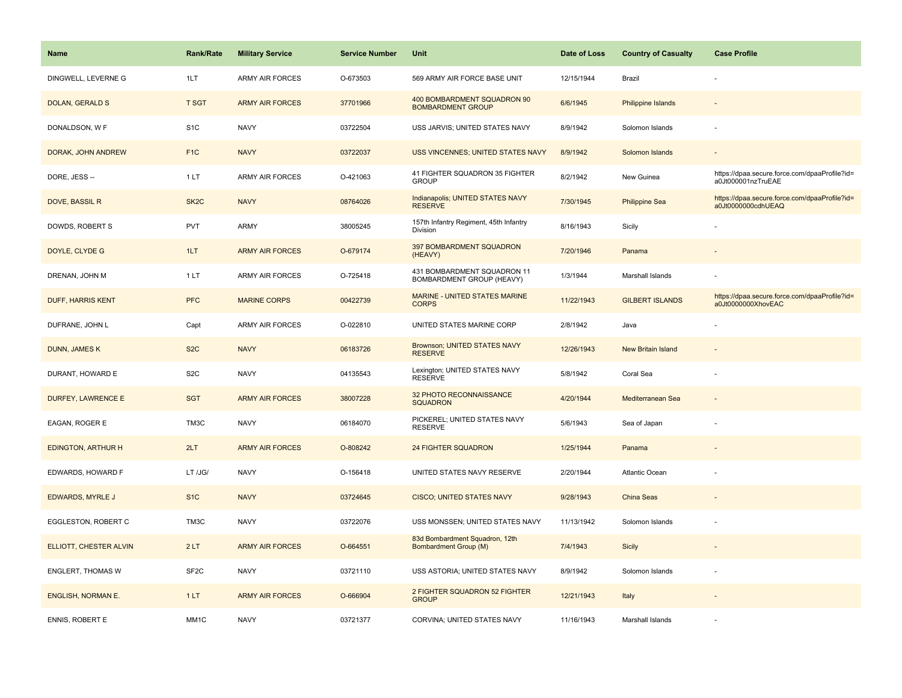| Name | Rank/Rate | Military Service | Service Number | Unit | Date of Loss | Country of Casualty | Case Profile |
|---|---|---|---|---|---|---|---|
| DINGWELL, LEVERNE G | 1LT | ARMY AIR FORCES | O-673503 | 569 ARMY AIR FORCE BASE UNIT | 12/15/1944 | Brazil | - |
| DOLAN, GERALD S | T SGT | ARMY AIR FORCES | 37701966 | 400 BOMBARDMENT SQUADRON 90 BOMBARDMENT GROUP | 6/6/1945 | Philippine Islands | - |
| DONALDSON, W F | S1C | NAVY | 03722504 | USS JARVIS; UNITED STATES NAVY | 8/9/1942 | Solomon Islands | - |
| DORAK, JOHN ANDREW | F1C | NAVY | 03722037 | USS VINCENNES; UNITED STATES NAVY | 8/9/1942 | Solomon Islands | - |
| DORE, JESS -- | 1 LT | ARMY AIR FORCES | O-421063 | 41 FIGHTER SQUADRON 35 FIGHTER GROUP | 8/2/1942 | New Guinea | https://dpaa.secure.force.com/dpaaProfile?id=a0Jt000001nzTruEAE |
| DOVE, BASSIL R | SK2C | NAVY | 08764026 | Indianapolis; UNITED STATES NAVY RESERVE | 7/30/1945 | Philippine Sea | https://dpaa.secure.force.com/dpaaProfile?id=a0Jt0000000cdhUEAQ |
| DOWDS, ROBERT S | PVT | ARMY | 38005245 | 157th Infantry Regiment, 45th Infantry Division | 8/16/1943 | Sicily | - |
| DOYLE, CLYDE G | 1LT | ARMY AIR FORCES | O-679174 | 397 BOMBARDMENT SQUADRON (HEAVY) | 7/20/1946 | Panama | - |
| DRENAN, JOHN M | 1 LT | ARMY AIR FORCES | O-725418 | 431 BOMBARDMENT SQUADRON 11 BOMBARDMENT GROUP (HEAVY) | 1/3/1944 | Marshall Islands | - |
| DUFF, HARRIS KENT | PFC | MARINE CORPS | 00422739 | MARINE - UNITED STATES MARINE CORPS | 11/22/1943 | GILBERT ISLANDS | https://dpaa.secure.force.com/dpaaProfile?id=a0Jt0000000XhovEAC |
| DUFRANE, JOHN L | Capt | ARMY AIR FORCES | O-022810 | UNITED STATES MARINE CORP | 2/8/1942 | Java | - |
| DUNN, JAMES K | S2C | NAVY | 06183726 | Brownson; UNITED STATES NAVY RESERVE | 12/26/1943 | New Britain Island | - |
| DURANT, HOWARD E | S2C | NAVY | 04135543 | Lexington; UNITED STATES NAVY RESERVE | 5/8/1942 | Coral Sea | - |
| DURFEY, LAWRENCE E | SGT | ARMY AIR FORCES | 38007228 | 32 PHOTO RECONNAISSANCE SQUADRON | 4/20/1944 | Mediterranean Sea | - |
| EAGAN, ROGER E | TM3C | NAVY | 06184070 | PICKEREL; UNITED STATES NAVY RESERVE | 5/6/1943 | Sea of Japan | - |
| EDINGTON, ARTHUR H | 2LT | ARMY AIR FORCES | O-808242 | 24 FIGHTER SQUADRON | 1/25/1944 | Panama | - |
| EDWARDS, HOWARD F | LT /JG/ | NAVY | O-156418 | UNITED STATES NAVY RESERVE | 2/20/1944 | Atlantic Ocean | - |
| EDWARDS, MYRLE J | S1C | NAVY | 03724645 | CISCO; UNITED STATES NAVY | 9/28/1943 | China Seas | - |
| EGGLESTON, ROBERT C | TM3C | NAVY | 03722076 | USS MONSSEN; UNITED STATES NAVY | 11/13/1942 | Solomon Islands | - |
| ELLIOTT, CHESTER ALVIN | 2 LT | ARMY AIR FORCES | O-664551 | 83d Bombardment Squadron, 12th Bombardment Group (M) | 7/4/1943 | Sicily | - |
| ENGLERT, THOMAS W | SF2C | NAVY | 03721110 | USS ASTORIA; UNITED STATES NAVY | 8/9/1942 | Solomon Islands | - |
| ENGLISH, NORMAN E. | 1 LT | ARMY AIR FORCES | O-666904 | 2 FIGHTER SQUADRON 52 FIGHTER GROUP | 12/21/1943 | Italy | - |
| ENNIS, ROBERT E | MM1C | NAVY | 03721377 | CORVINA; UNITED STATES NAVY | 11/16/1943 | Marshall Islands | - |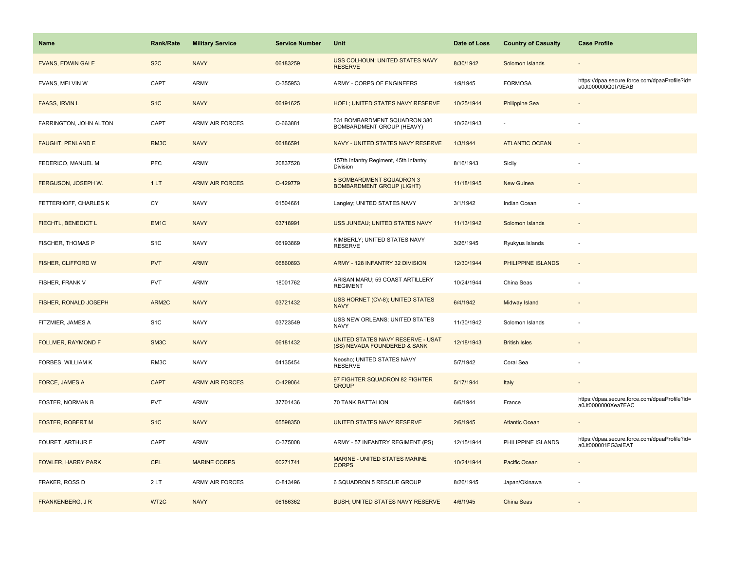| Name | Rank/Rate | Military Service | Service Number | Unit | Date of Loss | Country of Casualty | Case Profile |
|---|---|---|---|---|---|---|---|
| EVANS, EDWIN GALE | S2C | NAVY | 06183259 | USS COLHOUN; UNITED STATES NAVY RESERVE | 8/30/1942 | Solomon Islands | - |
| EVANS, MELVIN W | CAPT | ARMY | O-355953 | ARMY - CORPS OF ENGINEERS | 1/9/1945 | FORMOSA | https://dpaa.secure.force.com/dpaaProfile?id=a0Jt000000Q0f79EAB |
| FAASS, IRVIN L | S1C | NAVY | 06191625 | HOEL; UNITED STATES NAVY RESERVE | 10/25/1944 | Philippine Sea | - |
| FARRINGTON, JOHN ALTON | CAPT | ARMY AIR FORCES | O-663881 | 531 BOMBARDMENT SQUADRON 380 BOMBARDMENT GROUP (HEAVY) | 10/26/1943 | - | - |
| FAUGHT, PENLAND E | RM3C | NAVY | 06186591 | NAVY - UNITED STATES NAVY RESERVE | 1/3/1944 | ATLANTIC OCEAN | - |
| FEDERICO, MANUEL M | PFC | ARMY | 20837528 | 157th Infantry Regiment, 45th Infantry Division | 8/16/1943 | Sicily | - |
| FERGUSON, JOSEPH W. | 1 LT | ARMY AIR FORCES | O-429779 | 8 BOMBARDMENT SQUADRON 3 BOMBARDMENT GROUP (LIGHT) | 11/18/1945 | New Guinea | - |
| FETTERHOFF, CHARLES K | CY | NAVY | 01504661 | Langley; UNITED STATES NAVY | 3/1/1942 | Indian Ocean | - |
| FIECHTL, BENEDICT L | EM1C | NAVY | 03718991 | USS JUNEAU; UNITED STATES NAVY | 11/13/1942 | Solomon Islands | - |
| FISCHER, THOMAS P | S1C | NAVY | 06193869 | KIMBERLY; UNITED STATES NAVY RESERVE | 3/26/1945 | Ryukyus Islands | - |
| FISHER, CLIFFORD W | PVT | ARMY | 06860893 | ARMY - 128 INFANTRY 32 DIVISION | 12/30/1944 | PHILIPPINE ISLANDS | - |
| FISHER, FRANK V | PVT | ARMY | 18001762 | ARISAN MARU; 59 COAST ARTILLERY REGIMENT | 10/24/1944 | China Seas | - |
| FISHER, RONALD JOSEPH | ARM2C | NAVY | 03721432 | USS HORNET (CV-8); UNITED STATES NAVY | 6/4/1942 | Midway Island | - |
| FITZMIER, JAMES A | S1C | NAVY | 03723549 | USS NEW ORLEANS; UNITED STATES NAVY | 11/30/1942 | Solomon Islands | - |
| FOLLMER, RAYMOND F | SM3C | NAVY | 06181432 | UNITED STATES NAVY RESERVE - USAT (SS) NEVADA FOUNDERED & SANK | 12/18/1943 | British Isles | - |
| FORBES, WILLIAM K | RM3C | NAVY | 04135454 | Neosho; UNITED STATES NAVY RESERVE | 5/7/1942 | Coral Sea | - |
| FORCE, JAMES A | CAPT | ARMY AIR FORCES | O-429064 | 97 FIGHTER SQUADRON 82 FIGHTER GROUP | 5/17/1944 | Italy | - |
| FOSTER, NORMAN B | PVT | ARMY | 37701436 | 70 TANK BATTALION | 6/6/1944 | France | https://dpaa.secure.force.com/dpaaProfile?id=a0Jt0000000Xea7EAC |
| FOSTER, ROBERT M | S1C | NAVY | 05598350 | UNITED STATES NAVY RESERVE | 2/6/1945 | Atlantic Ocean | - |
| FOURET, ARTHUR E | CAPT | ARMY | O-375008 | ARMY - 57 INFANTRY REGIMENT (PS) | 12/15/1944 | PHILIPPINE ISLANDS | https://dpaa.secure.force.com/dpaaProfile?id=a0Jt000001FG3alEAT |
| FOWLER, HARRY PARK | CPL | MARINE CORPS | 00271741 | MARINE - UNITED STATES MARINE CORPS | 10/24/1944 | Pacific Ocean | - |
| FRAKER, ROSS D | 2 LT | ARMY AIR FORCES | O-813496 | 6 SQUADRON 5 RESCUE GROUP | 8/26/1945 | Japan/Okinawa | - |
| FRANKENBERG, J R | WT2C | NAVY | 06186362 | BUSH; UNITED STATES NAVY RESERVE | 4/6/1945 | China Seas | - |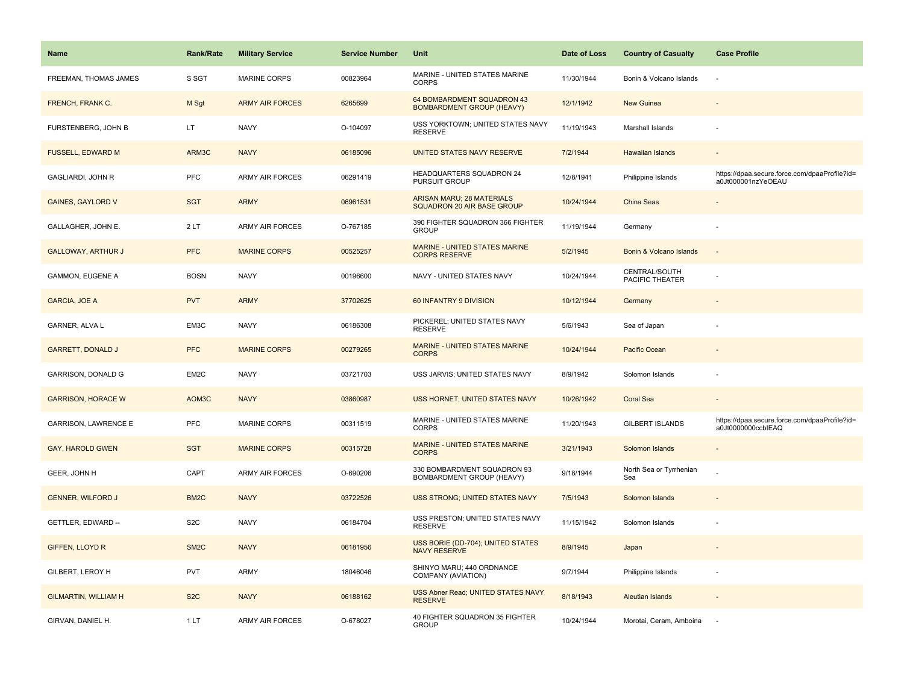| Name | Rank/Rate | Military Service | Service Number | Unit | Date of Loss | Country of Casualty | Case Profile |
|---|---|---|---|---|---|---|---|
| FREEMAN, THOMAS JAMES | S SGT | MARINE CORPS | 00823964 | MARINE - UNITED STATES MARINE CORPS | 11/30/1944 | Bonin & Volcano Islands | - |
| FRENCH, FRANK C. | M Sgt | ARMY AIR FORCES | 6265699 | 64 BOMBARDMENT SQUADRON 43 BOMBARDMENT GROUP (HEAVY) | 12/1/1942 | New Guinea | - |
| FURSTENBERG, JOHN B | LT | NAVY | O-104097 | USS YORKTOWN; UNITED STATES NAVY RESERVE | 11/19/1943 | Marshall Islands | - |
| FUSSELL, EDWARD M | ARM3C | NAVY | 06185096 | UNITED STATES NAVY RESERVE | 7/2/1944 | Hawaiian Islands | - |
| GAGLIARDI, JOHN R | PFC | ARMY AIR FORCES | 06291419 | HEADQUARTERS SQUADRON 24 PURSUIT GROUP | 12/8/1941 | Philippine Islands | https://dpaa.secure.force.com/dpaaProfile?id=a0Jt000001nzYeOEAU |
| GAINES, GAYLORD V | SGT | ARMY | 06961531 | ARISAN MARU; 28 MATERIALS SQUADRON 20 AIR BASE GROUP | 10/24/1944 | China Seas | - |
| GALLAGHER, JOHN E. | 2 LT | ARMY AIR FORCES | O-767185 | 390 FIGHTER SQUADRON 366 FIGHTER GROUP | 11/19/1944 | Germany | - |
| GALLOWAY, ARTHUR J | PFC | MARINE CORPS | 00525257 | MARINE - UNITED STATES MARINE CORPS RESERVE | 5/2/1945 | Bonin & Volcano Islands | - |
| GAMMON, EUGENE A | BOSN | NAVY | 00196600 | NAVY - UNITED STATES NAVY | 10/24/1944 | CENTRAL/SOUTH PACIFIC THEATER | - |
| GARCIA, JOE A | PVT | ARMY | 37702625 | 60 INFANTRY 9 DIVISION | 10/12/1944 | Germany | - |
| GARNER, ALVA L | EM3C | NAVY | 06186308 | PICKEREL; UNITED STATES NAVY RESERVE | 5/6/1943 | Sea of Japan | - |
| GARRETT, DONALD J | PFC | MARINE CORPS | 00279265 | MARINE - UNITED STATES MARINE CORPS | 10/24/1944 | Pacific Ocean | - |
| GARRISON, DONALD G | EM2C | NAVY | 03721703 | USS JARVIS; UNITED STATES NAVY | 8/9/1942 | Solomon Islands | - |
| GARRISON, HORACE W | AOM3C | NAVY | 03860987 | USS HORNET; UNITED STATES NAVY | 10/26/1942 | Coral Sea | - |
| GARRISON, LAWRENCE E | PFC | MARINE CORPS | 00311519 | MARINE - UNITED STATES MARINE CORPS | 11/20/1943 | GILBERT ISLANDS | https://dpaa.secure.force.com/dpaaProfile?id=a0Jt0000000ccbIEAQ |
| GAY, HAROLD GWEN | SGT | MARINE CORPS | 00315728 | MARINE - UNITED STATES MARINE CORPS | 3/21/1943 | Solomon Islands | - |
| GEER, JOHN H | CAPT | ARMY AIR FORCES | O-690206 | 330 BOMBARDMENT SQUADRON 93 BOMBARDMENT GROUP (HEAVY) | 9/18/1944 | North Sea or Tyrrhenian Sea | - |
| GENNER, WILFORD J | BM2C | NAVY | 03722526 | USS STRONG; UNITED STATES NAVY | 7/5/1943 | Solomon Islands | - |
| GETTLER, EDWARD -- | S2C | NAVY | 06184704 | USS PRESTON; UNITED STATES NAVY RESERVE | 11/15/1942 | Solomon Islands | - |
| GIFFEN, LLOYD R | SM2C | NAVY | 06181956 | USS BORIE (DD-704); UNITED STATES NAVY RESERVE | 8/9/1945 | Japan | - |
| GILBERT, LEROY H | PVT | ARMY | 18046046 | SHINYO MARU; 440 ORDNANCE COMPANY (AVIATION) | 9/7/1944 | Philippine Islands | - |
| GILMARTIN, WILLIAM H | S2C | NAVY | 06188162 | USS Abner Read; UNITED STATES NAVY RESERVE | 8/18/1943 | Aleutian Islands | - |
| GIRVAN, DANIEL H. | 1 LT | ARMY AIR FORCES | O-678027 | 40 FIGHTER SQUADRON 35 FIGHTER GROUP | 10/24/1944 | Morotai, Ceram, Amboina | - |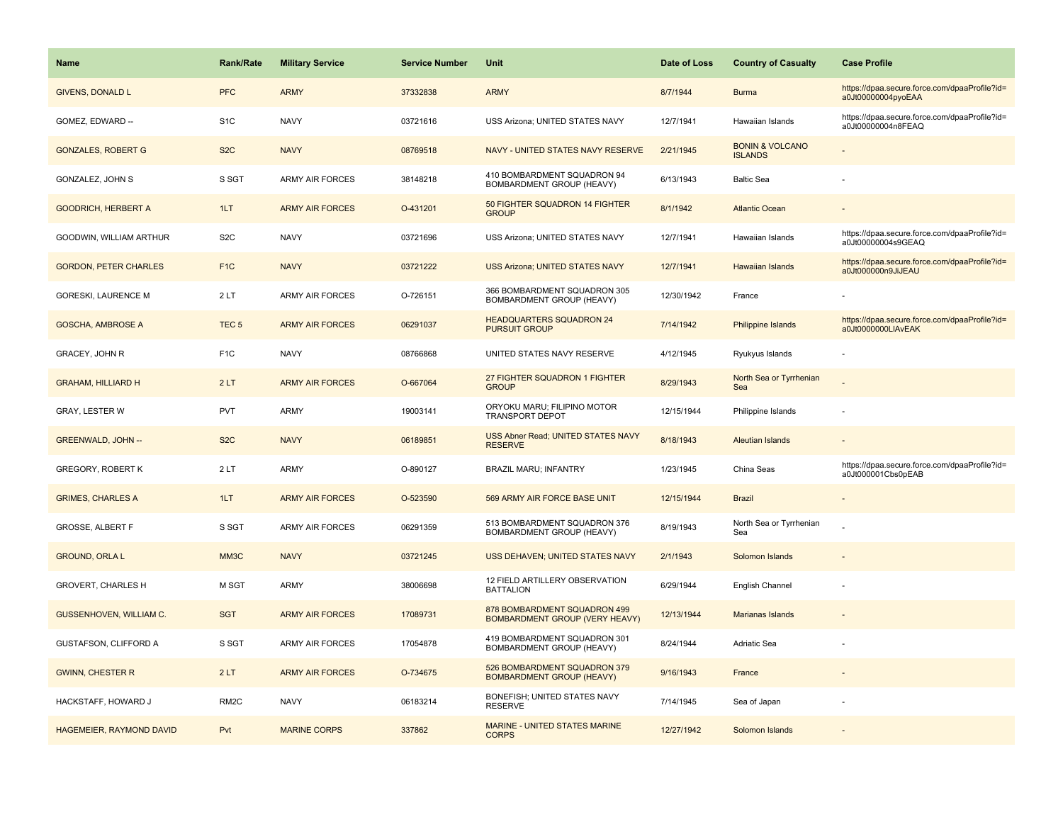| Name | Rank/Rate | Military Service | Service Number | Unit | Date of Loss | Country of Casualty | Case Profile |
| --- | --- | --- | --- | --- | --- | --- | --- |
| GIVENS, DONALD L | PFC | ARMY | 37332838 | ARMY | 8/7/1944 | Burma | https://dpaa.secure.force.com/dpaaProfile?id=a0Jt00000004pyoEAA |
| GOMEZ, EDWARD -- | S1C | NAVY | 03721616 | USS Arizona; UNITED STATES NAVY | 12/7/1941 | Hawaiian Islands | https://dpaa.secure.force.com/dpaaProfile?id=a0Jt00000004n8FEAQ |
| GONZALES, ROBERT G | S2C | NAVY | 08769518 | NAVY - UNITED STATES NAVY RESERVE | 2/21/1945 | BONIN & VOLCANO ISLANDS | - |
| GONZALEZ, JOHN S | S SGT | ARMY AIR FORCES | 38148218 | 410 BOMBARDMENT SQUADRON 94 BOMBARDMENT GROUP (HEAVY) | 6/13/1943 | Baltic Sea | - |
| GOODRICH, HERBERT A | 1LT | ARMY AIR FORCES | O-431201 | 50 FIGHTER SQUADRON 14 FIGHTER GROUP | 8/1/1942 | Atlantic Ocean | - |
| GOODWIN, WILLIAM ARTHUR | S2C | NAVY | 03721696 | USS Arizona; UNITED STATES NAVY | 12/7/1941 | Hawaiian Islands | https://dpaa.secure.force.com/dpaaProfile?id=a0Jt00000004s9GEAQ |
| GORDON, PETER CHARLES | F1C | NAVY | 03721222 | USS Arizona; UNITED STATES NAVY | 12/7/1941 | Hawaiian Islands | https://dpaa.secure.force.com/dpaaProfile?id=a0Jt000000n9JiJEAU |
| GORESKI, LAURENCE M | 2 LT | ARMY AIR FORCES | O-726151 | 366 BOMBARDMENT SQUADRON 305 BOMBARDMENT GROUP (HEAVY) | 12/30/1942 | France | - |
| GOSCHA, AMBROSE A | TEC 5 | ARMY AIR FORCES | 06291037 | HEADQUARTERS SQUADRON 24 PURSUIT GROUP | 7/14/1942 | Philippine Islands | https://dpaa.secure.force.com/dpaaProfile?id=a0Jt0000000LlAvEAK |
| GRACEY, JOHN R | F1C | NAVY | 08766868 | UNITED STATES NAVY RESERVE | 4/12/1945 | Ryukyus Islands | - |
| GRAHAM, HILLIARD H | 2 LT | ARMY AIR FORCES | O-667064 | 27 FIGHTER SQUADRON 1 FIGHTER GROUP | 8/29/1943 | North Sea or Tyrrhenian Sea | - |
| GRAY, LESTER W | PVT | ARMY | 19003141 | ORYOKU MARU; FILIPINO MOTOR TRANSPORT DEPOT | 12/15/1944 | Philippine Islands | - |
| GREENWALD, JOHN -- | S2C | NAVY | 06189851 | USS Abner Read; UNITED STATES NAVY RESERVE | 8/18/1943 | Aleutian Islands | - |
| GREGORY, ROBERT K | 2 LT | ARMY | O-890127 | BRAZIL MARU; INFANTRY | 1/23/1945 | China Seas | https://dpaa.secure.force.com/dpaaProfile?id=a0Jt000001Cbs0pEAB |
| GRIMES, CHARLES A | 1LT | ARMY AIR FORCES | O-523590 | 569 ARMY AIR FORCE BASE UNIT | 12/15/1944 | Brazil | - |
| GROSSE, ALBERT F | S SGT | ARMY AIR FORCES | 06291359 | 513 BOMBARDMENT SQUADRON 376 BOMBARDMENT GROUP (HEAVY) | 8/19/1943 | North Sea or Tyrrhenian Sea | - |
| GROUND, ORLA L | MM3C | NAVY | 03721245 | USS DEHAVEN; UNITED STATES NAVY | 2/1/1943 | Solomon Islands | - |
| GROVERT, CHARLES H | M SGT | ARMY | 38006698 | 12 FIELD ARTILLERY OBSERVATION BATTALION | 6/29/1944 | English Channel | - |
| GUSSENHOVEN, WILLIAM C. | SGT | ARMY AIR FORCES | 17089731 | 878 BOMBARDMENT SQUADRON 499 BOMBARDMENT GROUP (VERY HEAVY) | 12/13/1944 | Marianas Islands | - |
| GUSTAFSON, CLIFFORD A | S SGT | ARMY AIR FORCES | 17054878 | 419 BOMBARDMENT SQUADRON 301 BOMBARDMENT GROUP (HEAVY) | 8/24/1944 | Adriatic Sea | - |
| GWINN, CHESTER R | 2 LT | ARMY AIR FORCES | O-734675 | 526 BOMBARDMENT SQUADRON 379 BOMBARDMENT GROUP (HEAVY) | 9/16/1943 | France | - |
| HACKSTAFF, HOWARD J | RM2C | NAVY | 06183214 | BONEFISH; UNITED STATES NAVY RESERVE | 7/14/1945 | Sea of Japan | - |
| HAGEMEIER, RAYMOND DAVID | Pvt | MARINE CORPS | 337862 | MARINE - UNITED STATES MARINE CORPS | 12/27/1942 | Solomon Islands | - |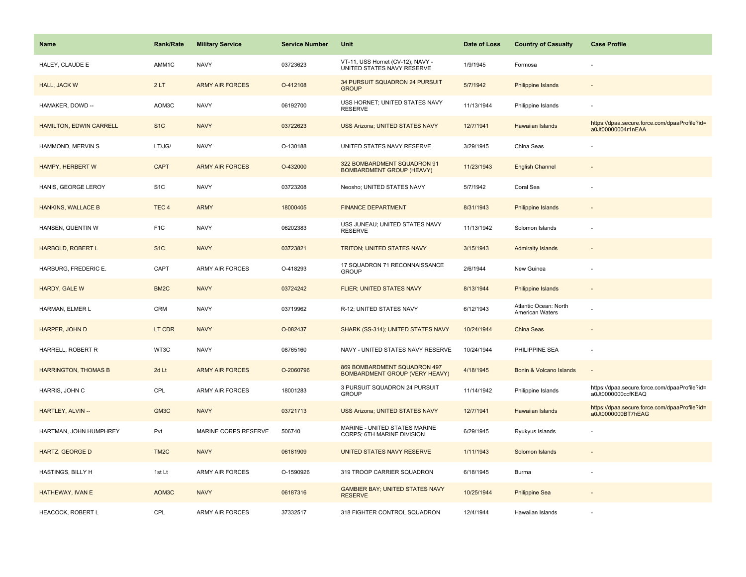| Name | Rank/Rate | Military Service | Service Number | Unit | Date of Loss | Country of Casualty | Case Profile |
| --- | --- | --- | --- | --- | --- | --- | --- |
| HALEY, CLAUDE E | AMM1C | NAVY | 03723623 | VT-11, USS Hornet (CV-12); NAVY - UNITED STATES NAVY RESERVE | 1/9/1945 | Formosa | - |
| HALL, JACK W | 2 LT | ARMY AIR FORCES | O-412108 | 34 PURSUIT SQUADRON 24 PURSUIT GROUP | 5/7/1942 | Philippine Islands | - |
| HAMAKER, DOWD -- | AOM3C | NAVY | 06192700 | USS HORNET; UNITED STATES NAVY RESERVE | 11/13/1944 | Philippine Islands | - |
| HAMILTON, EDWIN CARRELL | S1C | NAVY | 03722623 | USS Arizona; UNITED STATES NAVY | 12/7/1941 | Hawaiian Islands | https://dpaa.secure.force.com/dpaaProfile?id=a0Jt00000004r1nEAA |
| HAMMOND, MERVIN S | LT/JG/ | NAVY | O-130188 | UNITED STATES NAVY RESERVE | 3/29/1945 | China Seas | - |
| HAMPY, HERBERT W | CAPT | ARMY AIR FORCES | O-432000 | 322 BOMBARDMENT SQUADRON 91 BOMBARDMENT GROUP (HEAVY) | 11/23/1943 | English Channel | - |
| HANIS, GEORGE LEROY | S1C | NAVY | 03723208 | Neosho; UNITED STATES NAVY | 5/7/1942 | Coral Sea | - |
| HANKINS, WALLACE B | TEC 4 | ARMY | 18000405 | FINANCE DEPARTMENT | 8/31/1943 | Philippine Islands | - |
| HANSEN, QUENTIN W | F1C | NAVY | 06202383 | USS JUNEAU; UNITED STATES NAVY RESERVE | 11/13/1942 | Solomon Islands | - |
| HARBOLD, ROBERT L | S1C | NAVY | 03723821 | TRITON; UNITED STATES NAVY | 3/15/1943 | Admiralty Islands | - |
| HARBURG, FREDERIC E. | CAPT | ARMY AIR FORCES | O-418293 | 17 SQUADRON 71 RECONNAISSANCE GROUP | 2/6/1944 | New Guinea | - |
| HARDY, GALE W | BM2C | NAVY | 03724242 | FLIER; UNITED STATES NAVY | 8/13/1944 | Philippine Islands | - |
| HARMAN, ELMER L | CRM | NAVY | 03719962 | R-12; UNITED STATES NAVY | 6/12/1943 | Atlantic Ocean: North American Waters | - |
| HARPER, JOHN D | LT CDR | NAVY | O-082437 | SHARK (SS-314); UNITED STATES NAVY | 10/24/1944 | China Seas | - |
| HARRELL, ROBERT R | WT3C | NAVY | 08765160 | NAVY - UNITED STATES NAVY RESERVE | 10/24/1944 | PHILIPPINE SEA | - |
| HARRINGTON, THOMAS B | 2d Lt | ARMY AIR FORCES | O-2060796 | 869 BOMBARDMENT SQUADRON 497 BOMBARDMENT GROUP (VERY HEAVY) | 4/18/1945 | Bonin & Volcano Islands | - |
| HARRIS, JOHN C | CPL | ARMY AIR FORCES | 18001283 | 3 PURSUIT SQUADRON 24 PURSUIT GROUP | 11/14/1942 | Philippine Islands | https://dpaa.secure.force.com/dpaaProfile?id=a0Jt0000000ccfKEAQ |
| HARTLEY, ALVIN -- | GM3C | NAVY | 03721713 | USS Arizona; UNITED STATES NAVY | 12/7/1941 | Hawaiian Islands | https://dpaa.secure.force.com/dpaaProfile?id=a0Jt0000000BT7hEAG |
| HARTMAN, JOHN HUMPHREY | Pvt | MARINE CORPS RESERVE | 506740 | MARINE - UNITED STATES MARINE CORPS; 6TH MARINE DIVISION | 6/29/1945 | Ryukyus Islands | - |
| HARTZ, GEORGE D | TM2C | NAVY | 06181909 | UNITED STATES NAVY RESERVE | 1/11/1943 | Solomon Islands | - |
| HASTINGS, BILLY H | 1st Lt | ARMY AIR FORCES | O-1590926 | 319 TROOP CARRIER SQUADRON | 6/18/1945 | Burma | - |
| HATHEWAY, IVAN E | AOM3C | NAVY | 06187316 | GAMBIER BAY; UNITED STATES NAVY RESERVE | 10/25/1944 | Philippine Sea | - |
| HEACOCK, ROBERT L | CPL | ARMY AIR FORCES | 37332517 | 318 FIGHTER CONTROL SQUADRON | 12/4/1944 | Hawaiian Islands | - |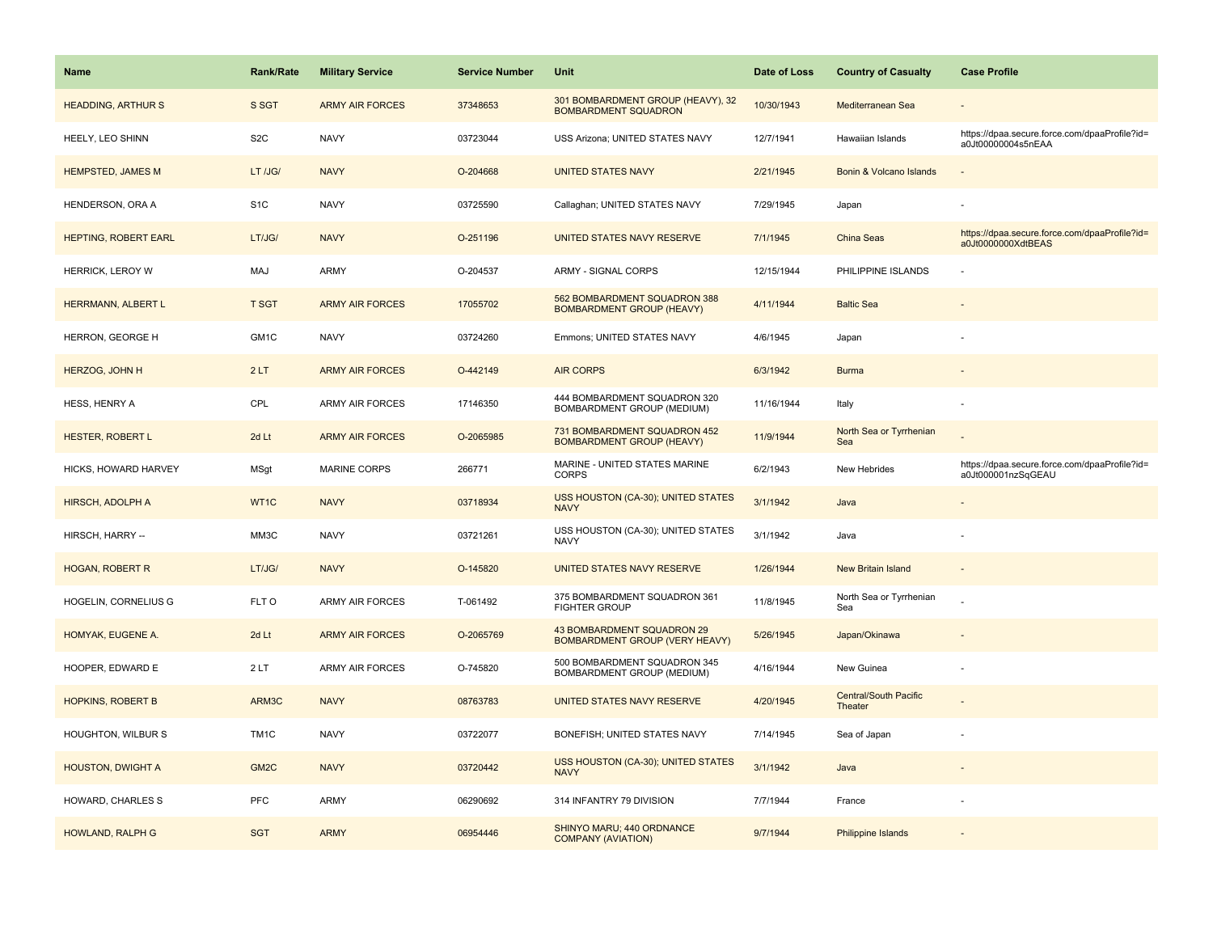| Name | Rank/Rate | Military Service | Service Number | Unit | Date of Loss | Country of Casualty | Case Profile |
|---|---|---|---|---|---|---|---|
| HEADDING, ARTHUR S | S SGT | ARMY AIR FORCES | 37348653 | 301 BOMBARDMENT GROUP (HEAVY), 32 BOMBARDMENT SQUADRON | 10/30/1943 | Mediterranean Sea | - |
| HEELY, LEO SHINN | S2C | NAVY | 03723044 | USS Arizona; UNITED STATES NAVY | 12/7/1941 | Hawaiian Islands | https://dpaa.secure.force.com/dpaaProfile?id=a0Jt00000004s5nEAA |
| HEMPSTED, JAMES M | LT /JG/ | NAVY | O-204668 | UNITED STATES NAVY | 2/21/1945 | Bonin & Volcano Islands | - |
| HENDERSON, ORA A | S1C | NAVY | 03725590 | Callaghan; UNITED STATES NAVY | 7/29/1945 | Japan | - |
| HEPTING, ROBERT EARL | LT/JG/ | NAVY | O-251196 | UNITED STATES NAVY RESERVE | 7/1/1945 | China Seas | https://dpaa.secure.force.com/dpaaProfile?id=a0Jt0000000XdtBEAS |
| HERRICK, LEROY W | MAJ | ARMY | O-204537 | ARMY - SIGNAL CORPS | 12/15/1944 | PHILIPPINE ISLANDS | - |
| HERRMANN, ALBERT L | T SGT | ARMY AIR FORCES | 17055702 | 562 BOMBARDMENT SQUADRON 388 BOMBARDMENT GROUP (HEAVY) | 4/11/1944 | Baltic Sea | - |
| HERRON, GEORGE H | GM1C | NAVY | 03724260 | Emmons; UNITED STATES NAVY | 4/6/1945 | Japan | - |
| HERZOG, JOHN H | 2 LT | ARMY AIR FORCES | O-442149 | AIR CORPS | 6/3/1942 | Burma | - |
| HESS, HENRY A | CPL | ARMY AIR FORCES | 17146350 | 444 BOMBARDMENT SQUADRON 320 BOMBARDMENT GROUP (MEDIUM) | 11/16/1944 | Italy | - |
| HESTER, ROBERT L | 2d Lt | ARMY AIR FORCES | O-2065985 | 731 BOMBARDMENT SQUADRON 452 BOMBARDMENT GROUP (HEAVY) | 11/9/1944 | North Sea or Tyrrhenian Sea | - |
| HICKS, HOWARD HARVEY | MSgt | MARINE CORPS | 266771 | MARINE - UNITED STATES MARINE CORPS | 6/2/1943 | New Hebrides | https://dpaa.secure.force.com/dpaaProfile?id=a0Jt000001nzSqGEAU |
| HIRSCH, ADOLPH A | WT1C | NAVY | 03718934 | USS HOUSTON (CA-30); UNITED STATES NAVY | 3/1/1942 | Java | - |
| HIRSCH, HARRY -- | MM3C | NAVY | 03721261 | USS HOUSTON (CA-30); UNITED STATES NAVY | 3/1/1942 | Java | - |
| HOGAN, ROBERT R | LT/JG/ | NAVY | O-145820 | UNITED STATES NAVY RESERVE | 1/26/1944 | New Britain Island | - |
| HOGELIN, CORNELIUS G | FLT O | ARMY AIR FORCES | T-061492 | 375 BOMBARDMENT SQUADRON 361 FIGHTER GROUP | 11/8/1945 | North Sea or Tyrrhenian Sea | - |
| HOMYAK, EUGENE A. | 2d Lt | ARMY AIR FORCES | O-2065769 | 43 BOMBARDMENT SQUADRON 29 BOMBARDMENT GROUP (VERY HEAVY) | 5/26/1945 | Japan/Okinawa | - |
| HOOPER, EDWARD E | 2 LT | ARMY AIR FORCES | O-745820 | 500 BOMBARDMENT SQUADRON 345 BOMBARDMENT GROUP (MEDIUM) | 4/16/1944 | New Guinea | - |
| HOPKINS, ROBERT B | ARM3C | NAVY | 08763783 | UNITED STATES NAVY RESERVE | 4/20/1945 | Central/South Pacific Theater | - |
| HOUGHTON, WILBUR S | TM1C | NAVY | 03722077 | BONEFISH; UNITED STATES NAVY | 7/14/1945 | Sea of Japan | - |
| HOUSTON, DWIGHT A | GM2C | NAVY | 03720442 | USS HOUSTON (CA-30); UNITED STATES NAVY | 3/1/1942 | Java | - |
| HOWARD, CHARLES S | PFC | ARMY | 06290692 | 314 INFANTRY 79 DIVISION | 7/7/1944 | France | - |
| HOWLAND, RALPH G | SGT | ARMY | 06954446 | SHINYO MARU; 440 ORDNANCE COMPANY (AVIATION) | 9/7/1944 | Philippine Islands | - |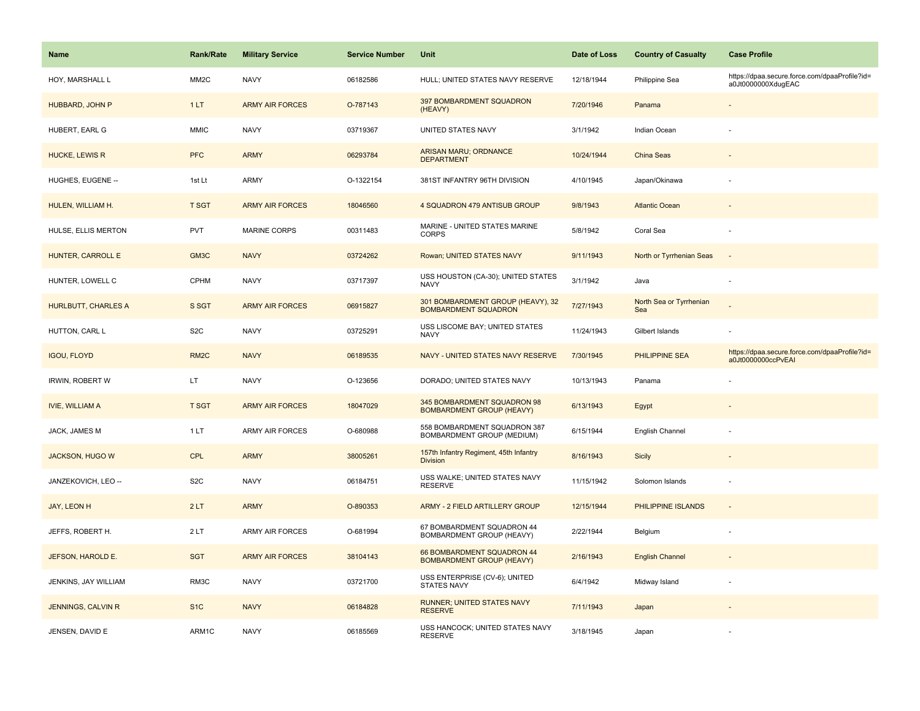| Name | Rank/Rate | Military Service | Service Number | Unit | Date of Loss | Country of Casualty | Case Profile |
|---|---|---|---|---|---|---|---|
| HOY, MARSHALL L | MM2C | NAVY | 06182586 | HULL; UNITED STATES NAVY RESERVE | 12/18/1944 | Philippine Sea | https://dpaa.secure.force.com/dpaaProfile?id=a0Jt0000000XdugEAC |
| HUBBARD, JOHN P | 1 LT | ARMY AIR FORCES | O-787143 | 397 BOMBARDMENT SQUADRON (HEAVY) | 7/20/1946 | Panama | - |
| HUBERT, EARL G | MMIC | NAVY | 03719367 | UNITED STATES NAVY | 3/1/1942 | Indian Ocean | - |
| HUCKE, LEWIS R | PFC | ARMY | 06293784 | ARISAN MARU; ORDNANCE DEPARTMENT | 10/24/1944 | China Seas | - |
| HUGHES, EUGENE -- | 1st Lt | ARMY | O-1322154 | 381ST INFANTRY 96TH DIVISION | 4/10/1945 | Japan/Okinawa | - |
| HULEN, WILLIAM H. | T SGT | ARMY AIR FORCES | 18046560 | 4 SQUADRON 479 ANTISUB GROUP | 9/8/1943 | Atlantic Ocean | - |
| HULSE, ELLIS MERTON | PVT | MARINE CORPS | 00311483 | MARINE - UNITED STATES MARINE CORPS | 5/8/1942 | Coral Sea | - |
| HUNTER, CARROLL E | GM3C | NAVY | 03724262 | Rowan; UNITED STATES NAVY | 9/11/1943 | North or Tyrrhenian Seas | - |
| HUNTER, LOWELL C | CPHM | NAVY | 03717397 | USS HOUSTON (CA-30); UNITED STATES NAVY | 3/1/1942 | Java | - |
| HURLBUTT, CHARLES A | S SGT | ARMY AIR FORCES | 06915827 | 301 BOMBARDMENT GROUP (HEAVY), 32 BOMBARDMENT SQUADRON | 7/27/1943 | North Sea or Tyrrhenian Sea | - |
| HUTTON, CARL L | S2C | NAVY | 03725291 | USS LISCOME BAY; UNITED STATES NAVY | 11/24/1943 | Gilbert Islands | - |
| IGOU, FLOYD | RM2C | NAVY | 06189535 | NAVY - UNITED STATES NAVY RESERVE | 7/30/1945 | PHILIPPINE SEA | https://dpaa.secure.force.com/dpaaProfile?id=a0Jt0000000ccPvEAI |
| IRWIN, ROBERT W | LT | NAVY | O-123656 | DORADO; UNITED STATES NAVY | 10/13/1943 | Panama | - |
| IVIE, WILLIAM A | T SGT | ARMY AIR FORCES | 18047029 | 345 BOMBARDMENT SQUADRON 98 BOMBARDMENT GROUP (HEAVY) | 6/13/1943 | Egypt | - |
| JACK, JAMES M | 1 LT | ARMY AIR FORCES | O-680988 | 558 BOMBARDMENT SQUADRON 387 BOMBARDMENT GROUP (MEDIUM) | 6/15/1944 | English Channel | - |
| JACKSON, HUGO W | CPL | ARMY | 38005261 | 157th Infantry Regiment, 45th Infantry Division | 8/16/1943 | Sicily | - |
| JANZEKOVICH, LEO -- | S2C | NAVY | 06184751 | USS WALKE; UNITED STATES NAVY RESERVE | 11/15/1942 | Solomon Islands | - |
| JAY, LEON H | 2 LT | ARMY | O-890353 | ARMY - 2 FIELD ARTILLERY GROUP | 12/15/1944 | PHILIPPINE ISLANDS | - |
| JEFFS, ROBERT H. | 2 LT | ARMY AIR FORCES | O-681994 | 67 BOMBARDMENT SQUADRON 44 BOMBARDMENT GROUP (HEAVY) | 2/22/1944 | Belgium | - |
| JEFSON, HAROLD E. | SGT | ARMY AIR FORCES | 38104143 | 66 BOMBARDMENT SQUADRON 44 BOMBARDMENT GROUP (HEAVY) | 2/16/1943 | English Channel | - |
| JENKINS, JAY WILLIAM | RM3C | NAVY | 03721700 | USS ENTERPRISE (CV-6); UNITED STATES NAVY | 6/4/1942 | Midway Island | - |
| JENNINGS, CALVIN R | S1C | NAVY | 06184828 | RUNNER; UNITED STATES NAVY RESERVE | 7/11/1943 | Japan | - |
| JENSEN, DAVID E | ARM1C | NAVY | 06185569 | USS HANCOCK; UNITED STATES NAVY RESERVE | 3/18/1945 | Japan | - |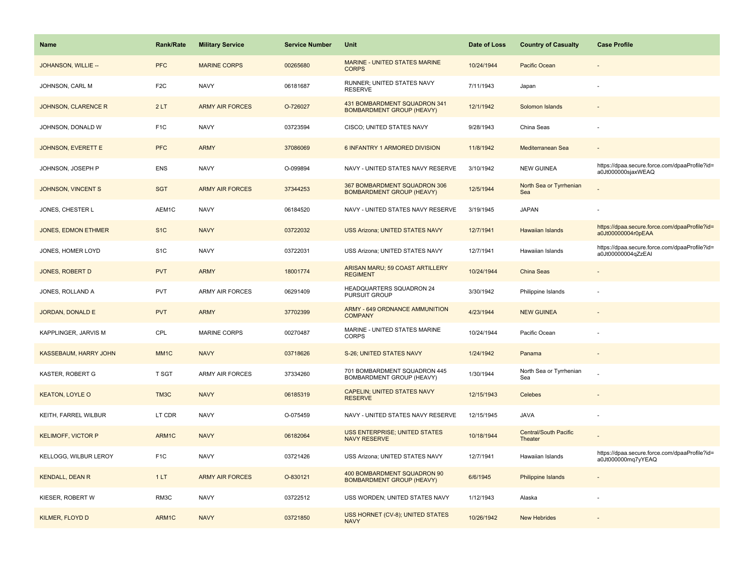| Name | Rank/Rate | Military Service | Service Number | Unit | Date of Loss | Country of Casualty | Case Profile |
|---|---|---|---|---|---|---|---|
| JOHANSON, WILLIE -- | PFC | MARINE CORPS | 00265680 | MARINE - UNITED STATES MARINE CORPS | 10/24/1944 | Pacific Ocean | - |
| JOHNSON, CARL M | F2C | NAVY | 06181687 | RUNNER; UNITED STATES NAVY RESERVE | 7/11/1943 | Japan | - |
| JOHNSON, CLARENCE R | 2 LT | ARMY AIR FORCES | O-726027 | 431 BOMBARDMENT SQUADRON 341 BOMBARDMENT GROUP (HEAVY) | 12/1/1942 | Solomon Islands | - |
| JOHNSON, DONALD W | F1C | NAVY | 03723594 | CISCO; UNITED STATES NAVY | 9/28/1943 | China Seas | - |
| JOHNSON, EVERETT E | PFC | ARMY | 37086069 | 6 INFANTRY 1 ARMORED DIVISION | 11/8/1942 | Mediterranean Sea | - |
| JOHNSON, JOSEPH P | ENS | NAVY | O-099894 | NAVY - UNITED STATES NAVY RESERVE | 3/10/1942 | NEW GUINEA | https://dpaa.secure.force.com/dpaaProfile?id=a0Jt000000sjaxWEAQ |
| JOHNSON, VINCENT S | SGT | ARMY AIR FORCES | 37344253 | 367 BOMBARDMENT SQUADRON 306 BOMBARDMENT GROUP (HEAVY) | 12/5/1944 | North Sea or Tyrrhenian Sea | - |
| JONES, CHESTER L | AEM1C | NAVY | 06184520 | NAVY - UNITED STATES NAVY RESERVE | 3/19/1945 | JAPAN | - |
| JONES, EDMON ETHMER | S1C | NAVY | 03722032 | USS Arizona; UNITED STATES NAVY | 12/7/1941 | Hawaiian Islands | https://dpaa.secure.force.com/dpaaProfile?id=a0Jt00000004r0pEAA |
| JONES, HOMER LOYD | S1C | NAVY | 03722031 | USS Arizona; UNITED STATES NAVY | 12/7/1941 | Hawaiian Islands | https://dpaa.secure.force.com/dpaaProfile?id=a0Jt00000004qZzEAI |
| JONES, ROBERT D | PVT | ARMY | 18001774 | ARISAN MARU; 59 COAST ARTILLERY REGIMENT | 10/24/1944 | China Seas | - |
| JONES, ROLLAND A | PVT | ARMY AIR FORCES | 06291409 | HEADQUARTERS SQUADRON 24 PURSUIT GROUP | 3/30/1942 | Philippine Islands | - |
| JORDAN, DONALD E | PVT | ARMY | 37702399 | ARMY - 649 ORDNANCE AMMUNITION COMPANY | 4/23/1944 | NEW GUINEA | - |
| KAPPLINGER, JARVIS M | CPL | MARINE CORPS | 00270487 | MARINE - UNITED STATES MARINE CORPS | 10/24/1944 | Pacific Ocean | - |
| KASSEBAUM, HARRY JOHN | MM1C | NAVY | 03718626 | S-26; UNITED STATES NAVY | 1/24/1942 | Panama | - |
| KASTER, ROBERT G | T SGT | ARMY AIR FORCES | 37334260 | 701 BOMBARDMENT SQUADRON 445 BOMBARDMENT GROUP (HEAVY) | 1/30/1944 | North Sea or Tyrrhenian Sea | - |
| KEATON, LOYLE O | TM3C | NAVY | 06185319 | CAPELIN; UNITED STATES NAVY RESERVE | 12/15/1943 | Celebes | - |
| KEITH, FARREL WILBUR | LT CDR | NAVY | O-075459 | NAVY - UNITED STATES NAVY RESERVE | 12/15/1945 | JAVA | - |
| KELIMOFF, VICTOR P | ARM1C | NAVY | 06182064 | USS ENTERPRISE; UNITED STATES NAVY RESERVE | 10/18/1944 | Central/South Pacific Theater | - |
| KELLOGG, WILBUR LEROY | F1C | NAVY | 03721426 | USS Arizona; UNITED STATES NAVY | 12/7/1941 | Hawaiian Islands | https://dpaa.secure.force.com/dpaaProfile?id=a0Jt000000mq7yYEAQ |
| KENDALL, DEAN R | 1 LT | ARMY AIR FORCES | O-830121 | 400 BOMBARDMENT SQUADRON 90 BOMBARDMENT GROUP (HEAVY) | 6/6/1945 | Philippine Islands | - |
| KIESER, ROBERT W | RM3C | NAVY | 03722512 | USS WORDEN; UNITED STATES NAVY | 1/12/1943 | Alaska | - |
| KILMER, FLOYD D | ARM1C | NAVY | 03721850 | USS HORNET (CV-8); UNITED STATES NAVY | 10/26/1942 | New Hebrides | - |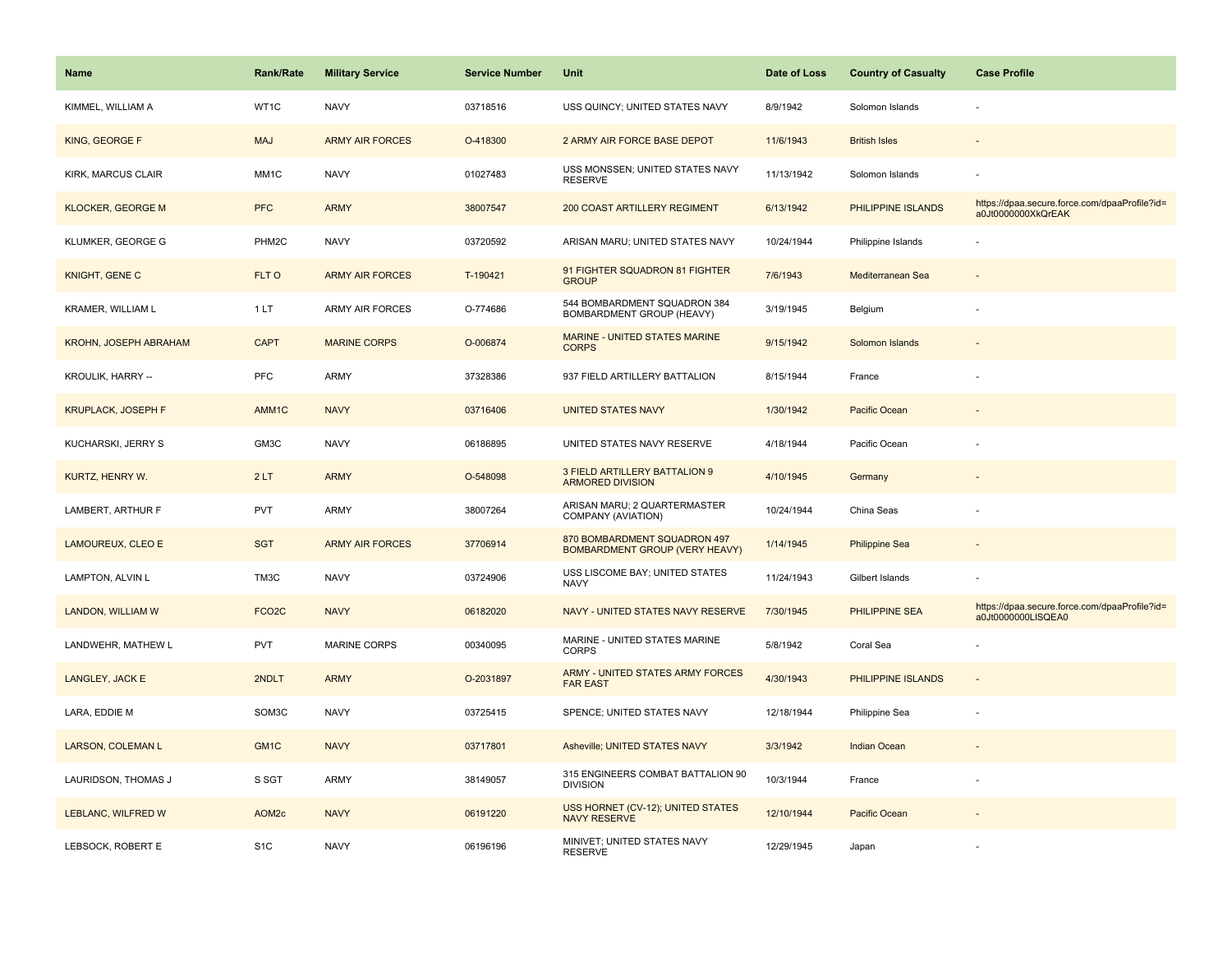| Name | Rank/Rate | Military Service | Service Number | Unit | Date of Loss | Country of Casualty | Case Profile |
|---|---|---|---|---|---|---|---|
| KIMMEL, WILLIAM A | WT1C | NAVY | 03718516 | USS QUINCY; UNITED STATES NAVY | 8/9/1942 | Solomon Islands | - |
| KING, GEORGE F | MAJ | ARMY AIR FORCES | O-418300 | 2 ARMY AIR FORCE BASE DEPOT | 11/6/1943 | British Isles | - |
| KIRK, MARCUS CLAIR | MM1C | NAVY | 01027483 | USS MONSSEN; UNITED STATES NAVY RESERVE | 11/13/1942 | Solomon Islands | - |
| KLOCKER, GEORGE M | PFC | ARMY | 38007547 | 200 COAST ARTILLERY REGIMENT | 6/13/1942 | PHILIPPINE ISLANDS | https://dpaa.secure.force.com/dpaaProfile?id=a0Jt0000000XkQrEAK |
| KLUMKER, GEORGE G | PHM2C | NAVY | 03720592 | ARISAN MARU; UNITED STATES NAVY | 10/24/1944 | Philippine Islands | - |
| KNIGHT, GENE C | FLT O | ARMY AIR FORCES | T-190421 | 91 FIGHTER SQUADRON 81 FIGHTER GROUP | 7/6/1943 | Mediterranean Sea | - |
| KRAMER, WILLIAM L | 1 LT | ARMY AIR FORCES | O-774686 | 544 BOMBARDMENT SQUADRON 384 BOMBARDMENT GROUP (HEAVY) | 3/19/1945 | Belgium | - |
| KROHN, JOSEPH ABRAHAM | CAPT | MARINE CORPS | O-006874 | MARINE - UNITED STATES MARINE CORPS | 9/15/1942 | Solomon Islands | - |
| KROULIK, HARRY -- | PFC | ARMY | 37328386 | 937 FIELD ARTILLERY BATTALION | 8/15/1944 | France | - |
| KRUPLACK, JOSEPH F | AMM1C | NAVY | 03716406 | UNITED STATES NAVY | 1/30/1942 | Pacific Ocean | - |
| KUCHARSKI, JERRY S | GM3C | NAVY | 06186895 | UNITED STATES NAVY RESERVE | 4/18/1944 | Pacific Ocean | - |
| KURTZ, HENRY W. | 2 LT | ARMY | O-548098 | 3 FIELD ARTILLERY BATTALION 9 ARMORED DIVISION | 4/10/1945 | Germany | - |
| LAMBERT, ARTHUR F | PVT | ARMY | 38007264 | ARISAN MARU; 2 QUARTERMASTER COMPANY (AVIATION) | 10/24/1944 | China Seas | - |
| LAMOUREUX, CLEO E | SGT | ARMY AIR FORCES | 37706914 | 870 BOMBARDMENT SQUADRON 497 BOMBARDMENT GROUP (VERY HEAVY) | 1/14/1945 | Philippine Sea | - |
| LAMPTON, ALVIN L | TM3C | NAVY | 03724906 | USS LISCOME BAY; UNITED STATES NAVY | 11/24/1943 | Gilbert Islands | - |
| LANDON, WILLIAM W | FCO2C | NAVY | 06182020 | NAVY - UNITED STATES NAVY RESERVE | 7/30/1945 | PHILIPPINE SEA | https://dpaa.secure.force.com/dpaaProfile?id=a0Jt0000000LlSQEA0 |
| LANDWEHR, MATHEW L | PVT | MARINE CORPS | 00340095 | MARINE - UNITED STATES MARINE CORPS | 5/8/1942 | Coral Sea | - |
| LANGLEY, JACK E | 2NDLT | ARMY | O-2031897 | ARMY - UNITED STATES ARMY FORCES FAR EAST | 4/30/1943 | PHILIPPINE ISLANDS | - |
| LARA, EDDIE M | SOM3C | NAVY | 03725415 | SPENCE; UNITED STATES NAVY | 12/18/1944 | Philippine Sea | - |
| LARSON, COLEMAN L | GM1C | NAVY | 03717801 | Asheville; UNITED STATES NAVY | 3/3/1942 | Indian Ocean | - |
| LAURIDSON, THOMAS J | S SGT | ARMY | 38149057 | 315 ENGINEERS COMBAT BATTALION 90 DIVISION | 10/3/1944 | France | - |
| LEBLANC, WILFRED W | AOM2c | NAVY | 06191220 | USS HORNET (CV-12); UNITED STATES NAVY RESERVE | 12/10/1944 | Pacific Ocean | - |
| LEBSOCK, ROBERT E | S1C | NAVY | 06196196 | MINIVET; UNITED STATES NAVY RESERVE | 12/29/1945 | Japan | - |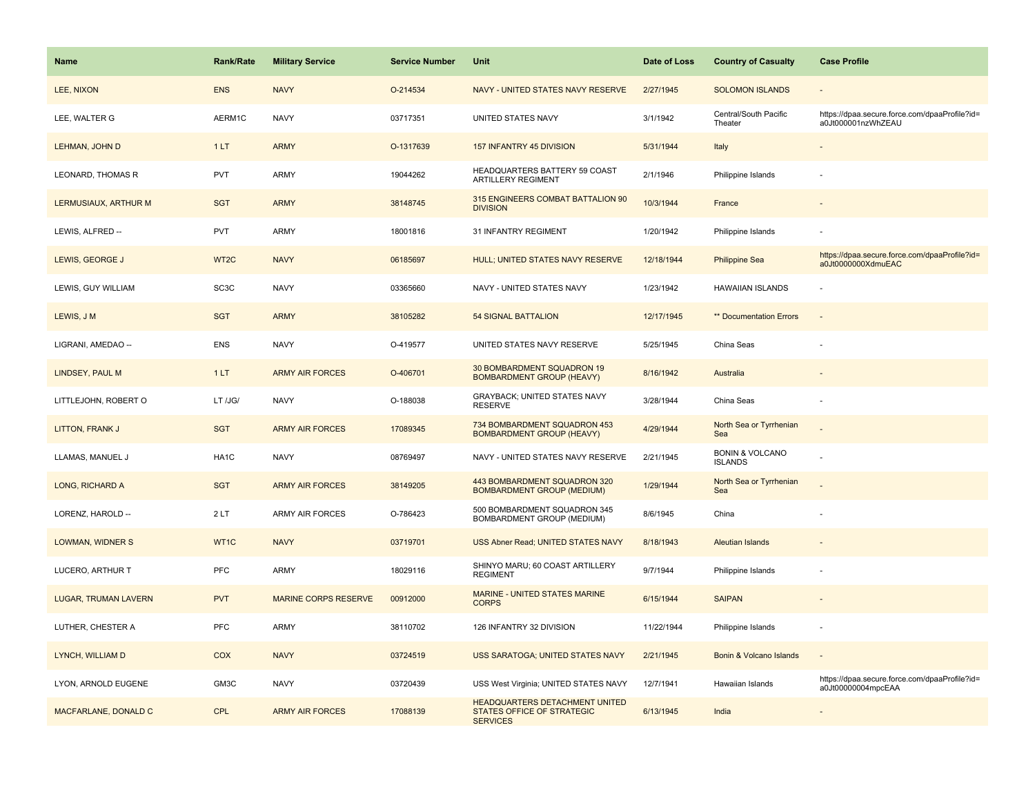| Name | Rank/Rate | Military Service | Service Number | Unit | Date of Loss | Country of Casualty | Case Profile |
|---|---|---|---|---|---|---|---|
| LEE, NIXON | ENS | NAVY | O-214534 | NAVY - UNITED STATES NAVY RESERVE | 2/27/1945 | SOLOMON ISLANDS | - |
| LEE, WALTER G | AERM1C | NAVY | 03717351 | UNITED STATES NAVY | 3/1/1942 | Central/South Pacific Theater | https://dpaa.secure.force.com/dpaaProfile?id=a0Jt000001nzWhZEAU |
| LEHMAN, JOHN D | 1 LT | ARMY | O-1317639 | 157 INFANTRY 45 DIVISION | 5/31/1944 | Italy | - |
| LEONARD, THOMAS R | PVT | ARMY | 19044262 | HEADQUARTERS BATTERY 59 COAST ARTILLERY REGIMENT | 2/1/1946 | Philippine Islands | - |
| LERMUSIAUX, ARTHUR M | SGT | ARMY | 38148745 | 315 ENGINEERS COMBAT BATTALION 90 DIVISION | 10/3/1944 | France | - |
| LEWIS, ALFRED -- | PVT | ARMY | 18001816 | 31 INFANTRY REGIMENT | 1/20/1942 | Philippine Islands | - |
| LEWIS, GEORGE J | WT2C | NAVY | 06185697 | HULL; UNITED STATES NAVY RESERVE | 12/18/1944 | Philippine Sea | https://dpaa.secure.force.com/dpaaProfile?id=a0Jt0000000XdmuEAC |
| LEWIS, GUY WILLIAM | SC3C | NAVY | 03365660 | NAVY - UNITED STATES NAVY | 1/23/1942 | HAWAIIAN ISLANDS | - |
| LEWIS, J M | SGT | ARMY | 38105282 | 54 SIGNAL BATTALION | 12/17/1945 | ** Documentation Errors | - |
| LIGRANI, AMEDAO -- | ENS | NAVY | O-419577 | UNITED STATES NAVY RESERVE | 5/25/1945 | China Seas | - |
| LINDSEY, PAUL M | 1 LT | ARMY AIR FORCES | O-406701 | 30 BOMBARDMENT SQUADRON 19 BOMBARDMENT GROUP (HEAVY) | 8/16/1942 | Australia | - |
| LITTLEJOHN, ROBERT O | LT /JG/ | NAVY | O-188038 | GRAYBACK; UNITED STATES NAVY RESERVE | 3/28/1944 | China Seas | - |
| LITTON, FRANK J | SGT | ARMY AIR FORCES | 17089345 | 734 BOMBARDMENT SQUADRON 453 BOMBARDMENT GROUP (HEAVY) | 4/29/1944 | North Sea or Tyrrhenian Sea | - |
| LLAMAS, MANUEL J | HA1C | NAVY | 08769497 | NAVY - UNITED STATES NAVY RESERVE | 2/21/1945 | BONIN & VOLCANO ISLANDS | - |
| LONG, RICHARD A | SGT | ARMY AIR FORCES | 38149205 | 443 BOMBARDMENT SQUADRON 320 BOMBARDMENT GROUP (MEDIUM) | 1/29/1944 | North Sea or Tyrrhenian Sea | - |
| LORENZ, HAROLD -- | 2 LT | ARMY AIR FORCES | O-786423 | 500 BOMBARDMENT SQUADRON 345 BOMBARDMENT GROUP (MEDIUM) | 8/6/1945 | China | - |
| LOWMAN, WIDNER S | WT1C | NAVY | 03719701 | USS Abner Read; UNITED STATES NAVY | 8/18/1943 | Aleutian Islands | - |
| LUCERO, ARTHUR T | PFC | ARMY | 18029116 | SHINYO MARU; 60 COAST ARTILLERY REGIMENT | 9/7/1944 | Philippine Islands | - |
| LUGAR, TRUMAN LAVERN | PVT | MARINE CORPS RESERVE | 00912000 | MARINE - UNITED STATES MARINE CORPS | 6/15/1944 | SAIPAN | - |
| LUTHER, CHESTER A | PFC | ARMY | 38110702 | 126 INFANTRY 32 DIVISION | 11/22/1944 | Philippine Islands | - |
| LYNCH, WILLIAM D | COX | NAVY | 03724519 | USS SARATOGA; UNITED STATES NAVY | 2/21/1945 | Bonin & Volcano Islands | - |
| LYON, ARNOLD EUGENE | GM3C | NAVY | 03720439 | USS West Virginia; UNITED STATES NAVY | 12/7/1941 | Hawaiian Islands | https://dpaa.secure.force.com/dpaaProfile?id=a0Jt00000004mpcEAA |
| MACFARLANE, DONALD C | CPL | ARMY AIR FORCES | 17088139 | HEADQUARTERS DETACHMENT UNITED STATES OFFICE OF STRATEGIC SERVICES | 6/13/1945 | India | - |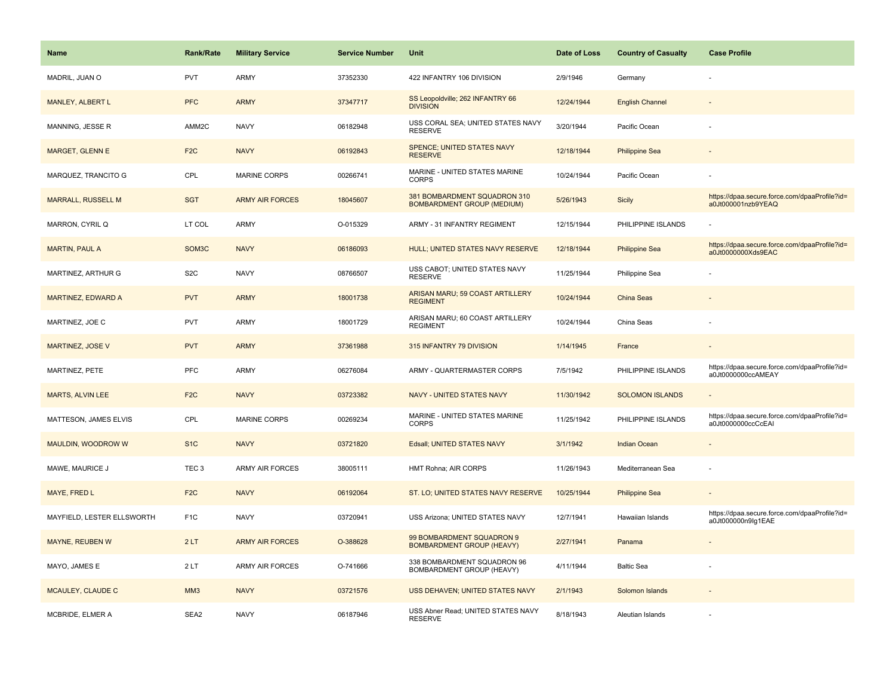| Name | Rank/Rate | Military Service | Service Number | Unit | Date of Loss | Country of Casualty | Case Profile |
|---|---|---|---|---|---|---|---|
| MADRIL, JUAN O | PVT | ARMY | 37352330 | 422 INFANTRY 106 DIVISION | 2/9/1946 | Germany | - |
| MANLEY, ALBERT L | PFC | ARMY | 37347717 | SS Leopoldville; 262 INFANTRY 66 DIVISION | 12/24/1944 | English Channel | - |
| MANNING, JESSE R | AMM2C | NAVY | 06182948 | USS CORAL SEA; UNITED STATES NAVY RESERVE | 3/20/1944 | Pacific Ocean | - |
| MARGET, GLENN E | F2C | NAVY | 06192843 | SPENCE; UNITED STATES NAVY RESERVE | 12/18/1944 | Philippine Sea | - |
| MARQUEZ, TRANCITO G | CPL | MARINE CORPS | 00266741 | MARINE - UNITED STATES MARINE CORPS | 10/24/1944 | Pacific Ocean | - |
| MARRALL, RUSSELL M | SGT | ARMY AIR FORCES | 18045607 | 381 BOMBARDMENT SQUADRON 310 BOMBARDMENT GROUP (MEDIUM) | 5/26/1943 | Sicily | https://dpaa.secure.force.com/dpaaProfile?id=a0Jt000001nzb9YEAQ |
| MARRON, CYRIL Q | LT COL | ARMY | O-015329 | ARMY - 31 INFANTRY REGIMENT | 12/15/1944 | PHILIPPINE ISLANDS | - |
| MARTIN, PAUL A | SOM3C | NAVY | 06186093 | HULL; UNITED STATES NAVY RESERVE | 12/18/1944 | Philippine Sea | https://dpaa.secure.force.com/dpaaProfile?id=a0Jt0000000Xds9EAC |
| MARTINEZ, ARTHUR G | S2C | NAVY | 08766507 | USS CABOT; UNITED STATES NAVY RESERVE | 11/25/1944 | Philippine Sea | - |
| MARTINEZ, EDWARD A | PVT | ARMY | 18001738 | ARISAN MARU; 59 COAST ARTILLERY REGIMENT | 10/24/1944 | China Seas | - |
| MARTINEZ, JOE C | PVT | ARMY | 18001729 | ARISAN MARU; 60 COAST ARTILLERY REGIMENT | 10/24/1944 | China Seas | - |
| MARTINEZ, JOSE V | PVT | ARMY | 37361988 | 315 INFANTRY 79 DIVISION | 1/14/1945 | France | - |
| MARTINEZ, PETE | PFC | ARMY | 06276084 | ARMY - QUARTERMASTER CORPS | 7/5/1942 | PHILIPPINE ISLANDS | https://dpaa.secure.force.com/dpaaProfile?id=a0Jt0000000ccAMEAY |
| MARTS, ALVIN LEE | F2C | NAVY | 03723382 | NAVY - UNITED STATES NAVY | 11/30/1942 | SOLOMON ISLANDS | - |
| MATTESON, JAMES ELVIS | CPL | MARINE CORPS | 00269234 | MARINE - UNITED STATES MARINE CORPS | 11/25/1942 | PHILIPPINE ISLANDS | https://dpaa.secure.force.com/dpaaProfile?id=a0Jt0000000ccCcEAI |
| MAULDIN, WOODROW W | S1C | NAVY | 03721820 | Edsall; UNITED STATES NAVY | 3/1/1942 | Indian Ocean | - |
| MAWE, MAURICE J | TEC 3 | ARMY AIR FORCES | 38005111 | HMT Rohna; AIR CORPS | 11/26/1943 | Mediterranean Sea | - |
| MAYE, FRED L | F2C | NAVY | 06192064 | ST. LO; UNITED STATES NAVY RESERVE | 10/25/1944 | Philippine Sea | - |
| MAYFIELD, LESTER ELLSWORTH | F1C | NAVY | 03720941 | USS Arizona; UNITED STATES NAVY | 12/7/1941 | Hawaiian Islands | https://dpaa.secure.force.com/dpaaProfile?id=a0Jt000000n9lg1EAE |
| MAYNE, REUBEN W | 2 LT | ARMY AIR FORCES | O-388628 | 99 BOMBARDMENT SQUADRON 9 BOMBARDMENT GROUP (HEAVY) | 2/27/1941 | Panama | - |
| MAYO, JAMES E | 2 LT | ARMY AIR FORCES | O-741666 | 338 BOMBARDMENT SQUADRON 96 BOMBARDMENT GROUP (HEAVY) | 4/11/1944 | Baltic Sea | - |
| MCAULEY, CLAUDE C | MM3 | NAVY | 03721576 | USS DEHAVEN; UNITED STATES NAVY | 2/1/1943 | Solomon Islands | - |
| MCBRIDE, ELMER A | SEA2 | NAVY | 06187946 | USS Abner Read; UNITED STATES NAVY RESERVE | 8/18/1943 | Aleutian Islands | - |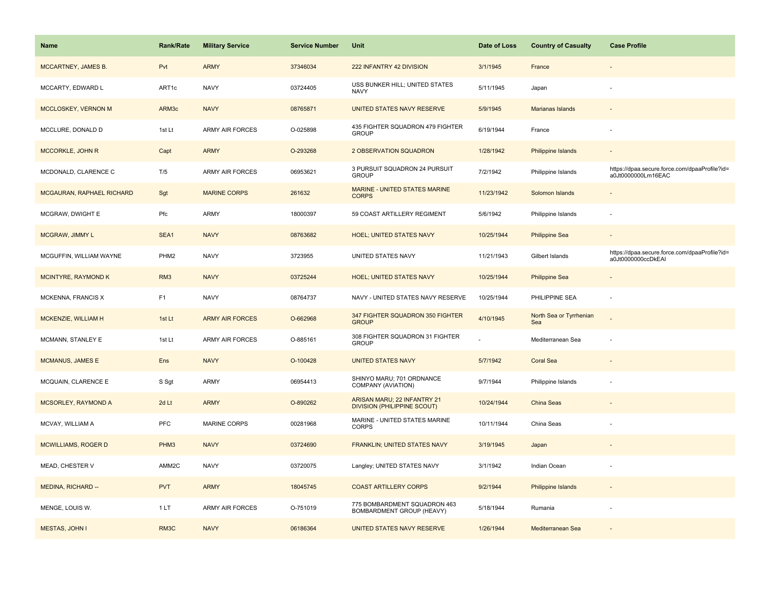| Name | Rank/Rate | Military Service | Service Number | Unit | Date of Loss | Country of Casualty | Case Profile |
|---|---|---|---|---|---|---|---|
| MCCARTNEY, JAMES B. | Pvt | ARMY | 37346034 | 222 INFANTRY 42 DIVISION | 3/1/1945 | France | - |
| MCCARTY, EDWARD L | ART1c | NAVY | 03724405 | USS BUNKER HILL; UNITED STATES NAVY | 5/11/1945 | Japan | - |
| MCCLOSKEY, VERNON M | ARM3c | NAVY | 08765871 | UNITED STATES NAVY RESERVE | 5/9/1945 | Marianas Islands | - |
| MCCLURE, DONALD D | 1st Lt | ARMY AIR FORCES | O-025898 | 435 FIGHTER SQUADRON 479 FIGHTER GROUP | 6/19/1944 | France | - |
| MCCORKLE, JOHN R | Capt | ARMY | O-293268 | 2 OBSERVATION SQUADRON | 1/28/1942 | Philippine Islands | - |
| MCDONALD, CLARENCE C | T/5 | ARMY AIR FORCES | 06953621 | 3 PURSUIT SQUADRON 24 PURSUIT GROUP | 7/2/1942 | Philippine Islands | https://dpaa.secure.force.com/dpaaProfile?id=a0Jt0000000Lm16EAC |
| MCGAURAN, RAPHAEL RICHARD | Sgt | MARINE CORPS | 261632 | MARINE - UNITED STATES MARINE CORPS | 11/23/1942 | Solomon Islands | - |
| MCGRAW, DWIGHT E | Pfc | ARMY | 18000397 | 59 COAST ARTILLERY REGIMENT | 5/6/1942 | Philippine Islands | - |
| MCGRAW, JIMMY L | SEA1 | NAVY | 08763682 | HOEL; UNITED STATES NAVY | 10/25/1944 | Philippine Sea | - |
| MCGUFFIN, WILLIAM WAYNE | PHM2 | NAVY | 3723955 | UNITED STATES NAVY | 11/21/1943 | Gilbert Islands | https://dpaa.secure.force.com/dpaaProfile?id=a0Jt0000000ccDkEAI |
| MCINTYRE, RAYMOND K | RM3 | NAVY | 03725244 | HOEL; UNITED STATES NAVY | 10/25/1944 | Philippine Sea | - |
| MCKENNA, FRANCIS X | F1 | NAVY | 08764737 | NAVY - UNITED STATES NAVY RESERVE | 10/25/1944 | PHILIPPINE SEA | - |
| MCKENZIE, WILLIAM H | 1st Lt | ARMY AIR FORCES | O-662968 | 347 FIGHTER SQUADRON 350 FIGHTER GROUP | 4/10/1945 | North Sea or Tyrrhenian Sea | - |
| MCMANN, STANLEY E | 1st Lt | ARMY AIR FORCES | O-885161 | 308 FIGHTER SQUADRON 31 FIGHTER GROUP | - | Mediterranean Sea | - |
| MCMANUS, JAMES E | Ens | NAVY | O-100428 | UNITED STATES NAVY | 5/7/1942 | Coral Sea | - |
| MCQUAIN, CLARENCE E | S Sgt | ARMY | 06954413 | SHINYO MARU; 701 ORDNANCE COMPANY (AVIATION) | 9/7/1944 | Philippine Islands | - |
| MCSORLEY, RAYMOND A | 2d Lt | ARMY | O-890262 | ARISAN MARU; 22 INFANTRY 21 DIVISION (PHILIPPINE SCOUT) | 10/24/1944 | China Seas | - |
| MCVAY, WILLIAM A | PFC | MARINE CORPS | 00281968 | MARINE - UNITED STATES MARINE CORPS | 10/11/1944 | China Seas | - |
| MCWILLIAMS, ROGER D | PHM3 | NAVY | 03724690 | FRANKLIN; UNITED STATES NAVY | 3/19/1945 | Japan | - |
| MEAD, CHESTER V | AMM2C | NAVY | 03720075 | Langley; UNITED STATES NAVY | 3/1/1942 | Indian Ocean | - |
| MEDINA, RICHARD -- | PVT | ARMY | 18045745 | COAST ARTILLERY CORPS | 9/2/1944 | Philippine Islands | - |
| MENGE, LOUIS W. | 1 LT | ARMY AIR FORCES | O-751019 | 775 BOMBARDMENT SQUADRON 463 BOMBARDMENT GROUP (HEAVY) | 5/18/1944 | Rumania | - |
| MESTAS, JOHN I | RM3C | NAVY | 06186364 | UNITED STATES NAVY RESERVE | 1/26/1944 | Mediterranean Sea | - |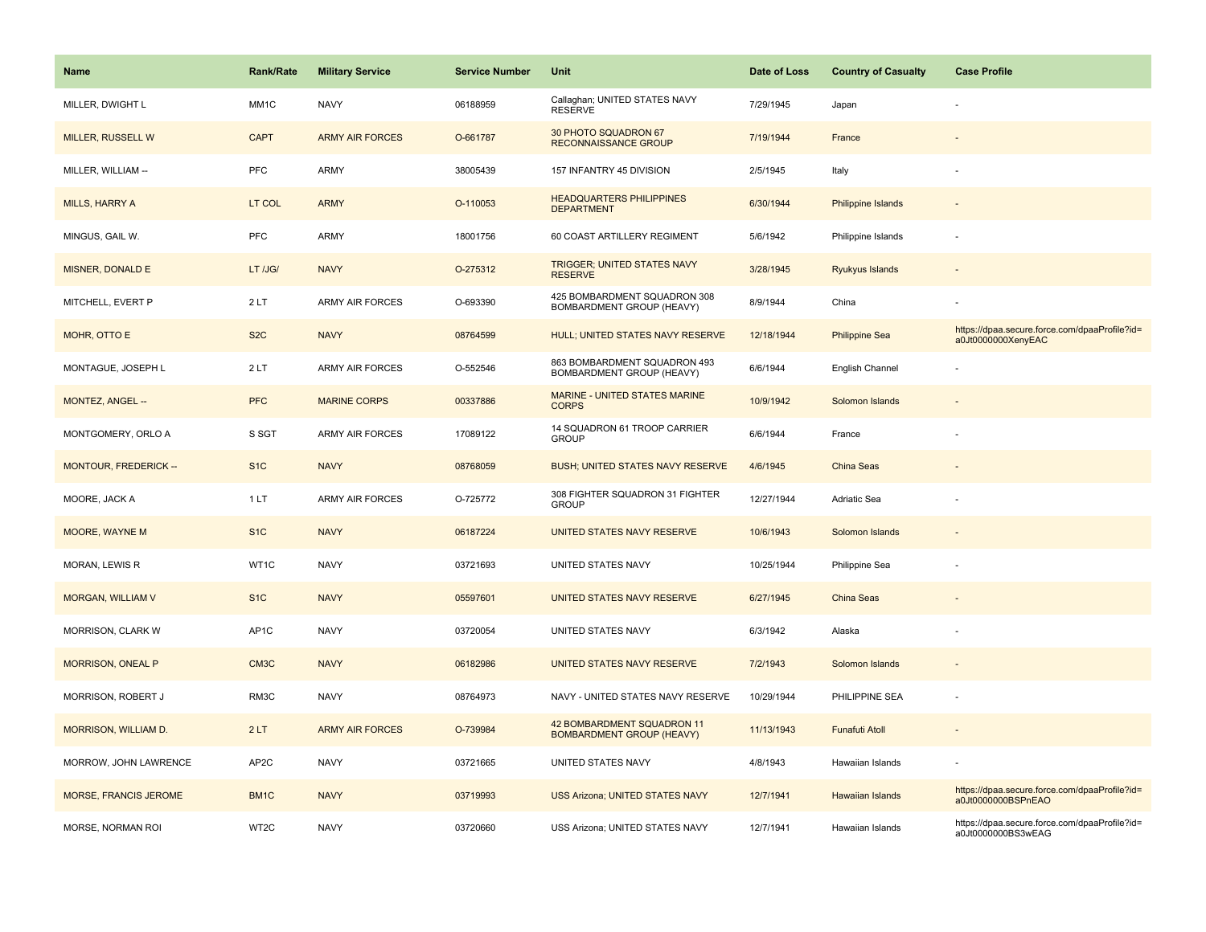| Name | Rank/Rate | Military Service | Service Number | Unit | Date of Loss | Country of Casualty | Case Profile |
|---|---|---|---|---|---|---|---|
| MILLER, DWIGHT L | MM1C | NAVY | 06188959 | Callaghan; UNITED STATES NAVY RESERVE | 7/29/1945 | Japan | - |
| MILLER, RUSSELL W | CAPT | ARMY AIR FORCES | O-661787 | 30 PHOTO SQUADRON 67 RECONNAISSANCE GROUP | 7/19/1944 | France | - |
| MILLER, WILLIAM -- | PFC | ARMY | 38005439 | 157 INFANTRY 45 DIVISION | 2/5/1945 | Italy | - |
| MILLS, HARRY A | LT COL | ARMY | O-110053 | HEADQUARTERS PHILIPPINES DEPARTMENT | 6/30/1944 | Philippine Islands | - |
| MINGUS, GAIL W. | PFC | ARMY | 18001756 | 60 COAST ARTILLERY REGIMENT | 5/6/1942 | Philippine Islands | - |
| MISNER, DONALD E | LT /JG/ | NAVY | O-275312 | TRIGGER; UNITED STATES NAVY RESERVE | 3/28/1945 | Ryukyus Islands | - |
| MITCHELL, EVERT P | 2 LT | ARMY AIR FORCES | O-693390 | 425 BOMBARDMENT SQUADRON 308 BOMBARDMENT GROUP (HEAVY) | 8/9/1944 | China | - |
| MOHR, OTTO E | S2C | NAVY | 08764599 | HULL; UNITED STATES NAVY RESERVE | 12/18/1944 | Philippine Sea | https://dpaa.secure.force.com/dpaaProfile?id=a0Jt0000000XenyEAC |
| MONTAGUE, JOSEPH L | 2 LT | ARMY AIR FORCES | O-552546 | 863 BOMBARDMENT SQUADRON 493 BOMBARDMENT GROUP (HEAVY) | 6/6/1944 | English Channel | - |
| MONTEZ, ANGEL -- | PFC | MARINE CORPS | 00337886 | MARINE - UNITED STATES MARINE CORPS | 10/9/1942 | Solomon Islands | - |
| MONTGOMERY, ORLO A | S SGT | ARMY AIR FORCES | 17089122 | 14 SQUADRON 61 TROOP CARRIER GROUP | 6/6/1944 | France | - |
| MONTOUR, FREDERICK -- | S1C | NAVY | 08768059 | BUSH; UNITED STATES NAVY RESERVE | 4/6/1945 | China Seas | - |
| MOORE, JACK A | 1 LT | ARMY AIR FORCES | O-725772 | 308 FIGHTER SQUADRON 31 FIGHTER GROUP | 12/27/1944 | Adriatic Sea | - |
| MOORE, WAYNE M | S1C | NAVY | 06187224 | UNITED STATES NAVY RESERVE | 10/6/1943 | Solomon Islands | - |
| MORAN, LEWIS R | WT1C | NAVY | 03721693 | UNITED STATES NAVY | 10/25/1944 | Philippine Sea | - |
| MORGAN, WILLIAM V | S1C | NAVY | 05597601 | UNITED STATES NAVY RESERVE | 6/27/1945 | China Seas | - |
| MORRISON, CLARK W | AP1C | NAVY | 03720054 | UNITED STATES NAVY | 6/3/1942 | Alaska | - |
| MORRISON, ONEAL P | CM3C | NAVY | 06182986 | UNITED STATES NAVY RESERVE | 7/2/1943 | Solomon Islands | - |
| MORRISON, ROBERT J | RM3C | NAVY | 08764973 | NAVY - UNITED STATES NAVY RESERVE | 10/29/1944 | PHILIPPINE SEA | - |
| MORRISON, WILLIAM D. | 2 LT | ARMY AIR FORCES | O-739984 | 42 BOMBARDMENT SQUADRON 11 BOMBARDMENT GROUP (HEAVY) | 11/13/1943 | Funafuti Atoll | - |
| MORROW, JOHN LAWRENCE | AP2C | NAVY | 03721665 | UNITED STATES NAVY | 4/8/1943 | Hawaiian Islands | - |
| MORSE, FRANCIS JEROME | BM1C | NAVY | 03719993 | USS Arizona; UNITED STATES NAVY | 12/7/1941 | Hawaiian Islands | https://dpaa.secure.force.com/dpaaProfile?id=a0Jt0000000BSPnEAO |
| MORSE, NORMAN ROI | WT2C | NAVY | 03720660 | USS Arizona; UNITED STATES NAVY | 12/7/1941 | Hawaiian Islands | https://dpaa.secure.force.com/dpaaProfile?id=a0Jt0000000BS3wEAG |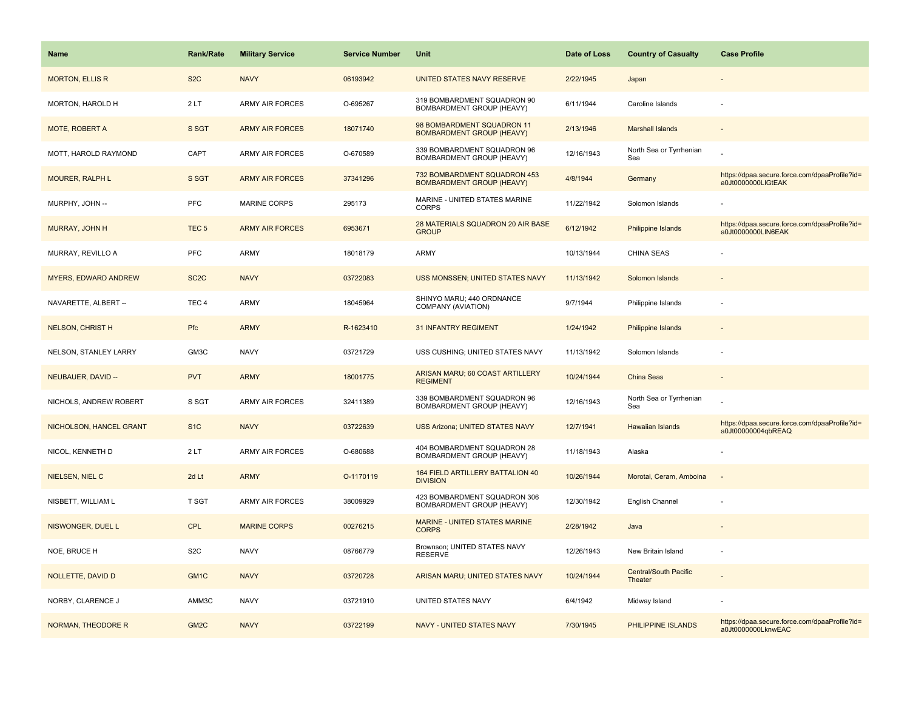| Name | Rank/Rate | Military Service | Service Number | Unit | Date of Loss | Country of Casualty | Case Profile |
|---|---|---|---|---|---|---|---|
| MORTON, ELLIS R | S2C | NAVY | 06193942 | UNITED STATES NAVY RESERVE | 2/22/1945 | Japan | - |
| MORTON, HAROLD H | 2 LT | ARMY AIR FORCES | O-695267 | 319 BOMBARDMENT SQUADRON 90 BOMBARDMENT GROUP (HEAVY) | 6/11/1944 | Caroline Islands | - |
| MOTE, ROBERT A | S SGT | ARMY AIR FORCES | 18071740 | 98 BOMBARDMENT SQUADRON 11 BOMBARDMENT GROUP (HEAVY) | 2/13/1946 | Marshall Islands | - |
| MOTT, HAROLD RAYMOND | CAPT | ARMY AIR FORCES | O-670589 | 339 BOMBARDMENT SQUADRON 96 BOMBARDMENT GROUP (HEAVY) | 12/16/1943 | North Sea or Tyrrhenian Sea | - |
| MOURER, RALPH L | S SGT | ARMY AIR FORCES | 37341296 | 732 BOMBARDMENT SQUADRON 453 BOMBARDMENT GROUP (HEAVY) | 4/8/1944 | Germany | https://dpaa.secure.force.com/dpaaProfile?id=a0Jt0000000LlGtEAK |
| MURPHY, JOHN -- | PFC | MARINE CORPS | 295173 | MARINE - UNITED STATES MARINE CORPS | 11/22/1942 | Solomon Islands | - |
| MURRAY, JOHN H | TEC 5 | ARMY AIR FORCES | 6953671 | 28 MATERIALS SQUADRON 20 AIR BASE GROUP | 6/12/1942 | Philippine Islands | https://dpaa.secure.force.com/dpaaProfile?id=a0Jt0000000LlN6EAK |
| MURRAY, REVILLO A | PFC | ARMY | 18018179 | ARMY | 10/13/1944 | CHINA SEAS | - |
| MYERS, EDWARD ANDREW | SC2C | NAVY | 03722083 | USS MONSSEN; UNITED STATES NAVY | 11/13/1942 | Solomon Islands | - |
| NAVARETTE, ALBERT -- | TEC 4 | ARMY | 18045964 | SHINYO MARU; 440 ORDNANCE COMPANY (AVIATION) | 9/7/1944 | Philippine Islands | - |
| NELSON, CHRIST H | Pfc | ARMY | R-1623410 | 31 INFANTRY REGIMENT | 1/24/1942 | Philippine Islands | - |
| NELSON, STANLEY LARRY | GM3C | NAVY | 03721729 | USS CUSHING; UNITED STATES NAVY | 11/13/1942 | Solomon Islands | - |
| NEUBAUER, DAVID -- | PVT | ARMY | 18001775 | ARISAN MARU; 60 COAST ARTILLERY REGIMENT | 10/24/1944 | China Seas | - |
| NICHOLS, ANDREW ROBERT | S SGT | ARMY AIR FORCES | 32411389 | 339 BOMBARDMENT SQUADRON 96 BOMBARDMENT GROUP (HEAVY) | 12/16/1943 | North Sea or Tyrrhenian Sea | - |
| NICHOLSON, HANCEL GRANT | S1C | NAVY | 03722639 | USS Arizona; UNITED STATES NAVY | 12/7/1941 | Hawaiian Islands | https://dpaa.secure.force.com/dpaaProfile?id=a0Jt00000004qbREAQ |
| NICOL, KENNETH D | 2 LT | ARMY AIR FORCES | O-680688 | 404 BOMBARDMENT SQUADRON 28 BOMBARDMENT GROUP (HEAVY) | 11/18/1943 | Alaska | - |
| NIELSEN, NIEL C | 2d Lt | ARMY | O-1170119 | 164 FIELD ARTILLERY BATTALION 40 DIVISION | 10/26/1944 | Morotai, Ceram, Amboina | - |
| NISBETT, WILLIAM L | T SGT | ARMY AIR FORCES | 38009929 | 423 BOMBARDMENT SQUADRON 306 BOMBARDMENT GROUP (HEAVY) | 12/30/1942 | English Channel | - |
| NISWONGER, DUEL L | CPL | MARINE CORPS | 00276215 | MARINE - UNITED STATES MARINE CORPS | 2/28/1942 | Java | - |
| NOE, BRUCE H | S2C | NAVY | 08766779 | Brownson; UNITED STATES NAVY RESERVE | 12/26/1943 | New Britain Island | - |
| NOLLETTE, DAVID D | GM1C | NAVY | 03720728 | ARISAN MARU; UNITED STATES NAVY | 10/24/1944 | Central/South Pacific Theater | - |
| NORBY, CLARENCE J | AMM3C | NAVY | 03721910 | UNITED STATES NAVY | 6/4/1942 | Midway Island | - |
| NORMAN, THEODORE R | GM2C | NAVY | 03722199 | NAVY - UNITED STATES NAVY | 7/30/1945 | PHILIPPINE ISLANDS | https://dpaa.secure.force.com/dpaaProfile?id=a0Jt0000000LknwEAC |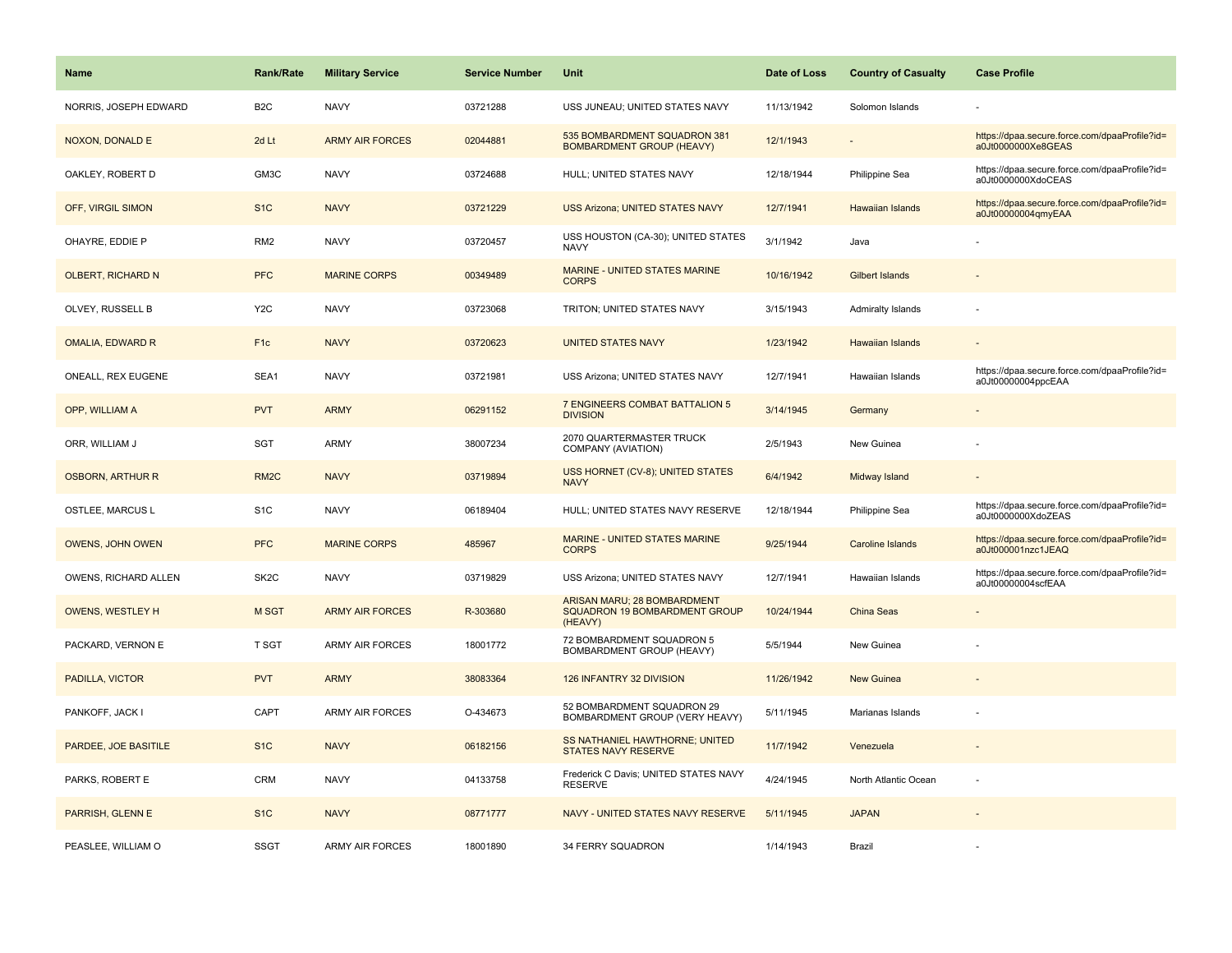| Name | Rank/Rate | Military Service | Service Number | Unit | Date of Loss | Country of Casualty | Case Profile |
|---|---|---|---|---|---|---|---|
| NORRIS, JOSEPH EDWARD | B2C | NAVY | 03721288 | USS JUNEAU; UNITED STATES NAVY | 11/13/1942 | Solomon Islands | - |
| NOXON, DONALD E | 2d Lt | ARMY AIR FORCES | 02044881 | 535 BOMBARDMENT SQUADRON 381 BOMBARDMENT GROUP (HEAVY) | 12/1/1943 | - | https://dpaa.secure.force.com/dpaaProfile?id=a0Jt0000000Xe8GEAS |
| OAKLEY, ROBERT D | GM3C | NAVY | 03724688 | HULL; UNITED STATES NAVY | 12/18/1944 | Philippine Sea | https://dpaa.secure.force.com/dpaaProfile?id=a0Jt0000000XdoCEAS |
| OFF, VIRGIL SIMON | S1C | NAVY | 03721229 | USS Arizona; UNITED STATES NAVY | 12/7/1941 | Hawaiian Islands | https://dpaa.secure.force.com/dpaaProfile?id=a0Jt00000004qmyEAA |
| OHAYRE, EDDIE P | RM2 | NAVY | 03720457 | USS HOUSTON (CA-30); UNITED STATES NAVY | 3/1/1942 | Java | - |
| OLBERT, RICHARD N | PFC | MARINE CORPS | 00349489 | MARINE - UNITED STATES MARINE CORPS | 10/16/1942 | Gilbert Islands | - |
| OLVEY, RUSSELL B | Y2C | NAVY | 03723068 | TRITON; UNITED STATES NAVY | 3/15/1943 | Admiralty Islands | - |
| OMALIA, EDWARD R | F1c | NAVY | 03720623 | UNITED STATES NAVY | 1/23/1942 | Hawaiian Islands | - |
| ONEALL, REX EUGENE | SEA1 | NAVY | 03721981 | USS Arizona; UNITED STATES NAVY | 12/7/1941 | Hawaiian Islands | https://dpaa.secure.force.com/dpaaProfile?id=a0Jt00000004ppcEAA |
| OPP, WILLIAM A | PVT | ARMY | 06291152 | 7 ENGINEERS COMBAT BATTALION 5 DIVISION | 3/14/1945 | Germany | - |
| ORR, WILLIAM J | SGT | ARMY | 38007234 | 2070 QUARTERMASTER TRUCK COMPANY (AVIATION) | 2/5/1943 | New Guinea | - |
| OSBORN, ARTHUR R | RM2C | NAVY | 03719894 | USS HORNET (CV-8); UNITED STATES NAVY | 6/4/1942 | Midway Island | - |
| OSTLEE, MARCUS L | S1C | NAVY | 06189404 | HULL; UNITED STATES NAVY RESERVE | 12/18/1944 | Philippine Sea | https://dpaa.secure.force.com/dpaaProfile?id=a0Jt0000000XdoZEAS |
| OWENS, JOHN OWEN | PFC | MARINE CORPS | 485967 | MARINE - UNITED STATES MARINE CORPS | 9/25/1944 | Caroline Islands | https://dpaa.secure.force.com/dpaaProfile?id=a0Jt000001nzc1JEAQ |
| OWENS, RICHARD ALLEN | SK2C | NAVY | 03719829 | USS Arizona; UNITED STATES NAVY | 12/7/1941 | Hawaiian Islands | https://dpaa.secure.force.com/dpaaProfile?id=a0Jt00000004scfEAA |
| OWENS, WESTLEY H | M SGT | ARMY AIR FORCES | R-303680 | ARISAN MARU; 28 BOMBARDMENT SQUADRON 19 BOMBARDMENT GROUP (HEAVY) | 10/24/1944 | China Seas | - |
| PACKARD, VERNON E | T SGT | ARMY AIR FORCES | 18001772 | 72 BOMBARDMENT SQUADRON 5 BOMBARDMENT GROUP (HEAVY) | 5/5/1944 | New Guinea | - |
| PADILLA, VICTOR | PVT | ARMY | 38083364 | 126 INFANTRY 32 DIVISION | 11/26/1942 | New Guinea | - |
| PANKOFF, JACK I | CAPT | ARMY AIR FORCES | O-434673 | 52 BOMBARDMENT SQUADRON 29 BOMBARDMENT GROUP (VERY HEAVY) | 5/11/1945 | Marianas Islands | - |
| PARDEE, JOE BASITILE | S1C | NAVY | 06182156 | SS NATHANIEL HAWTHORNE; UNITED STATES NAVY RESERVE | 11/7/1942 | Venezuela | - |
| PARKS, ROBERT E | CRM | NAVY | 04133758 | Frederick C Davis; UNITED STATES NAVY RESERVE | 4/24/1945 | North Atlantic Ocean | - |
| PARRISH, GLENN E | S1C | NAVY | 08771777 | NAVY - UNITED STATES NAVY RESERVE | 5/11/1945 | JAPAN | - |
| PEASLEE, WILLIAM O | SSGT | ARMY AIR FORCES | 18001890 | 34 FERRY SQUADRON | 1/14/1943 | Brazil | - |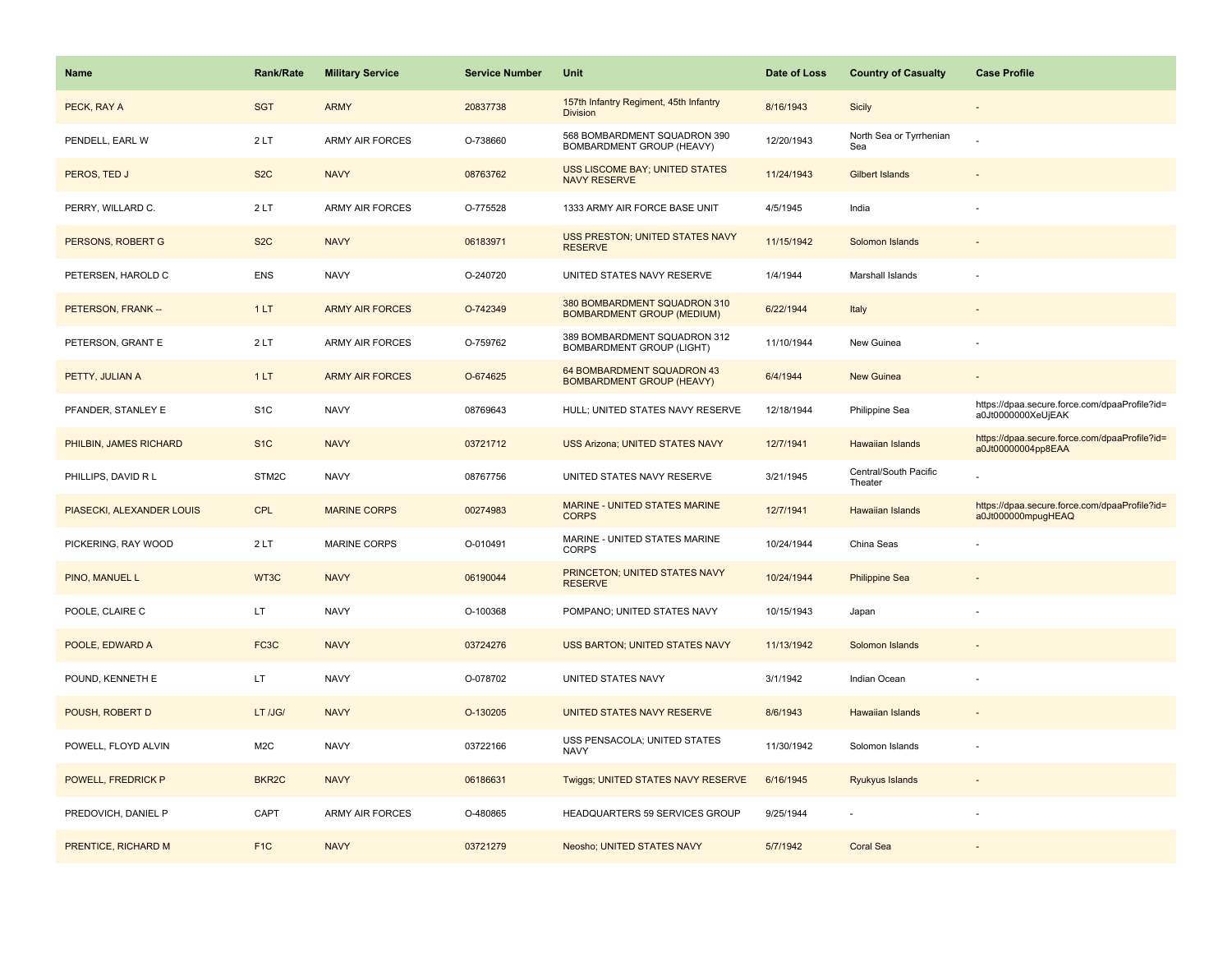| Name | Rank/Rate | Military Service | Service Number | Unit | Date of Loss | Country of Casualty | Case Profile |
| --- | --- | --- | --- | --- | --- | --- | --- |
| PECK, RAY A | SGT | ARMY | 20837738 | 157th Infantry Regiment, 45th Infantry Division | 8/16/1943 | Sicily | - |
| PENDELL, EARL W | 2 LT | ARMY AIR FORCES | O-738660 | 568 BOMBARDMENT SQUADRON 390 BOMBARDMENT GROUP (HEAVY) | 12/20/1943 | North Sea or Tyrrhenian Sea | - |
| PEROS, TED J | S2C | NAVY | 08763762 | USS LISCOME BAY; UNITED STATES NAVY RESERVE | 11/24/1943 | Gilbert Islands | - |
| PERRY, WILLARD C. | 2 LT | ARMY AIR FORCES | O-775528 | 1333 ARMY AIR FORCE BASE UNIT | 4/5/1945 | India | - |
| PERSONS, ROBERT G | S2C | NAVY | 06183971 | USS PRESTON; UNITED STATES NAVY RESERVE | 11/15/1942 | Solomon Islands | - |
| PETERSEN, HAROLD C | ENS | NAVY | O-240720 | UNITED STATES NAVY RESERVE | 1/4/1944 | Marshall Islands | - |
| PETERSON, FRANK -- | 1 LT | ARMY AIR FORCES | O-742349 | 380 BOMBARDMENT SQUADRON 310 BOMBARDMENT GROUP (MEDIUM) | 6/22/1944 | Italy | - |
| PETERSON, GRANT E | 2 LT | ARMY AIR FORCES | O-759762 | 389 BOMBARDMENT SQUADRON 312 BOMBARDMENT GROUP (LIGHT) | 11/10/1944 | New Guinea | - |
| PETTY, JULIAN A | 1 LT | ARMY AIR FORCES | O-674625 | 64 BOMBARDMENT SQUADRON 43 BOMBARDMENT GROUP (HEAVY) | 6/4/1944 | New Guinea | - |
| PFANDER, STANLEY E | S1C | NAVY | 08769643 | HULL; UNITED STATES NAVY RESERVE | 12/18/1944 | Philippine Sea | https://dpaa.secure.force.com/dpaaProfile?id=a0Jt0000000XeUjEAK |
| PHILBIN, JAMES RICHARD | S1C | NAVY | 03721712 | USS Arizona; UNITED STATES NAVY | 12/7/1941 | Hawaiian Islands | https://dpaa.secure.force.com/dpaaProfile?id=a0Jt00000004pp8EAA |
| PHILLIPS, DAVID R L | STM2C | NAVY | 08767756 | UNITED STATES NAVY RESERVE | 3/21/1945 | Central/South Pacific Theater | - |
| PIASECKI, ALEXANDER LOUIS | CPL | MARINE CORPS | 00274983 | MARINE - UNITED STATES MARINE CORPS | 12/7/1941 | Hawaiian Islands | https://dpaa.secure.force.com/dpaaProfile?id=a0Jt000000mpugHEAQ |
| PICKERING, RAY WOOD | 2 LT | MARINE CORPS | O-010491 | MARINE - UNITED STATES MARINE CORPS | 10/24/1944 | China Seas | - |
| PINO, MANUEL L | WT3C | NAVY | 06190044 | PRINCETON; UNITED STATES NAVY RESERVE | 10/24/1944 | Philippine Sea | - |
| POOLE, CLAIRE C | LT | NAVY | O-100368 | POMPANO; UNITED STATES NAVY | 10/15/1943 | Japan | - |
| POOLE, EDWARD A | FC3C | NAVY | 03724276 | USS BARTON; UNITED STATES NAVY | 11/13/1942 | Solomon Islands | - |
| POUND, KENNETH E | LT | NAVY | O-078702 | UNITED STATES NAVY | 3/1/1942 | Indian Ocean | - |
| POUSH, ROBERT D | LT /JG/ | NAVY | O-130205 | UNITED STATES NAVY RESERVE | 8/6/1943 | Hawaiian Islands | - |
| POWELL, FLOYD ALVIN | M2C | NAVY | 03722166 | USS PENSACOLA; UNITED STATES NAVY | 11/30/1942 | Solomon Islands | - |
| POWELL, FREDRICK P | BKR2C | NAVY | 06186631 | Twiggs; UNITED STATES NAVY RESERVE | 6/16/1945 | Ryukyus Islands | - |
| PREDOVICH, DANIEL P | CAPT | ARMY AIR FORCES | O-480865 | HEADQUARTERS 59 SERVICES GROUP | 9/25/1944 | - | - |
| PRENTICE, RICHARD M | F1C | NAVY | 03721279 | Neosho; UNITED STATES NAVY | 5/7/1942 | Coral Sea | - |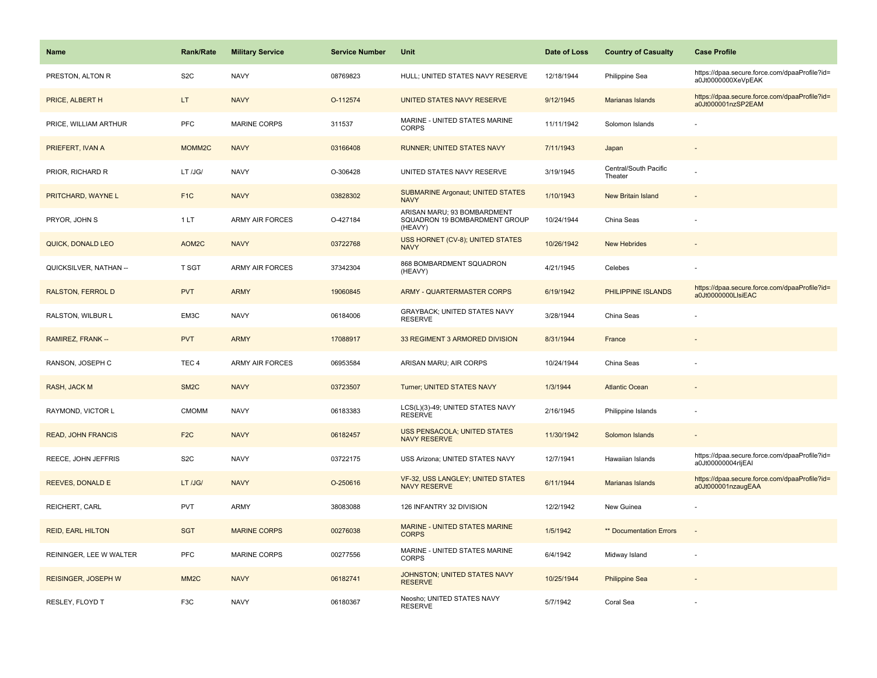| Name | Rank/Rate | Military Service | Service Number | Unit | Date of Loss | Country of Casualty | Case Profile |
|---|---|---|---|---|---|---|---|
| PRESTON, ALTON R | S2C | NAVY | 08769823 | HULL; UNITED STATES NAVY RESERVE | 12/18/1944 | Philippine Sea | https://dpaa.secure.force.com/dpaaProfile?id=a0Jt0000000XeVpEAK |
| PRICE, ALBERT H | LT | NAVY | O-112574 | UNITED STATES NAVY RESERVE | 9/12/1945 | Marianas Islands | https://dpaa.secure.force.com/dpaaProfile?id=a0Jt000001nzSP2EAM |
| PRICE, WILLIAM ARTHUR | PFC | MARINE CORPS | 311537 | MARINE - UNITED STATES MARINE CORPS | 11/11/1942 | Solomon Islands | - |
| PRIEFERT, IVAN A | MOMM2C | NAVY | 03166408 | RUNNER; UNITED STATES NAVY | 7/11/1943 | Japan | - |
| PRIOR, RICHARD R | LT /JG/ | NAVY | O-306428 | UNITED STATES NAVY RESERVE | 3/19/1945 | Central/South Pacific Theater | - |
| PRITCHARD, WAYNE L | F1C | NAVY | 03828302 | SUBMARINE Argonaut; UNITED STATES NAVY | 1/10/1943 | New Britain Island | - |
| PRYOR, JOHN S | 1 LT | ARMY AIR FORCES | O-427184 | ARISAN MARU; 93 BOMBARDMENT SQUADRON 19 BOMBARDMENT GROUP (HEAVY) | 10/24/1944 | China Seas | - |
| QUICK, DONALD LEO | AOM2C | NAVY | 03722768 | USS HORNET (CV-8); UNITED STATES NAVY | 10/26/1942 | New Hebrides | - |
| QUICKSILVER, NATHAN -- | T SGT | ARMY AIR FORCES | 37342304 | 868 BOMBARDMENT SQUADRON (HEAVY) | 4/21/1945 | Celebes | - |
| RALSTON, FERROL D | PVT | ARMY | 19060845 | ARMY - QUARTERMASTER CORPS | 6/19/1942 | PHILIPPINE ISLANDS | https://dpaa.secure.force.com/dpaaProfile?id=a0Jt0000000LlsiEAC |
| RALSTON, WILBUR L | EM3C | NAVY | 06184006 | GRAYBACK; UNITED STATES NAVY RESERVE | 3/28/1944 | China Seas | - |
| RAMIREZ, FRANK -- | PVT | ARMY | 17088917 | 33 REGIMENT 3 ARMORED DIVISION | 8/31/1944 | France | - |
| RANSON, JOSEPH C | TEC 4 | ARMY AIR FORCES | 06953584 | ARISAN MARU; AIR CORPS | 10/24/1944 | China Seas | - |
| RASH, JACK M | SM2C | NAVY | 03723507 | Turner; UNITED STATES NAVY | 1/3/1944 | Atlantic Ocean | - |
| RAYMOND, VICTOR L | CMOMM | NAVY | 06183383 | LCS(L)(3)-49; UNITED STATES NAVY RESERVE | 2/16/1945 | Philippine Islands | - |
| READ, JOHN FRANCIS | F2C | NAVY | 06182457 | USS PENSACOLA; UNITED STATES NAVY RESERVE | 11/30/1942 | Solomon Islands | - |
| REECE, JOHN JEFFRIS | S2C | NAVY | 03722175 | USS Arizona; UNITED STATES NAVY | 12/7/1941 | Hawaiian Islands | https://dpaa.secure.force.com/dpaaProfile?id=a0Jt00000004rljEAI |
| REEVES, DONALD E | LT /JG/ | NAVY | O-250616 | VF-32, USS LANGLEY; UNITED STATES NAVY RESERVE | 6/11/1944 | Marianas Islands | https://dpaa.secure.force.com/dpaaProfile?id=a0Jt000001nzaugEAA |
| REICHERT, CARL | PVT | ARMY | 38083088 | 126 INFANTRY 32 DIVISION | 12/2/1942 | New Guinea | - |
| REID, EARL HILTON | SGT | MARINE CORPS | 00276038 | MARINE - UNITED STATES MARINE CORPS | 1/5/1942 | ** Documentation Errors | - |
| REININGER, LEE W WALTER | PFC | MARINE CORPS | 00277556 | MARINE - UNITED STATES MARINE CORPS | 6/4/1942 | Midway Island | - |
| REISINGER, JOSEPH W | MM2C | NAVY | 06182741 | JOHNSTON; UNITED STATES NAVY RESERVE | 10/25/1944 | Philippine Sea | - |
| RESLEY, FLOYD T | F3C | NAVY | 06180367 | Neosho; UNITED STATES NAVY RESERVE | 5/7/1942 | Coral Sea | - |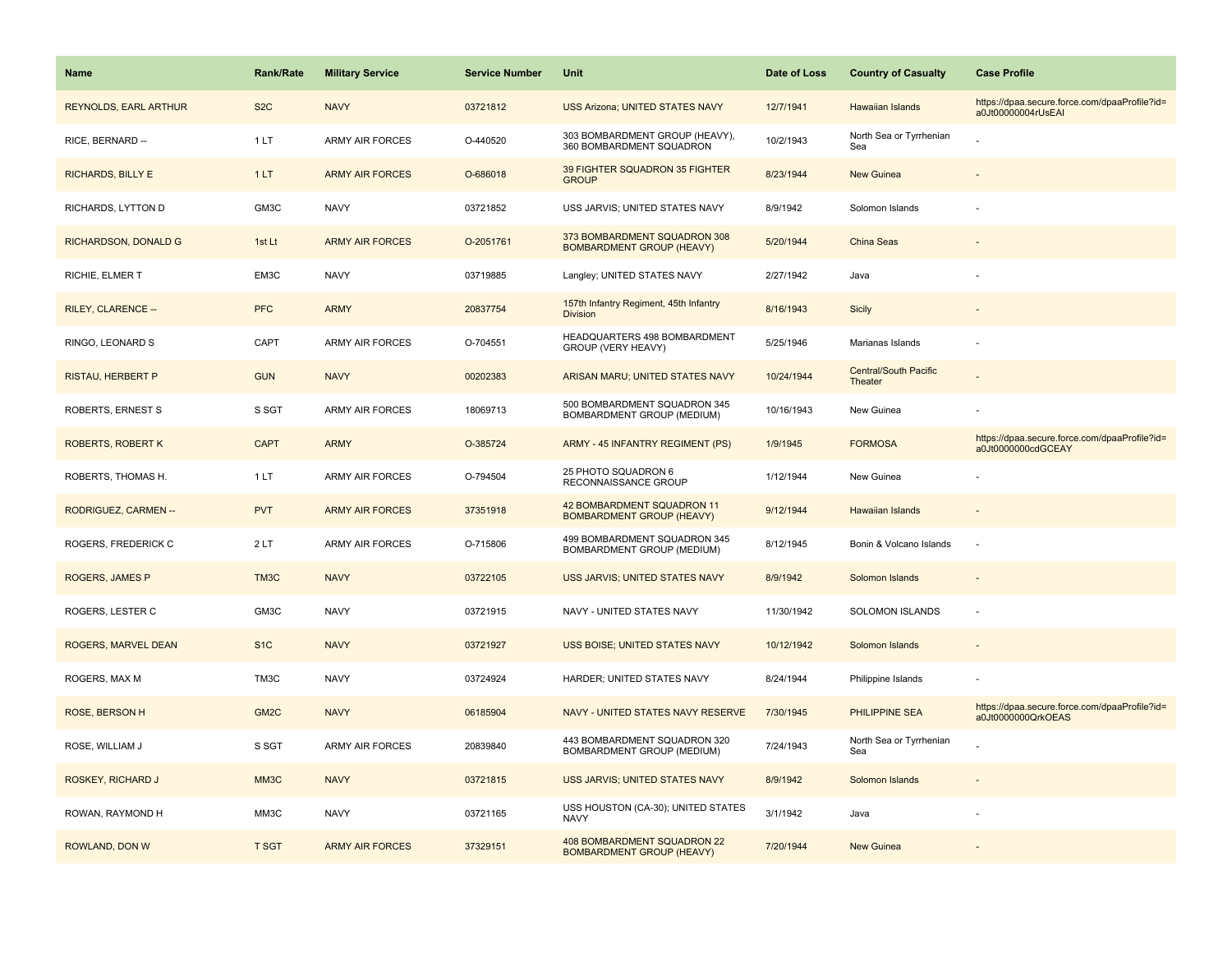| Name | Rank/Rate | Military Service | Service Number | Unit | Date of Loss | Country of Casualty | Case Profile |
|---|---|---|---|---|---|---|---|
| REYNOLDS, EARL ARTHUR | S2C | NAVY | 03721812 | USS Arizona; UNITED STATES NAVY | 12/7/1941 | Hawaiian Islands | https://dpaa.secure.force.com/dpaaProfile?id=a0Jt00000004rUsEAI |
| RICE, BERNARD -- | 1 LT | ARMY AIR FORCES | O-440520 | 303 BOMBARDMENT GROUP (HEAVY), 360 BOMBARDMENT SQUADRON | 10/2/1943 | North Sea or Tyrrhenian Sea | - |
| RICHARDS, BILLY E | 1 LT | ARMY AIR FORCES | O-686018 | 39 FIGHTER SQUADRON 35 FIGHTER GROUP | 8/23/1944 | New Guinea | - |
| RICHARDS, LYTTON D | GM3C | NAVY | 03721852 | USS JARVIS; UNITED STATES NAVY | 8/9/1942 | Solomon Islands | - |
| RICHARDSON, DONALD G | 1st Lt | ARMY AIR FORCES | O-2051761 | 373 BOMBARDMENT SQUADRON 308 BOMBARDMENT GROUP (HEAVY) | 5/20/1944 | China Seas | - |
| RICHIE, ELMER T | EM3C | NAVY | 03719885 | Langley; UNITED STATES NAVY | 2/27/1942 | Java | - |
| RILEY, CLARENCE -- | PFC | ARMY | 20837754 | 157th Infantry Regiment, 45th Infantry Division | 8/16/1943 | Sicily | - |
| RINGO, LEONARD S | CAPT | ARMY AIR FORCES | O-704551 | HEADQUARTERS 498 BOMBARDMENT GROUP (VERY HEAVY) | 5/25/1946 | Marianas Islands | - |
| RISTAU, HERBERT P | GUN | NAVY | 00202383 | ARISAN MARU; UNITED STATES NAVY | 10/24/1944 | Central/South Pacific Theater | - |
| ROBERTS, ERNEST S | S SGT | ARMY AIR FORCES | 18069713 | 500 BOMBARDMENT SQUADRON 345 BOMBARDMENT GROUP (MEDIUM) | 10/16/1943 | New Guinea | - |
| ROBERTS, ROBERT K | CAPT | ARMY | O-385724 | ARMY - 45 INFANTRY REGIMENT (PS) | 1/9/1945 | FORMOSA | https://dpaa.secure.force.com/dpaaProfile?id=a0Jt0000000cdGCEAY |
| ROBERTS, THOMAS H. | 1 LT | ARMY AIR FORCES | O-794504 | 25 PHOTO SQUADRON 6 RECONNAISSANCE GROUP | 1/12/1944 | New Guinea | - |
| RODRIGUEZ, CARMEN -- | PVT | ARMY AIR FORCES | 37351918 | 42 BOMBARDMENT SQUADRON 11 BOMBARDMENT GROUP (HEAVY) | 9/12/1944 | Hawaiian Islands | - |
| ROGERS, FREDERICK C | 2 LT | ARMY AIR FORCES | O-715806 | 499 BOMBARDMENT SQUADRON 345 BOMBARDMENT GROUP (MEDIUM) | 8/12/1945 | Bonin & Volcano Islands | - |
| ROGERS, JAMES P | TM3C | NAVY | 03722105 | USS JARVIS; UNITED STATES NAVY | 8/9/1942 | Solomon Islands | - |
| ROGERS, LESTER C | GM3C | NAVY | 03721915 | NAVY - UNITED STATES NAVY | 11/30/1942 | SOLOMON ISLANDS | - |
| ROGERS, MARVEL DEAN | S1C | NAVY | 03721927 | USS BOISE; UNITED STATES NAVY | 10/12/1942 | Solomon Islands | - |
| ROGERS, MAX M | TM3C | NAVY | 03724924 | HARDER; UNITED STATES NAVY | 8/24/1944 | Philippine Islands | - |
| ROSE, BERSON H | GM2C | NAVY | 06185904 | NAVY - UNITED STATES NAVY RESERVE | 7/30/1945 | PHILIPPINE SEA | https://dpaa.secure.force.com/dpaaProfile?id=a0Jt0000000QrkOEAS |
| ROSE, WILLIAM J | S SGT | ARMY AIR FORCES | 20839840 | 443 BOMBARDMENT SQUADRON 320 BOMBARDMENT GROUP (MEDIUM) | 7/24/1943 | North Sea or Tyrrhenian Sea | - |
| ROSKEY, RICHARD J | MM3C | NAVY | 03721815 | USS JARVIS; UNITED STATES NAVY | 8/9/1942 | Solomon Islands | - |
| ROWAN, RAYMOND H | MM3C | NAVY | 03721165 | USS HOUSTON (CA-30); UNITED STATES NAVY | 3/1/1942 | Java | - |
| ROWLAND, DON W | T SGT | ARMY AIR FORCES | 37329151 | 408 BOMBARDMENT SQUADRON 22 BOMBARDMENT GROUP (HEAVY) | 7/20/1944 | New Guinea | - |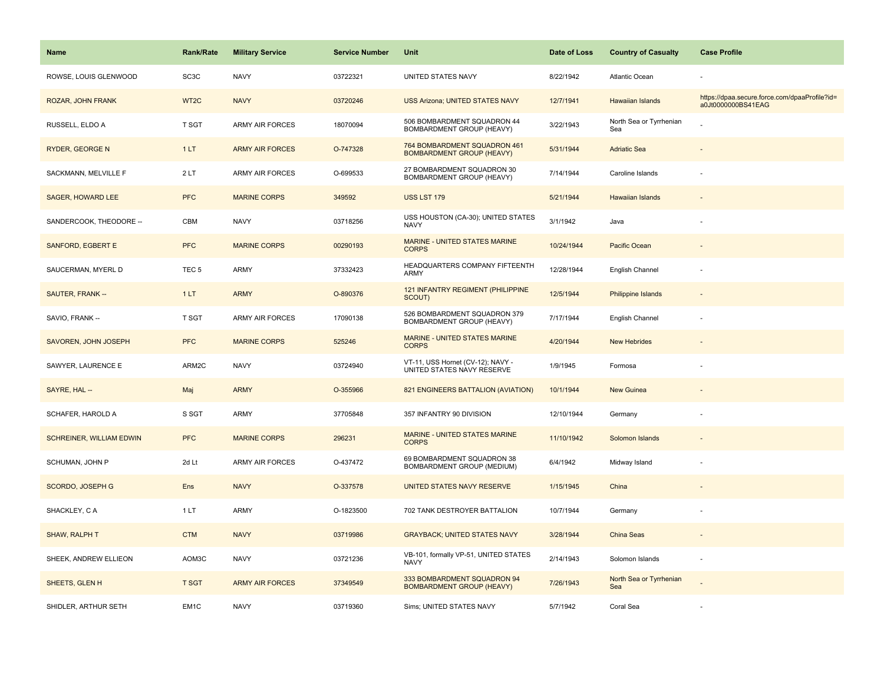| Name | Rank/Rate | Military Service | Service Number | Unit | Date of Loss | Country of Casualty | Case Profile |
|---|---|---|---|---|---|---|---|
| ROWSE, LOUIS GLENWOOD | SC3C | NAVY | 03722321 | UNITED STATES NAVY | 8/22/1942 | Atlantic Ocean | - |
| ROZAR, JOHN FRANK | WT2C | NAVY | 03720246 | USS Arizona; UNITED STATES NAVY | 12/7/1941 | Hawaiian Islands | https://dpaa.secure.force.com/dpaaProfile?id=a0Jt0000000BS41EAG |
| RUSSELL, ELDO A | T SGT | ARMY AIR FORCES | 18070094 | 506 BOMBARDMENT SQUADRON 44 BOMBARDMENT GROUP (HEAVY) | 3/22/1943 | North Sea or Tyrrhenian Sea | - |
| RYDER, GEORGE N | 1 LT | ARMY AIR FORCES | O-747328 | 764 BOMBARDMENT SQUADRON 461 BOMBARDMENT GROUP (HEAVY) | 5/31/1944 | Adriatic Sea | - |
| SACKMANN, MELVILLE F | 2 LT | ARMY AIR FORCES | O-699533 | 27 BOMBARDMENT SQUADRON 30 BOMBARDMENT GROUP (HEAVY) | 7/14/1944 | Caroline Islands | - |
| SAGER, HOWARD LEE | PFC | MARINE CORPS | 349592 | USS LST 179 | 5/21/1944 | Hawaiian Islands | - |
| SANDERCOOK, THEODORE -- | CBM | NAVY | 03718256 | USS HOUSTON (CA-30); UNITED STATES NAVY | 3/1/1942 | Java | - |
| SANFORD, EGBERT E | PFC | MARINE CORPS | 00290193 | MARINE - UNITED STATES MARINE CORPS | 10/24/1944 | Pacific Ocean | - |
| SAUCERMAN, MYERL D | TEC 5 | ARMY | 37332423 | HEADQUARTERS COMPANY FIFTEENTH ARMY | 12/28/1944 | English Channel | - |
| SAUTER, FRANK -- | 1 LT | ARMY | O-890376 | 121 INFANTRY REGIMENT (PHILIPPINE SCOUT) | 12/5/1944 | Philippine Islands | - |
| SAVIO, FRANK -- | T SGT | ARMY AIR FORCES | 17090138 | 526 BOMBARDMENT SQUADRON 379 BOMBARDMENT GROUP (HEAVY) | 7/17/1944 | English Channel | - |
| SAVOREN, JOHN JOSEPH | PFC | MARINE CORPS | 525246 | MARINE - UNITED STATES MARINE CORPS | 4/20/1944 | New Hebrides | - |
| SAWYER, LAURENCE E | ARM2C | NAVY | 03724940 | VT-11, USS Hornet (CV-12); NAVY - UNITED STATES NAVY RESERVE | 1/9/1945 | Formosa | - |
| SAYRE, HAL -- | Maj | ARMY | O-355966 | 821 ENGINEERS BATTALION (AVIATION) | 10/1/1944 | New Guinea | - |
| SCHAFER, HAROLD A | S SGT | ARMY | 37705848 | 357 INFANTRY 90 DIVISION | 12/10/1944 | Germany | - |
| SCHREINER, WILLIAM EDWIN | PFC | MARINE CORPS | 296231 | MARINE - UNITED STATES MARINE CORPS | 11/10/1942 | Solomon Islands | - |
| SCHUMAN, JOHN P | 2d Lt | ARMY AIR FORCES | O-437472 | 69 BOMBARDMENT SQUADRON 38 BOMBARDMENT GROUP (MEDIUM) | 6/4/1942 | Midway Island | - |
| SCORDO, JOSEPH G | Ens | NAVY | O-337578 | UNITED STATES NAVY RESERVE | 1/15/1945 | China | - |
| SHACKLEY, C A | 1 LT | ARMY | O-1823500 | 702 TANK DESTROYER BATTALION | 10/7/1944 | Germany | - |
| SHAW, RALPH T | CTM | NAVY | 03719986 | GRAYBACK; UNITED STATES NAVY | 3/28/1944 | China Seas | - |
| SHEEK, ANDREW ELLIEON | AOM3C | NAVY | 03721236 | VB-101, formally VP-51, UNITED STATES NAVY | 2/14/1943 | Solomon Islands | - |
| SHEETS, GLEN H | T SGT | ARMY AIR FORCES | 37349549 | 333 BOMBARDMENT SQUADRON 94 BOMBARDMENT GROUP (HEAVY) | 7/26/1943 | North Sea or Tyrrhenian Sea | - |
| SHIDLER, ARTHUR SETH | EM1C | NAVY | 03719360 | Sims; UNITED STATES NAVY | 5/7/1942 | Coral Sea | - |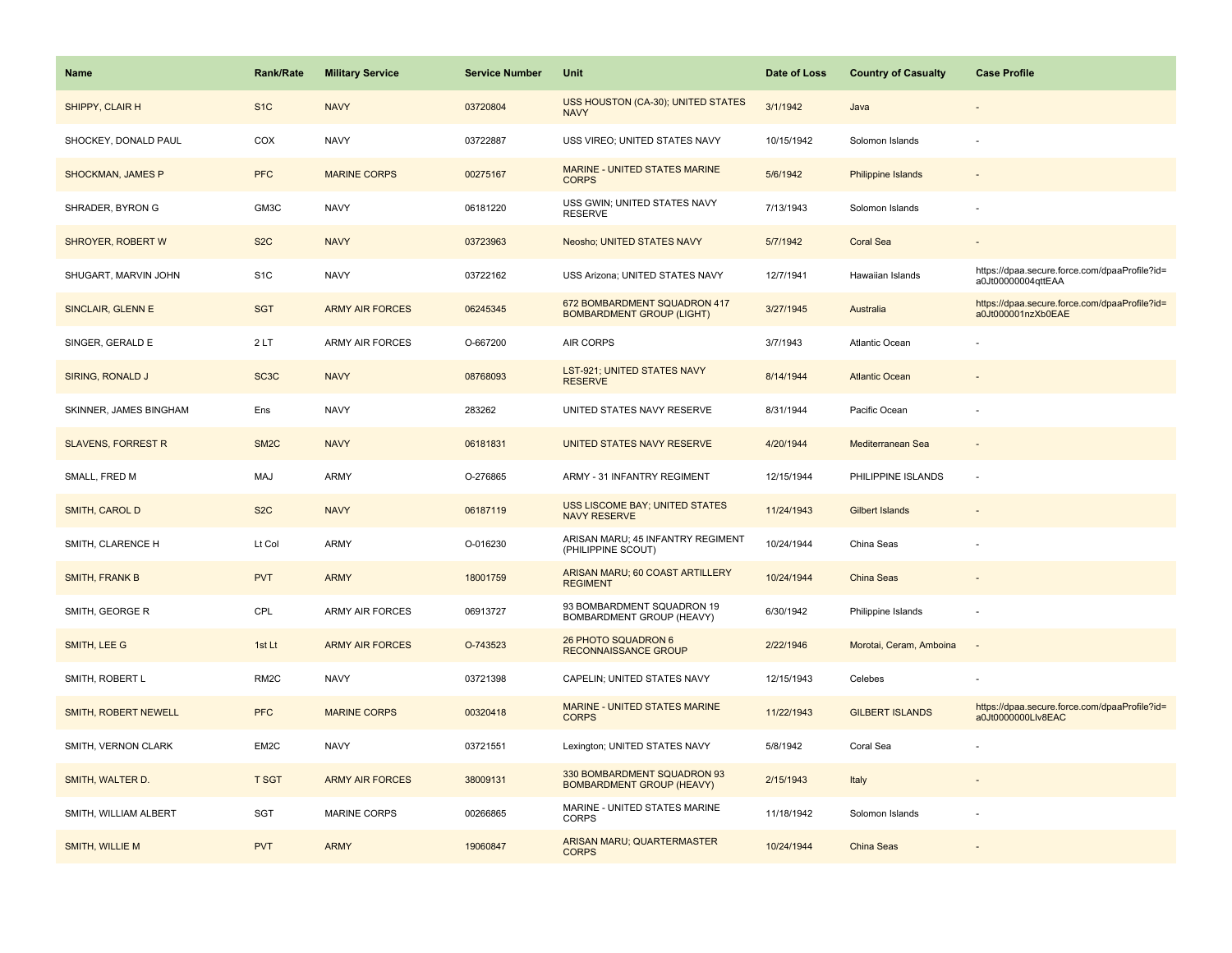| Name | Rank/Rate | Military Service | Service Number | Unit | Date of Loss | Country of Casualty | Case Profile |
|---|---|---|---|---|---|---|---|
| SHIPPY, CLAIR H | S1C | NAVY | 03720804 | USS HOUSTON (CA-30); UNITED STATES NAVY | 3/1/1942 | Java | - |
| SHOCKEY, DONALD PAUL | COX | NAVY | 03722887 | USS VIREO; UNITED STATES NAVY | 10/15/1942 | Solomon Islands | - |
| SHOCKMAN, JAMES P | PFC | MARINE CORPS | 00275167 | MARINE - UNITED STATES MARINE CORPS | 5/6/1942 | Philippine Islands | - |
| SHRADER, BYRON G | GM3C | NAVY | 06181220 | USS GWIN; UNITED STATES NAVY RESERVE | 7/13/1943 | Solomon Islands | - |
| SHROYER, ROBERT W | S2C | NAVY | 03723963 | Neosho; UNITED STATES NAVY | 5/7/1942 | Coral Sea | - |
| SHUGART, MARVIN JOHN | S1C | NAVY | 03722162 | USS Arizona; UNITED STATES NAVY | 12/7/1941 | Hawaiian Islands | https://dpaa.secure.force.com/dpaaProfile?id=a0Jt00000004qttEAA |
| SINCLAIR, GLENN E | SGT | ARMY AIR FORCES | 06245345 | 672 BOMBARDMENT SQUADRON 417 BOMBARDMENT GROUP (LIGHT) | 3/27/1945 | Australia | https://dpaa.secure.force.com/dpaaProfile?id=a0Jt000001nzXb0EAE |
| SINGER, GERALD E | 2 LT | ARMY AIR FORCES | O-667200 | AIR CORPS | 3/7/1943 | Atlantic Ocean | - |
| SIRING, RONALD J | SC3C | NAVY | 08768093 | LST-921; UNITED STATES NAVY RESERVE | 8/14/1944 | Atlantic Ocean | - |
| SKINNER, JAMES BINGHAM | Ens | NAVY | 283262 | UNITED STATES NAVY RESERVE | 8/31/1944 | Pacific Ocean | - |
| SLAVENS, FORREST R | SM2C | NAVY | 06181831 | UNITED STATES NAVY RESERVE | 4/20/1944 | Mediterranean Sea | - |
| SMALL, FRED M | MAJ | ARMY | O-276865 | ARMY - 31 INFANTRY REGIMENT | 12/15/1944 | PHILIPPINE ISLANDS | - |
| SMITH, CAROL D | S2C | NAVY | 06187119 | USS LISCOME BAY; UNITED STATES NAVY RESERVE | 11/24/1943 | Gilbert Islands | - |
| SMITH, CLARENCE H | Lt Col | ARMY | O-016230 | ARISAN MARU; 45 INFANTRY REGIMENT (PHILIPPINE SCOUT) | 10/24/1944 | China Seas | - |
| SMITH, FRANK B | PVT | ARMY | 18001759 | ARISAN MARU; 60 COAST ARTILLERY REGIMENT | 10/24/1944 | China Seas | - |
| SMITH, GEORGE R | CPL | ARMY AIR FORCES | 06913727 | 93 BOMBARDMENT SQUADRON 19 BOMBARDMENT GROUP (HEAVY) | 6/30/1942 | Philippine Islands | - |
| SMITH, LEE G | 1st Lt | ARMY AIR FORCES | O-743523 | 26 PHOTO SQUADRON 6 RECONNAISSANCE GROUP | 2/22/1946 | Morotai, Ceram, Amboina | - |
| SMITH, ROBERT L | RM2C | NAVY | 03721398 | CAPELIN; UNITED STATES NAVY | 12/15/1943 | Celebes | - |
| SMITH, ROBERT NEWELL | PFC | MARINE CORPS | 00320418 | MARINE - UNITED STATES MARINE CORPS | 11/22/1943 | GILBERT ISLANDS | https://dpaa.secure.force.com/dpaaProfile?id=a0Jt0000000LIv8EAC |
| SMITH, VERNON CLARK | EM2C | NAVY | 03721551 | Lexington; UNITED STATES NAVY | 5/8/1942 | Coral Sea | - |
| SMITH, WALTER D. | T SGT | ARMY AIR FORCES | 38009131 | 330 BOMBARDMENT SQUADRON 93 BOMBARDMENT GROUP (HEAVY) | 2/15/1943 | Italy | - |
| SMITH, WILLIAM ALBERT | SGT | MARINE CORPS | 00266865 | MARINE - UNITED STATES MARINE CORPS | 11/18/1942 | Solomon Islands | - |
| SMITH, WILLIE M | PVT | ARMY | 19060847 | ARISAN MARU; QUARTERMASTER CORPS | 10/24/1944 | China Seas | - |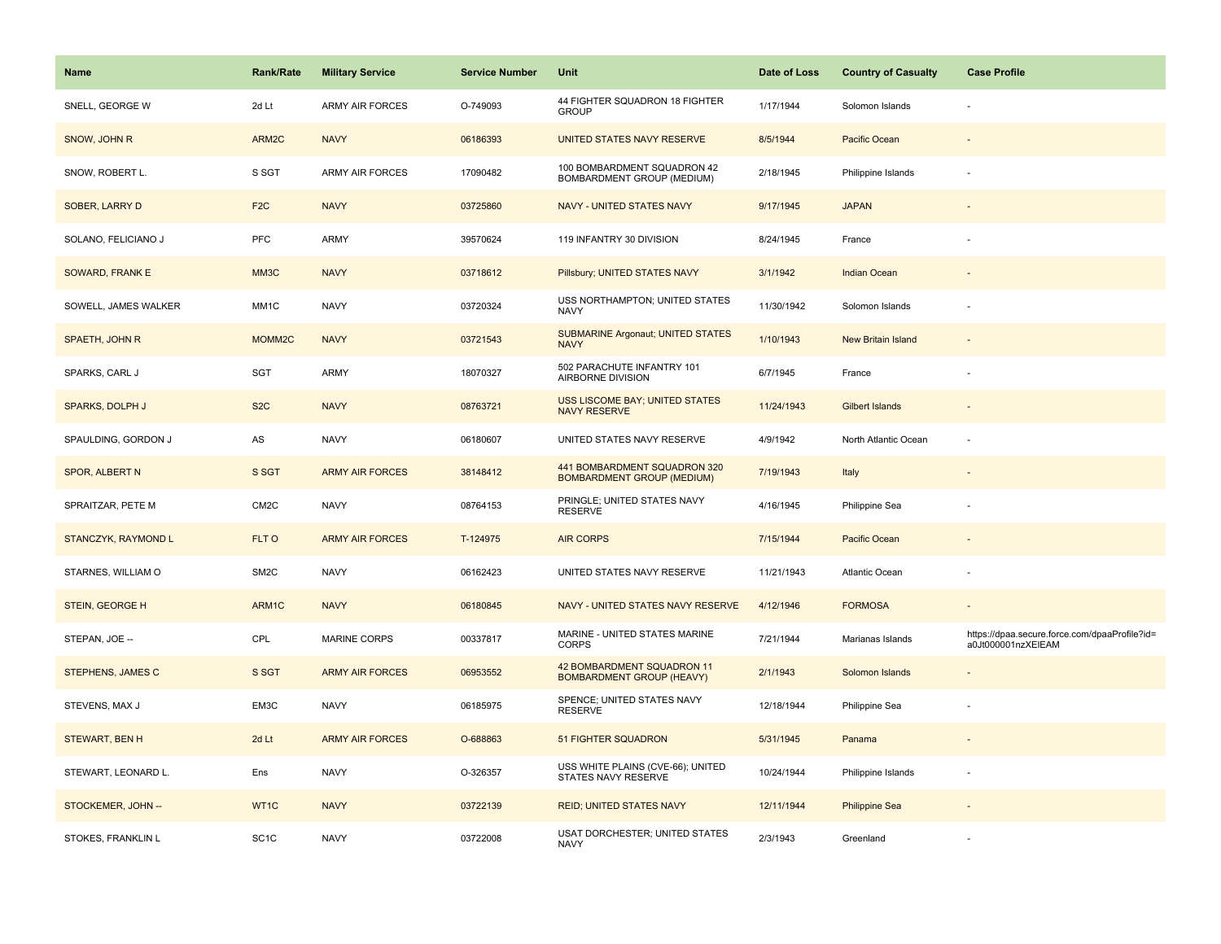| Name | Rank/Rate | Military Service | Service Number | Unit | Date of Loss | Country of Casualty | Case Profile |
| --- | --- | --- | --- | --- | --- | --- | --- |
| SNELL, GEORGE W | 2d Lt | ARMY AIR FORCES | O-749093 | 44 FIGHTER SQUADRON 18 FIGHTER GROUP | 1/17/1944 | Solomon Islands | - |
| SNOW, JOHN R | ARM2C | NAVY | 06186393 | UNITED STATES NAVY RESERVE | 8/5/1944 | Pacific Ocean | - |
| SNOW, ROBERT L. | S SGT | ARMY AIR FORCES | 17090482 | 100 BOMBARDMENT SQUADRON 42 BOMBARDMENT GROUP (MEDIUM) | 2/18/1945 | Philippine Islands | - |
| SOBER, LARRY D | F2C | NAVY | 03725860 | NAVY - UNITED STATES NAVY | 9/17/1945 | JAPAN | - |
| SOLANO, FELICIANO J | PFC | ARMY | 39570624 | 119 INFANTRY 30 DIVISION | 8/24/1945 | France | - |
| SOWARD, FRANK E | MM3C | NAVY | 03718612 | Pillsbury; UNITED STATES NAVY | 3/1/1942 | Indian Ocean | - |
| SOWELL, JAMES WALKER | MM1C | NAVY | 03720324 | USS NORTHAMPTON; UNITED STATES NAVY | 11/30/1942 | Solomon Islands | - |
| SPAETH, JOHN R | MOMM2C | NAVY | 03721543 | SUBMARINE Argonaut; UNITED STATES NAVY | 1/10/1943 | New Britain Island | - |
| SPARKS, CARL J | SGT | ARMY | 18070327 | 502 PARACHUTE INFANTRY 101 AIRBORNE DIVISION | 6/7/1945 | France | - |
| SPARKS, DOLPH J | S2C | NAVY | 08763721 | USS LISCOME BAY; UNITED STATES NAVY RESERVE | 11/24/1943 | Gilbert Islands | - |
| SPAULDING, GORDON J | AS | NAVY | 06180607 | UNITED STATES NAVY RESERVE | 4/9/1942 | North Atlantic Ocean | - |
| SPOR, ALBERT N | S SGT | ARMY AIR FORCES | 38148412 | 441 BOMBARDMENT SQUADRON 320 BOMBARDMENT GROUP (MEDIUM) | 7/19/1943 | Italy | - |
| SPRAITZAR, PETE M | CM2C | NAVY | 08764153 | PRINGLE; UNITED STATES NAVY RESERVE | 4/16/1945 | Philippine Sea | - |
| STANCZYK, RAYMOND L | FLT O | ARMY AIR FORCES | T-124975 | AIR CORPS | 7/15/1944 | Pacific Ocean | - |
| STARNES, WILLIAM O | SM2C | NAVY | 06162423 | UNITED STATES NAVY RESERVE | 11/21/1943 | Atlantic Ocean | - |
| STEIN, GEORGE H | ARM1C | NAVY | 06180845 | NAVY - UNITED STATES NAVY RESERVE | 4/12/1946 | FORMOSA | - |
| STEPAN, JOE -- | CPL | MARINE CORPS | 00337817 | MARINE - UNITED STATES MARINE CORPS | 7/21/1944 | Marianas Islands | https://dpaa.secure.force.com/dpaaProfile?id=a0Jt000001nzXEIEAM |
| STEPHENS, JAMES C | S SGT | ARMY AIR FORCES | 06953552 | 42 BOMBARDMENT SQUADRON 11 BOMBARDMENT GROUP (HEAVY) | 2/1/1943 | Solomon Islands | - |
| STEVENS, MAX J | EM3C | NAVY | 06185975 | SPENCE; UNITED STATES NAVY RESERVE | 12/18/1944 | Philippine Sea | - |
| STEWART, BEN H | 2d Lt | ARMY AIR FORCES | O-688863 | 51 FIGHTER SQUADRON | 5/31/1945 | Panama | - |
| STEWART, LEONARD L. | Ens | NAVY | O-326357 | USS WHITE PLAINS (CVE-66); UNITED STATES NAVY RESERVE | 10/24/1944 | Philippine Islands | - |
| STOCKEMER, JOHN -- | WT1C | NAVY | 03722139 | REID; UNITED STATES NAVY | 12/11/1944 | Philippine Sea | - |
| STOKES, FRANKLIN L | SC1C | NAVY | 03722008 | USAT DORCHESTER; UNITED STATES NAVY | 2/3/1943 | Greenland | - |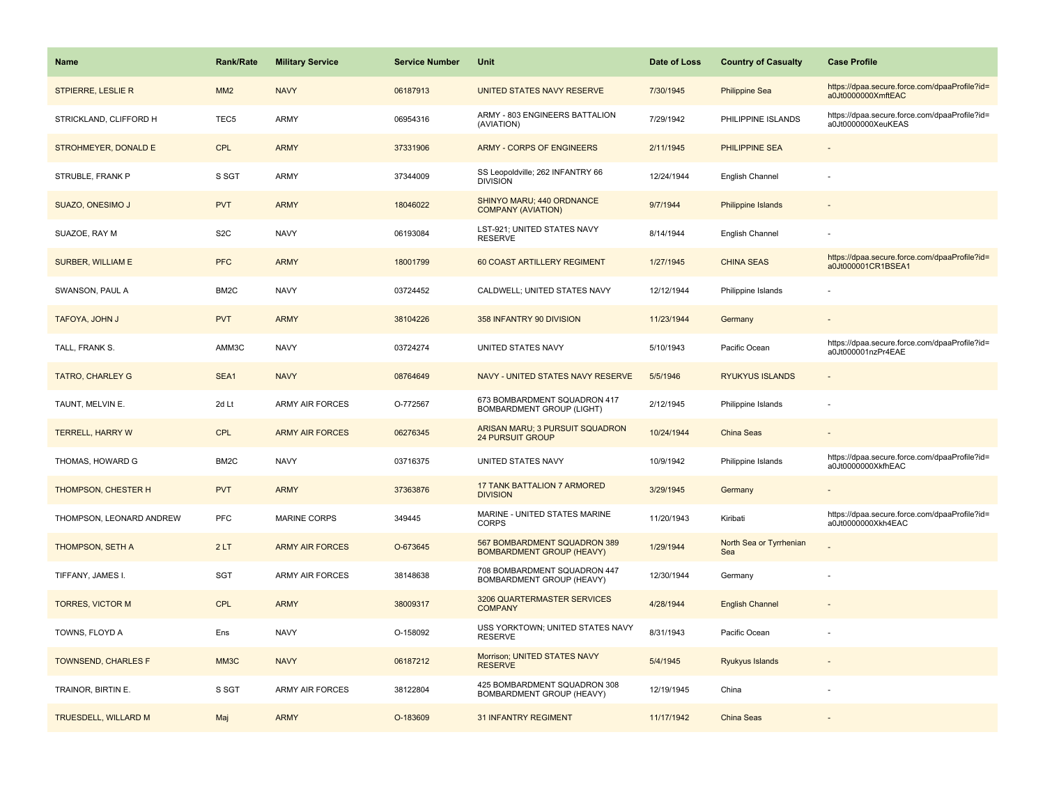| Name | Rank/Rate | Military Service | Service Number | Unit | Date of Loss | Country of Casualty | Case Profile |
| --- | --- | --- | --- | --- | --- | --- | --- |
| STPIERRE, LESLIE R | MM2 | NAVY | 06187913 | UNITED STATES NAVY RESERVE | 7/30/1945 | Philippine Sea | https://dpaa.secure.force.com/dpaaProfile?id=a0Jt0000000XmftEAC |
| STRICKLAND, CLIFFORD H | TEC5 | ARMY | 06954316 | ARMY - 803 ENGINEERS BATTALION (AVIATION) | 7/29/1942 | PHILIPPINE ISLANDS | https://dpaa.secure.force.com/dpaaProfile?id=a0Jt0000000XeuKEAS |
| STROHMEYER, DONALD E | CPL | ARMY | 37331906 | ARMY - CORPS OF ENGINEERS | 2/11/1945 | PHILIPPINE SEA | - |
| STRUBLE, FRANK P | S SGT | ARMY | 37344009 | SS Leopoldville; 262 INFANTRY 66 DIVISION | 12/24/1944 | English Channel | - |
| SUAZO, ONESIMO J | PVT | ARMY | 18046022 | SHINYO MARU; 440 ORDNANCE COMPANY (AVIATION) | 9/7/1944 | Philippine Islands | - |
| SUAZOE, RAY M | S2C | NAVY | 06193084 | LST-921; UNITED STATES NAVY RESERVE | 8/14/1944 | English Channel | - |
| SURBER, WILLIAM E | PFC | ARMY | 18001799 | 60 COAST ARTILLERY REGIMENT | 1/27/1945 | CHINA SEAS | https://dpaa.secure.force.com/dpaaProfile?id=a0Jt000001CR1BSEA1 |
| SWANSON, PAUL A | BM2C | NAVY | 03724452 | CALDWELL; UNITED STATES NAVY | 12/12/1944 | Philippine Islands | - |
| TAFOYA, JOHN J | PVT | ARMY | 38104226 | 358 INFANTRY 90 DIVISION | 11/23/1944 | Germany | - |
| TALL, FRANK S. | AMM3C | NAVY | 03724274 | UNITED STATES NAVY | 5/10/1943 | Pacific Ocean | https://dpaa.secure.force.com/dpaaProfile?id=a0Jt000001nzPr4EAE |
| TATRO, CHARLEY G | SEA1 | NAVY | 08764649 | NAVY - UNITED STATES NAVY RESERVE | 5/5/1946 | RYUKYUS ISLANDS | - |
| TAUNT, MELVIN E. | 2d Lt | ARMY AIR FORCES | O-772567 | 673 BOMBARDMENT SQUADRON 417 BOMBARDMENT GROUP (LIGHT) | 2/12/1945 | Philippine Islands | - |
| TERRELL, HARRY W | CPL | ARMY AIR FORCES | 06276345 | ARISAN MARU; 3 PURSUIT SQUADRON 24 PURSUIT GROUP | 10/24/1944 | China Seas | - |
| THOMAS, HOWARD G | BM2C | NAVY | 03716375 | UNITED STATES NAVY | 10/9/1942 | Philippine Islands | https://dpaa.secure.force.com/dpaaProfile?id=a0Jt0000000XkfhEAC |
| THOMPSON, CHESTER H | PVT | ARMY | 37363876 | 17 TANK BATTALION 7 ARMORED DIVISION | 3/29/1945 | Germany | - |
| THOMPSON, LEONARD ANDREW | PFC | MARINE CORPS | 349445 | MARINE - UNITED STATES MARINE CORPS | 11/20/1943 | Kiribati | https://dpaa.secure.force.com/dpaaProfile?id=a0Jt0000000Xkh4EAC |
| THOMPSON, SETH A | 2 LT | ARMY AIR FORCES | O-673645 | 567 BOMBARDMENT SQUADRON 389 BOMBARDMENT GROUP (HEAVY) | 1/29/1944 | North Sea or Tyrrhenian Sea | - |
| TIFFANY, JAMES I. | SGT | ARMY AIR FORCES | 38148638 | 708 BOMBARDMENT SQUADRON 447 BOMBARDMENT GROUP (HEAVY) | 12/30/1944 | Germany | - |
| TORRES, VICTOR M | CPL | ARMY | 38009317 | 3206 QUARTERMASTER SERVICES COMPANY | 4/28/1944 | English Channel | - |
| TOWNS, FLOYD A | Ens | NAVY | O-158092 | USS YORKTOWN; UNITED STATES NAVY RESERVE | 8/31/1943 | Pacific Ocean | - |
| TOWNSEND, CHARLES F | MM3C | NAVY | 06187212 | Morrison; UNITED STATES NAVY RESERVE | 5/4/1945 | Ryukyus Islands | - |
| TRAINOR, BIRTIN E. | S SGT | ARMY AIR FORCES | 38122804 | 425 BOMBARDMENT SQUADRON 308 BOMBARDMENT GROUP (HEAVY) | 12/19/1945 | China | - |
| TRUESDELL, WILLARD M | Maj | ARMY | O-183609 | 31 INFANTRY REGIMENT | 11/17/1942 | China Seas | - |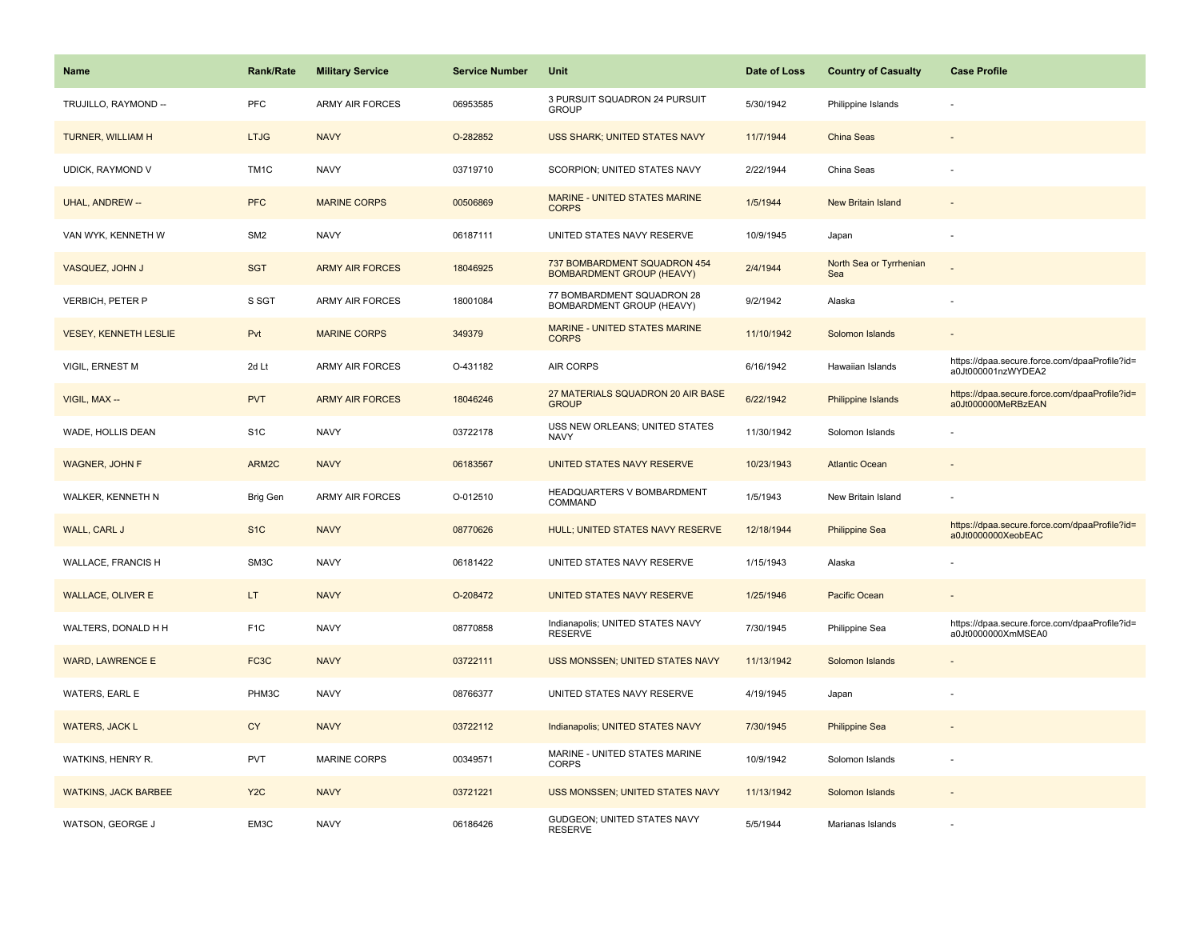| Name | Rank/Rate | Military Service | Service Number | Unit | Date of Loss | Country of Casualty | Case Profile |
|---|---|---|---|---|---|---|---|
| TRUJILLO, RAYMOND -- | PFC | ARMY AIR FORCES | 06953585 | 3 PURSUIT SQUADRON 24 PURSUIT GROUP | 5/30/1942 | Philippine Islands | - |
| TURNER, WILLIAM H | LTJG | NAVY | O-282852 | USS SHARK; UNITED STATES NAVY | 11/7/1944 | China Seas | - |
| UDICK, RAYMOND V | TM1C | NAVY | 03719710 | SCORPION; UNITED STATES NAVY | 2/22/1944 | China Seas | - |
| UHAL, ANDREW -- | PFC | MARINE CORPS | 00506869 | MARINE - UNITED STATES MARINE CORPS | 1/5/1944 | New Britain Island | - |
| VAN WYK, KENNETH W | SM2 | NAVY | 06187111 | UNITED STATES NAVY RESERVE | 10/9/1945 | Japan | - |
| VASQUEZ, JOHN J | SGT | ARMY AIR FORCES | 18046925 | 737 BOMBARDMENT SQUADRON 454 BOMBARDMENT GROUP (HEAVY) | 2/4/1944 | North Sea or Tyrrhenian Sea | - |
| VERBICH, PETER P | S SGT | ARMY AIR FORCES | 18001084 | 77 BOMBARDMENT SQUADRON 28 BOMBARDMENT GROUP (HEAVY) | 9/2/1942 | Alaska | - |
| VESEY, KENNETH LESLIE | Pvt | MARINE CORPS | 349379 | MARINE - UNITED STATES MARINE CORPS | 11/10/1942 | Solomon Islands | - |
| VIGIL, ERNEST M | 2d Lt | ARMY AIR FORCES | O-431182 | AIR CORPS | 6/16/1942 | Hawaiian Islands | https://dpaa.secure.force.com/dpaaProfile?id=a0Jt000001nzWYDEA2 |
| VIGIL, MAX -- | PVT | ARMY AIR FORCES | 18046246 | 27 MATERIALS SQUADRON 20 AIR BASE GROUP | 6/22/1942 | Philippine Islands | https://dpaa.secure.force.com/dpaaProfile?id=a0Jt000000MeRBzEAN |
| WADE, HOLLIS DEAN | S1C | NAVY | 03722178 | USS NEW ORLEANS; UNITED STATES NAVY | 11/30/1942 | Solomon Islands | - |
| WAGNER, JOHN F | ARM2C | NAVY | 06183567 | UNITED STATES NAVY RESERVE | 10/23/1943 | Atlantic Ocean | - |
| WALKER, KENNETH N | Brig Gen | ARMY AIR FORCES | O-012510 | HEADQUARTERS V BOMBARDMENT COMMAND | 1/5/1943 | New Britain Island | - |
| WALL, CARL J | S1C | NAVY | 08770626 | HULL; UNITED STATES NAVY RESERVE | 12/18/1944 | Philippine Sea | https://dpaa.secure.force.com/dpaaProfile?id=a0Jt0000000XeobEAC |
| WALLACE, FRANCIS H | SM3C | NAVY | 06181422 | UNITED STATES NAVY RESERVE | 1/15/1943 | Alaska | - |
| WALLACE, OLIVER E | LT | NAVY | O-208472 | UNITED STATES NAVY RESERVE | 1/25/1946 | Pacific Ocean | - |
| WALTERS, DONALD H H | F1C | NAVY | 08770858 | Indianapolis; UNITED STATES NAVY RESERVE | 7/30/1945 | Philippine Sea | https://dpaa.secure.force.com/dpaaProfile?id=a0Jt0000000XmMSEA0 |
| WARD, LAWRENCE E | FC3C | NAVY | 03722111 | USS MONSSEN; UNITED STATES NAVY | 11/13/1942 | Solomon Islands | - |
| WATERS, EARL E | PHM3C | NAVY | 08766377 | UNITED STATES NAVY RESERVE | 4/19/1945 | Japan | - |
| WATERS, JACK L | CY | NAVY | 03722112 | Indianapolis; UNITED STATES NAVY | 7/30/1945 | Philippine Sea | - |
| WATKINS, HENRY R. | PVT | MARINE CORPS | 00349571 | MARINE - UNITED STATES MARINE CORPS | 10/9/1942 | Solomon Islands | - |
| WATKINS, JACK BARBEE | Y2C | NAVY | 03721221 | USS MONSSEN; UNITED STATES NAVY | 11/13/1942 | Solomon Islands | - |
| WATSON, GEORGE J | EM3C | NAVY | 06186426 | GUDGEON; UNITED STATES NAVY RESERVE | 5/5/1944 | Marianas Islands | - |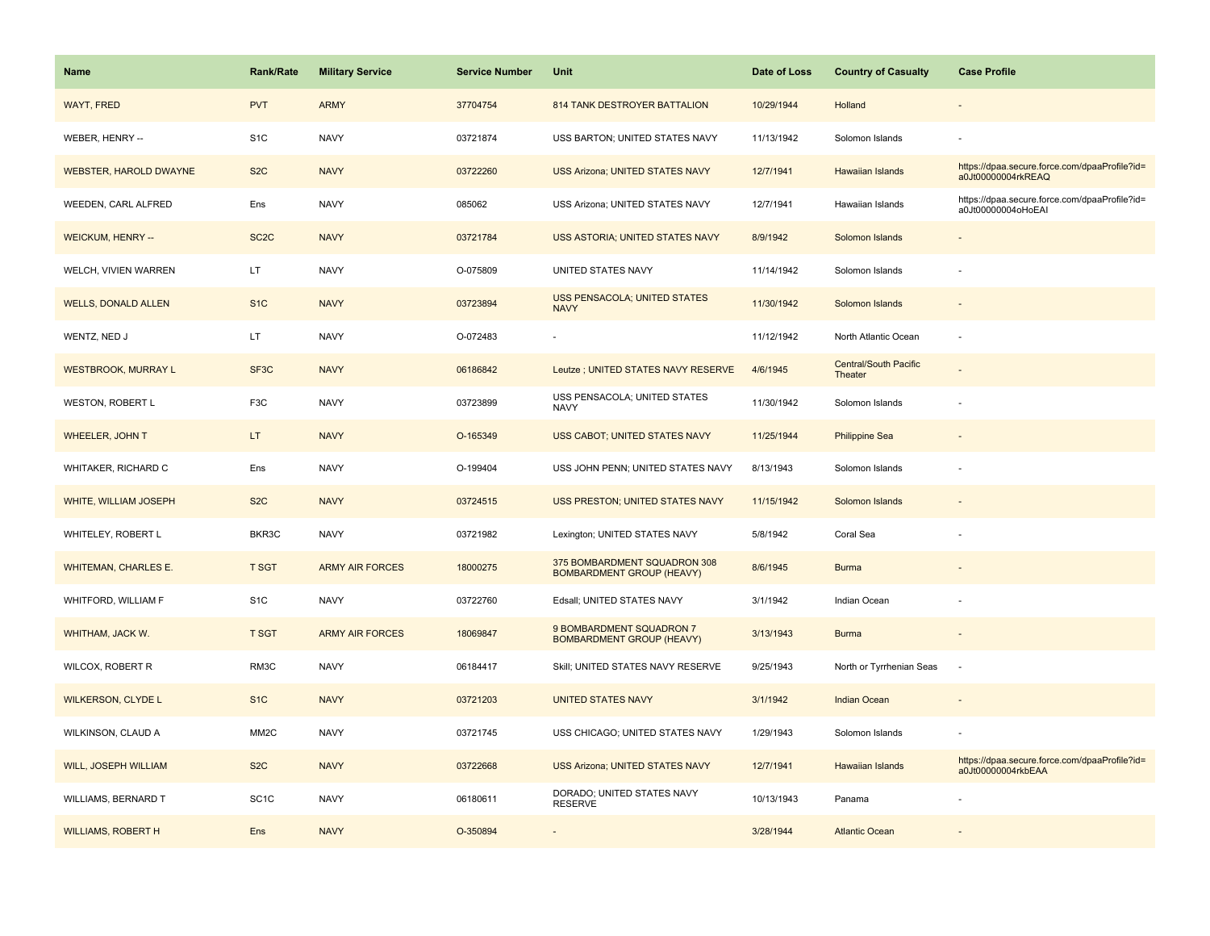| Name | Rank/Rate | Military Service | Service Number | Unit | Date of Loss | Country of Casualty | Case Profile |
|---|---|---|---|---|---|---|---|
| WAYT, FRED | PVT | ARMY | 37704754 | 814 TANK DESTROYER BATTALION | 10/29/1944 | Holland | - |
| WEBER, HENRY -- | S1C | NAVY | 03721874 | USS BARTON; UNITED STATES NAVY | 11/13/1942 | Solomon Islands | - |
| WEBSTER, HAROLD DWAYNE | S2C | NAVY | 03722260 | USS Arizona; UNITED STATES NAVY | 12/7/1941 | Hawaiian Islands | https://dpaa.secure.force.com/dpaaProfile?id=a0Jt00000004rkREAQ |
| WEEDEN, CARL ALFRED | Ens | NAVY | 085062 | USS Arizona; UNITED STATES NAVY | 12/7/1941 | Hawaiian Islands | https://dpaa.secure.force.com/dpaaProfile?id=a0Jt00000004oHoEAI |
| WEICKUM, HENRY -- | SC2C | NAVY | 03721784 | USS ASTORIA; UNITED STATES NAVY | 8/9/1942 | Solomon Islands | - |
| WELCH, VIVIEN WARREN | LT | NAVY | O-075809 | UNITED STATES NAVY | 11/14/1942 | Solomon Islands | - |
| WELLS, DONALD ALLEN | S1C | NAVY | 03723894 | USS PENSACOLA; UNITED STATES NAVY | 11/30/1942 | Solomon Islands | - |
| WENTZ, NED J | LT | NAVY | O-072483 | - | 11/12/1942 | North Atlantic Ocean | - |
| WESTBROOK, MURRAY L | SF3C | NAVY | 06186842 | Leutze ; UNITED STATES NAVY RESERVE | 4/6/1945 | Central/South Pacific Theater | - |
| WESTON, ROBERT L | F3C | NAVY | 03723899 | USS PENSACOLA; UNITED STATES NAVY | 11/30/1942 | Solomon Islands | - |
| WHEELER, JOHN T | LT | NAVY | O-165349 | USS CABOT; UNITED STATES NAVY | 11/25/1944 | Philippine Sea | - |
| WHITAKER, RICHARD C | Ens | NAVY | O-199404 | USS JOHN PENN; UNITED STATES NAVY | 8/13/1943 | Solomon Islands | - |
| WHITE, WILLIAM JOSEPH | S2C | NAVY | 03724515 | USS PRESTON; UNITED STATES NAVY | 11/15/1942 | Solomon Islands | - |
| WHITELEY, ROBERT L | BKR3C | NAVY | 03721982 | Lexington; UNITED STATES NAVY | 5/8/1942 | Coral Sea | - |
| WHITEMAN, CHARLES E. | T SGT | ARMY AIR FORCES | 18000275 | 375 BOMBARDMENT SQUADRON 308 BOMBARDMENT GROUP (HEAVY) | 8/6/1945 | Burma | - |
| WHITFORD, WILLIAM F | S1C | NAVY | 03722760 | Edsall; UNITED STATES NAVY | 3/1/1942 | Indian Ocean | - |
| WHITHAM, JACK W. | T SGT | ARMY AIR FORCES | 18069847 | 9 BOMBARDMENT SQUADRON 7 BOMBARDMENT GROUP (HEAVY) | 3/13/1943 | Burma | - |
| WILCOX, ROBERT R | RM3C | NAVY | 06184417 | Skill; UNITED STATES NAVY RESERVE | 9/25/1943 | North or Tyrrhenian Seas | - |
| WILKERSON, CLYDE L | S1C | NAVY | 03721203 | UNITED STATES NAVY | 3/1/1942 | Indian Ocean | - |
| WILKINSON, CLAUD A | MM2C | NAVY | 03721745 | USS CHICAGO; UNITED STATES NAVY | 1/29/1943 | Solomon Islands | - |
| WILL, JOSEPH WILLIAM | S2C | NAVY | 03722668 | USS Arizona; UNITED STATES NAVY | 12/7/1941 | Hawaiian Islands | https://dpaa.secure.force.com/dpaaProfile?id=a0Jt00000004rkbEAA |
| WILLIAMS, BERNARD T | SC1C | NAVY | 06180611 | DORADO; UNITED STATES NAVY RESERVE | 10/13/1943 | Panama | - |
| WILLIAMS, ROBERT H | Ens | NAVY | O-350894 | - | 3/28/1944 | Atlantic Ocean | - |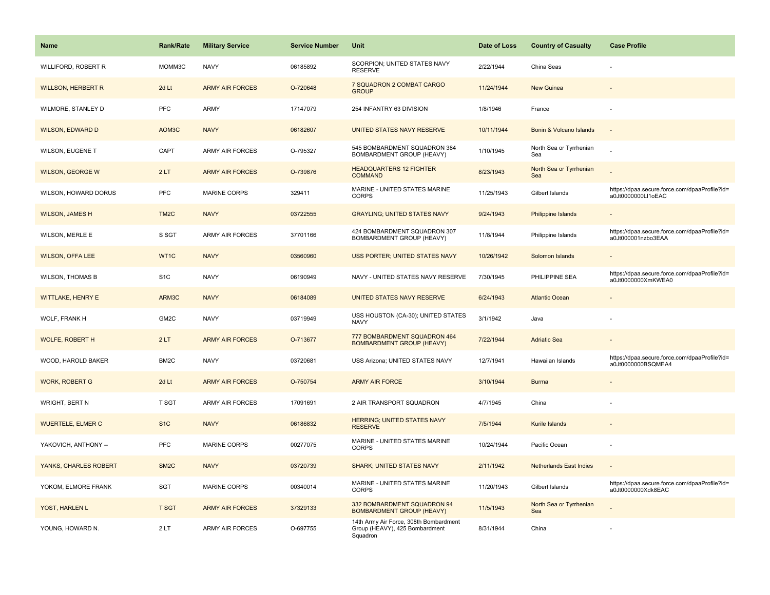| Name | Rank/Rate | Military Service | Service Number | Unit | Date of Loss | Country of Casualty | Case Profile |
| --- | --- | --- | --- | --- | --- | --- | --- |
| WILLIFORD, ROBERT R | MOMM3C | NAVY | 06185892 | SCORPION; UNITED STATES NAVY RESERVE | 2/22/1944 | China Seas | - |
| WILLSON, HERBERT R | 2d Lt | ARMY AIR FORCES | O-720648 | 7 SQUADRON 2 COMBAT CARGO GROUP | 11/24/1944 | New Guinea | - |
| WILMORE, STANLEY D | PFC | ARMY | 17147079 | 254 INFANTRY 63 DIVISION | 1/8/1946 | France | - |
| WILSON, EDWARD D | AOM3C | NAVY | 06182607 | UNITED STATES NAVY RESERVE | 10/11/1944 | Bonin & Volcano Islands | - |
| WILSON, EUGENE T | CAPT | ARMY AIR FORCES | O-795327 | 545 BOMBARDMENT SQUADRON 384 BOMBARDMENT GROUP (HEAVY) | 1/10/1945 | North Sea or Tyrrhenian Sea | - |
| WILSON, GEORGE W | 2 LT | ARMY AIR FORCES | O-739876 | HEADQUARTERS 12 FIGHTER COMMAND | 8/23/1943 | North Sea or Tyrrhenian Sea | - |
| WILSON, HOWARD DORUS | PFC | MARINE CORPS | 329411 | MARINE - UNITED STATES MARINE CORPS | 11/25/1943 | Gilbert Islands | https://dpaa.secure.force.com/dpaaProfile?id=a0Jt0000000LI1oEAC |
| WILSON, JAMES H | TM2C | NAVY | 03722555 | GRAYLING; UNITED STATES NAVY | 9/24/1943 | Philippine Islands | - |
| WILSON, MERLE E | S SGT | ARMY AIR FORCES | 37701166 | 424 BOMBARDMENT SQUADRON 307 BOMBARDMENT GROUP (HEAVY) | 11/8/1944 | Philippine Islands | https://dpaa.secure.force.com/dpaaProfile?id=a0Jt000001nzbo3EAA |
| WILSON, OFFA LEE | WT1C | NAVY | 03560960 | USS PORTER; UNITED STATES NAVY | 10/26/1942 | Solomon Islands | - |
| WILSON, THOMAS B | S1C | NAVY | 06190949 | NAVY - UNITED STATES NAVY RESERVE | 7/30/1945 | PHILIPPINE SEA | https://dpaa.secure.force.com/dpaaProfile?id=a0Jt0000000XmKWEA0 |
| WITTLAKE, HENRY E | ARM3C | NAVY | 06184089 | UNITED STATES NAVY RESERVE | 6/24/1943 | Atlantic Ocean | - |
| WOLF, FRANK H | GM2C | NAVY | 03719949 | USS HOUSTON (CA-30); UNITED STATES NAVY | 3/1/1942 | Java | - |
| WOLFE, ROBERT H | 2 LT | ARMY AIR FORCES | O-713677 | 777 BOMBARDMENT SQUADRON 464 BOMBARDMENT GROUP (HEAVY) | 7/22/1944 | Adriatic Sea | - |
| WOOD, HAROLD BAKER | BM2C | NAVY | 03720681 | USS Arizona; UNITED STATES NAVY | 12/7/1941 | Hawaiian Islands | https://dpaa.secure.force.com/dpaaProfile?id=a0Jt0000000BSQMEA4 |
| WORK, ROBERT G | 2d Lt | ARMY AIR FORCES | O-750754 | ARMY AIR FORCE | 3/10/1944 | Burma | - |
| WRIGHT, BERT N | T SGT | ARMY AIR FORCES | 17091691 | 2 AIR TRANSPORT SQUADRON | 4/7/1945 | China | - |
| WUERTELE, ELMER C | S1C | NAVY | 06186832 | HERRING; UNITED STATES NAVY RESERVE | 7/5/1944 | Kurile Islands | - |
| YAKOVICH, ANTHONY -- | PFC | MARINE CORPS | 00277075 | MARINE - UNITED STATES MARINE CORPS | 10/24/1944 | Pacific Ocean | - |
| YANKS, CHARLES ROBERT | SM2C | NAVY | 03720739 | SHARK; UNITED STATES NAVY | 2/11/1942 | Netherlands East Indies | - |
| YOKOM, ELMORE FRANK | SGT | MARINE CORPS | 00340014 | MARINE - UNITED STATES MARINE CORPS | 11/20/1943 | Gilbert Islands | https://dpaa.secure.force.com/dpaaProfile?id=a0Jt0000000Xdk8EAC |
| YOST, HARLEN L | T SGT | ARMY AIR FORCES | 37329133 | 332 BOMBARDMENT SQUADRON 94 BOMBARDMENT GROUP (HEAVY) | 11/5/1943 | North Sea or Tyrrhenian Sea | - |
| YOUNG, HOWARD N. | 2 LT | ARMY AIR FORCES | O-697755 | 14th Army Air Force, 308th Bombardment Group (HEAVY), 425 Bombardment Squadron | 8/31/1944 | China | - |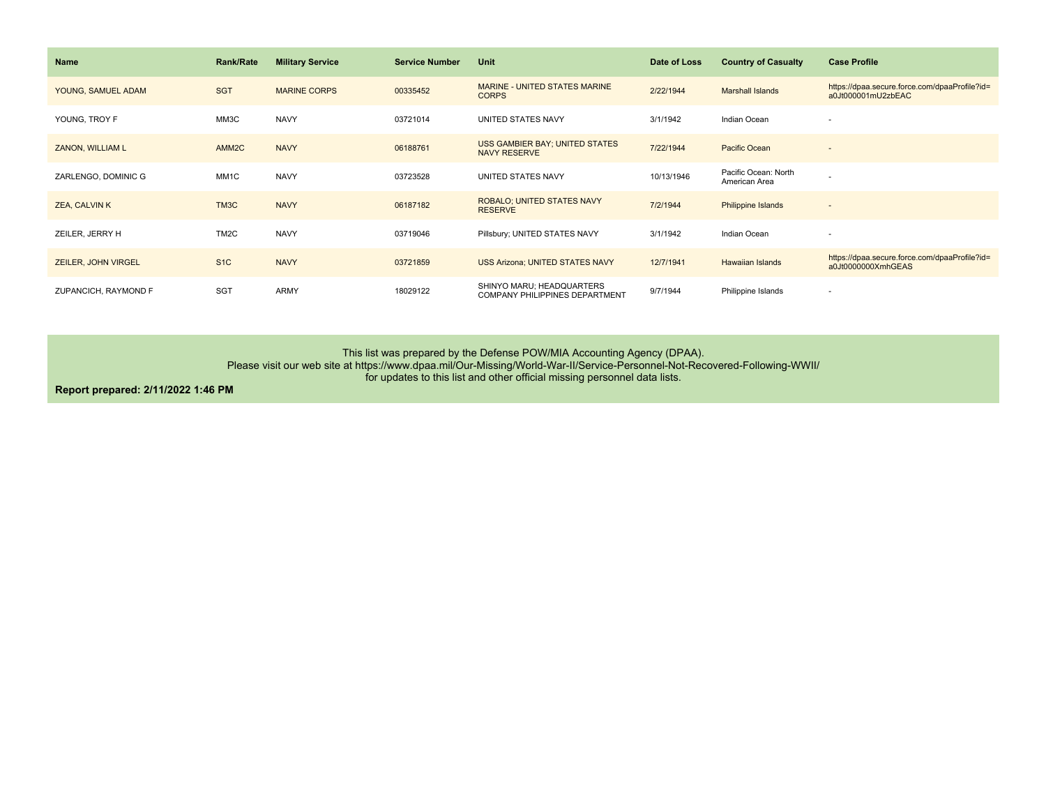| Name | Rank/Rate | Military Service | Service Number | Unit | Date of Loss | Country of Casualty | Case Profile |
| --- | --- | --- | --- | --- | --- | --- | --- |
| YOUNG, SAMUEL ADAM | SGT | MARINE CORPS | 00335452 | MARINE - UNITED STATES MARINE CORPS | 2/22/1944 | Marshall Islands | https://dpaa.secure.force.com/dpaaProfile?id=a0Jt000001mU2zbEAC |
| YOUNG, TROY F | MM3C | NAVY | 03721014 | UNITED STATES NAVY | 3/1/1942 | Indian Ocean | - |
| ZANON, WILLIAM L | AMM2C | NAVY | 06188761 | USS GAMBIER BAY; UNITED STATES NAVY RESERVE | 7/22/1944 | Pacific Ocean | - |
| ZARLENGO, DOMINIC G | MM1C | NAVY | 03723528 | UNITED STATES NAVY | 10/13/1946 | Pacific Ocean: North American Area | - |
| ZEA, CALVIN K | TM3C | NAVY | 06187182 | ROBALO; UNITED STATES NAVY RESERVE | 7/2/1944 | Philippine Islands | - |
| ZEILER, JERRY H | TM2C | NAVY | 03719046 | Pillsbury; UNITED STATES NAVY | 3/1/1942 | Indian Ocean | - |
| ZEILER, JOHN VIRGEL | S1C | NAVY | 03721859 | USS Arizona; UNITED STATES NAVY | 12/7/1941 | Hawaiian Islands | https://dpaa.secure.force.com/dpaaProfile?id=a0Jt0000000XmhGEAS |
| ZUPANCICH, RAYMOND F | SGT | ARMY | 18029122 | SHINYO MARU; HEADQUARTERS COMPANY PHILIPPINES DEPARTMENT | 9/7/1944 | Philippine Islands | - |

This list was prepared by the Defense POW/MIA Accounting Agency (DPAA).
Please visit our web site at https://www.dpaa.mil/Our-Missing/World-War-II/Service-Personnel-Not-Recovered-Following-WWII/
for updates to this list and other official missing personnel data lists.

**Report prepared: 2/11/2022 1:46 PM**